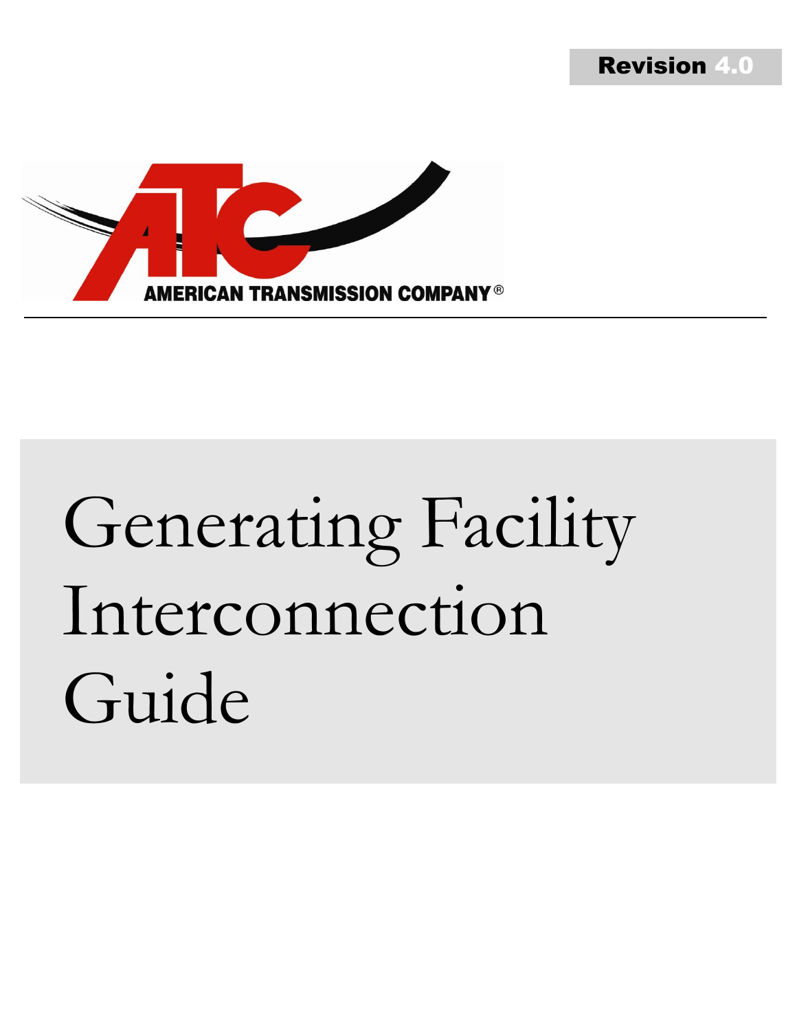**Revision 4.0**

AMERICAN TRANSMISSION COMPANY®

# Generating Facility Interconnection Guide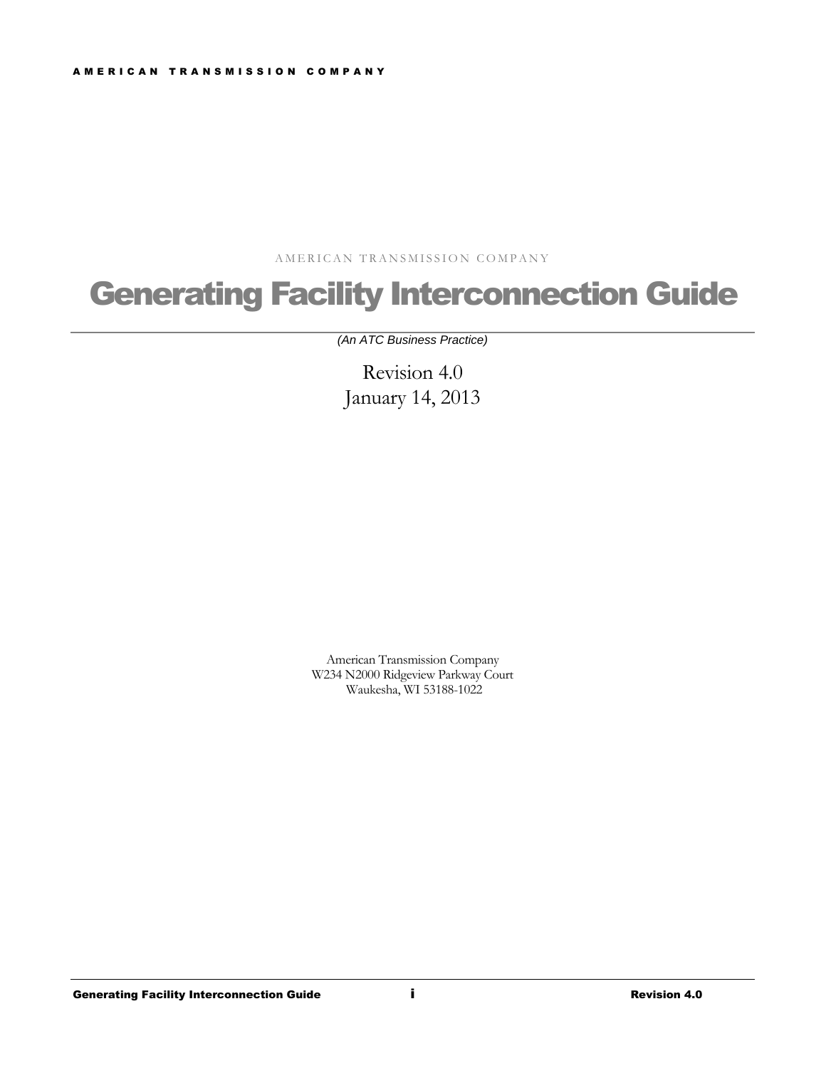AMERICAN TRANSMISSION COMPANY

# Generating Facility Interconnection Guide

*(An ATC Business Practice)*

Revision 4.0
January 14, 2013

American Transmission Company
W234 N2000 Ridgeview Parkway Court
Waukesha, WI 53188-1022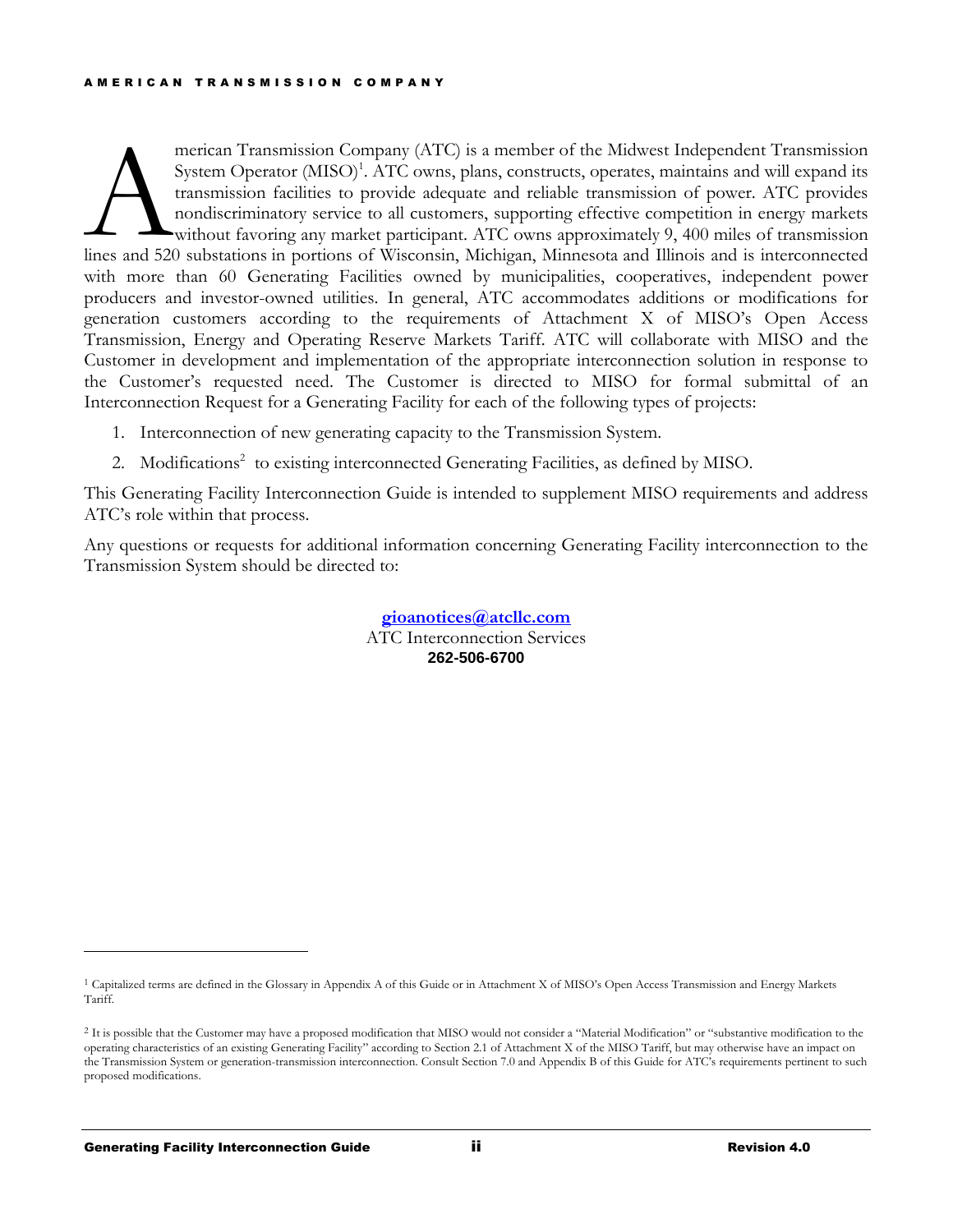American Transmission Company (ATC) is a member of the Midwest Independent Transmission System Operator (MISO)[1]. ATC owns, plans, constructs, operates, maintains and will expand its transmission facilities to provide adequate and reliable transmission of power. ATC provides nondiscriminatory service to all customers, supporting effective competition in energy markets without favoring any market participant. ATC owns approximately 9, 400 miles of transmission lines and 520 substations in portions of Wisconsin, Michigan, Minnesota and Illinois and is interconnected with more than 60 Generating Facilities owned by municipalities, cooperatives, independent power producers and investor-owned utilities. In general, ATC accommodates additions or modifications for generation customers according to the requirements of Attachment X of MISO's Open Access Transmission, Energy and Operating Reserve Markets Tariff. ATC will collaborate with MISO and the Customer in development and implementation of the appropriate interconnection solution in response to the Customer's requested need. The Customer is directed to MISO for formal submittal of an Interconnection Request for a Generating Facility for each of the following types of projects:

1. Interconnection of new generating capacity to the Transmission System.
2. Modifications[2] to existing interconnected Generating Facilities, as defined by MISO.

This Generating Facility Interconnection Guide is intended to supplement MISO requirements and address ATC's role within that process.

Any questions or requests for additional information concerning Generating Facility interconnection to the Transmission System should be directed to:

**gioanotices@atcllc.com**
ATC Interconnection Services
**262-506-6700**

---

[1] Capitalized terms are defined in the Glossary in Appendix A of this Guide or in Attachment X of MISO's Open Access Transmission and Energy Markets Tariff.

[2] It is possible that the Customer may have a proposed modification that MISO would not consider a "Material Modification" or "substantive modification to the operating characteristics of an existing Generating Facility" according to Section 2.1 of Attachment X of the MISO Tariff, but may otherwise have an impact on the Transmission System or generation-transmission interconnection. Consult Section 7.0 and Appendix B of this Guide for ATC's requirements pertinent to such proposed modifications.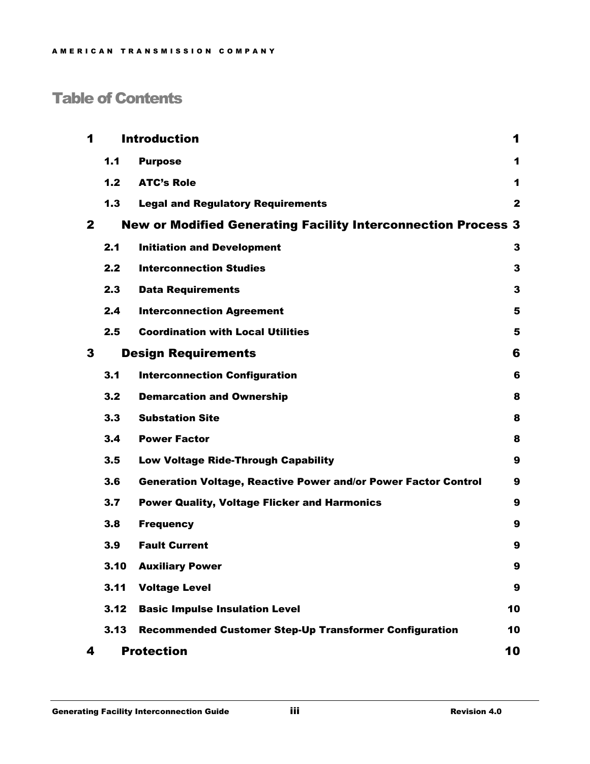# Table of Contents

| | | |
|---|---|---|
| **1** | **Introduction** | **1** |
| 1.1 | Purpose | 1 |
| 1.2 | ATC's Role | 1 |
| 1.3 | Legal and Regulatory Requirements | 2 |
| **2** | **New or Modified Generating Facility Interconnection Process** | **3** |
| 2.1 | Initiation and Development | 3 |
| 2.2 | Interconnection Studies | 3 |
| 2.3 | Data Requirements | 3 |
| 2.4 | Interconnection Agreement | 5 |
| 2.5 | Coordination with Local Utilities | 5 |
| **3** | **Design Requirements** | **6** |
| 3.1 | Interconnection Configuration | 6 |
| 3.2 | Demarcation and Ownership | 8 |
| 3.3 | Substation Site | 8 |
| 3.4 | Power Factor | 8 |
| 3.5 | Low Voltage Ride-Through Capability | 9 |
| 3.6 | Generation Voltage, Reactive Power and/or Power Factor Control | 9 |
| 3.7 | Power Quality, Voltage Flicker and Harmonics | 9 |
| 3.8 | Frequency | 9 |
| 3.9 | Fault Current | 9 |
| 3.10 | Auxiliary Power | 9 |
| 3.11 | Voltage Level | 9 |
| 3.12 | Basic Impulse Insulation Level | 10 |
| 3.13 | Recommended Customer Step-Up Transformer Configuration | 10 |
| **4** | **Protection** | **10** |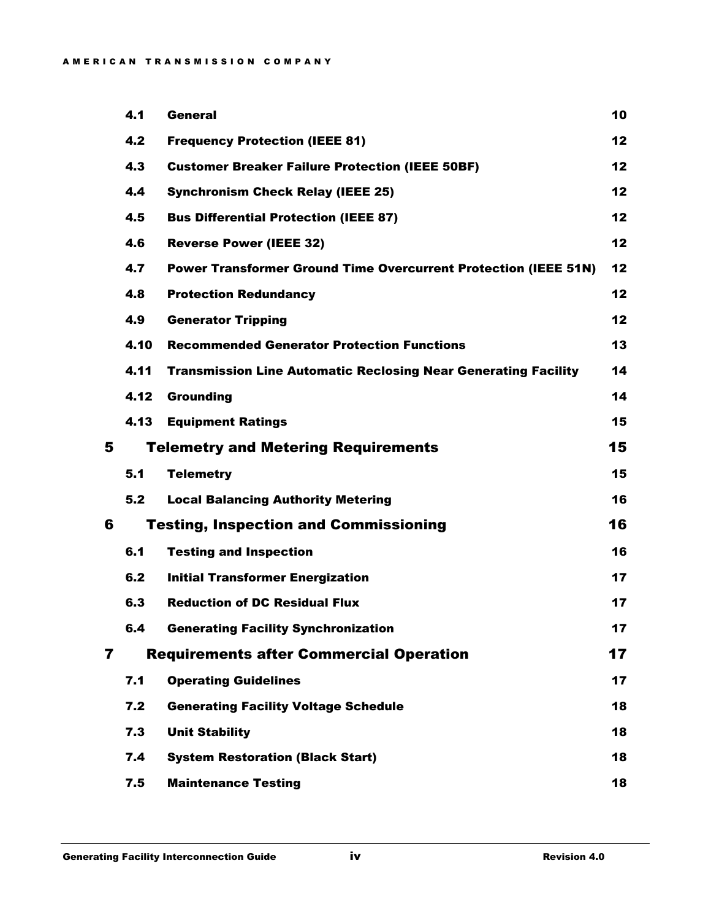| | | |
|---|---|---|
| 4.1 | **General** | 10 |
| 4.2 | **Frequency Protection (IEEE 81)** | 12 |
| 4.3 | **Customer Breaker Failure Protection (IEEE 50BF)** | 12 |
| 4.4 | **Synchronism Check Relay (IEEE 25)** | 12 |
| 4.5 | **Bus Differential Protection (IEEE 87)** | 12 |
| 4.6 | **Reverse Power (IEEE 32)** | 12 |
| 4.7 | **Power Transformer Ground Time Overcurrent Protection (IEEE 51N)** | 12 |
| 4.8 | **Protection Redundancy** | 12 |
| 4.9 | **Generator Tripping** | 12 |
| 4.10 | **Recommended Generator Protection Functions** | 13 |
| 4.11 | **Transmission Line Automatic Reclosing Near Generating Facility** | 14 |
| 4.12 | **Grounding** | 14 |
| 4.13 | **Equipment Ratings** | 15 |
| **5** | **Telemetry and Metering Requirements** | **15** |
| 5.1 | **Telemetry** | 15 |
| 5.2 | **Local Balancing Authority Metering** | 16 |
| **6** | **Testing, Inspection and Commissioning** | **16** |
| 6.1 | **Testing and Inspection** | 16 |
| 6.2 | **Initial Transformer Energization** | 17 |
| 6.3 | **Reduction of DC Residual Flux** | 17 |
| 6.4 | **Generating Facility Synchronization** | 17 |
| **7** | **Requirements after Commercial Operation** | **17** |
| 7.1 | **Operating Guidelines** | 17 |
| 7.2 | **Generating Facility Voltage Schedule** | 18 |
| 7.3 | **Unit Stability** | 18 |
| 7.4 | **System Restoration (Black Start)** | 18 |
| 7.5 | **Maintenance Testing** | 18 |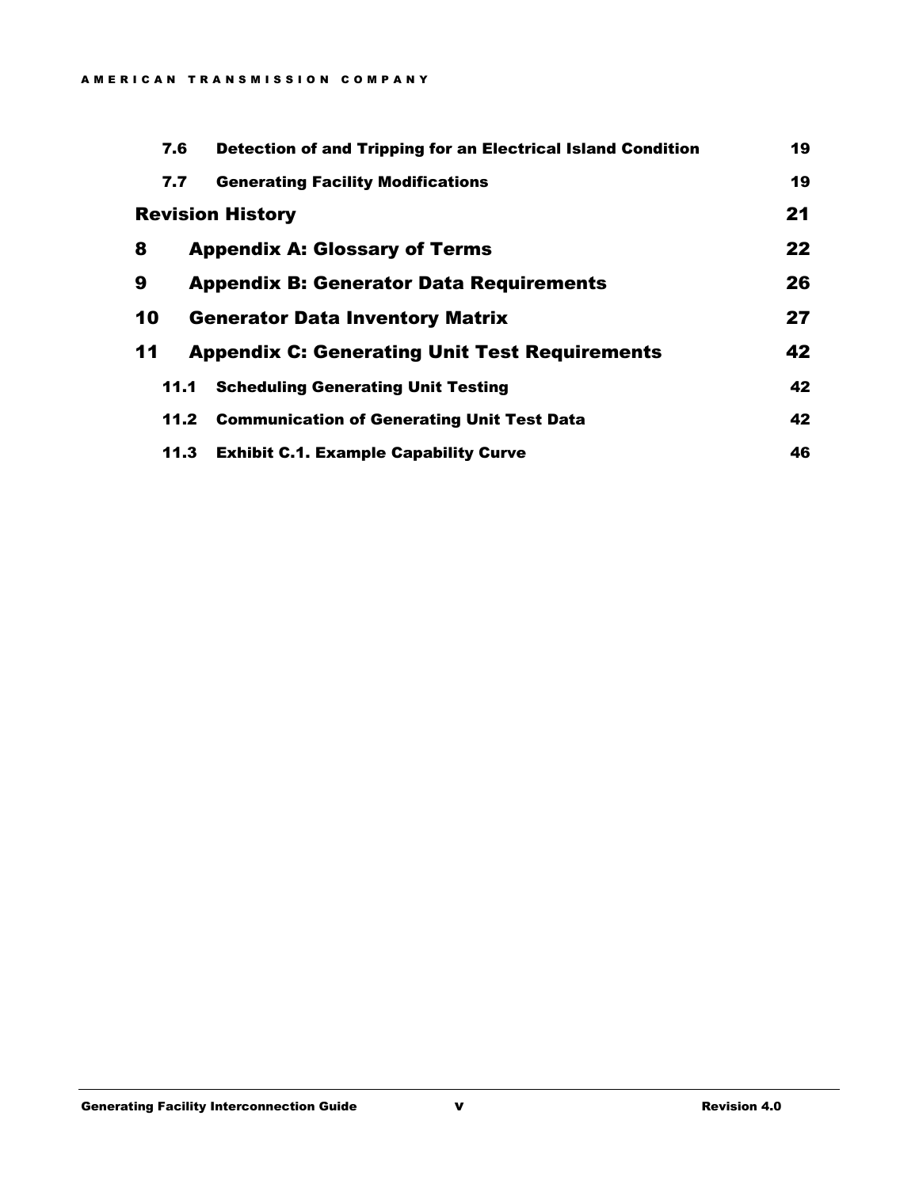| | | |
|---|---|---|
| 7.6 | Detection of and Tripping for an Electrical Island Condition | 19 |
| 7.7 | Generating Facility Modifications | 19 |
| **Revision History** | | **21** |
| **8** | **Appendix A: Glossary of Terms** | **22** |
| **9** | **Appendix B: Generator Data Requirements** | **26** |
| **10** | **Generator Data Inventory Matrix** | **27** |
| **11** | **Appendix C: Generating Unit Test Requirements** | **42** |
| 11.1 | Scheduling Generating Unit Testing | 42 |
| 11.2 | Communication of Generating Unit Test Data | 42 |
| 11.3 | Exhibit C.1. Example Capability Curve | 46 |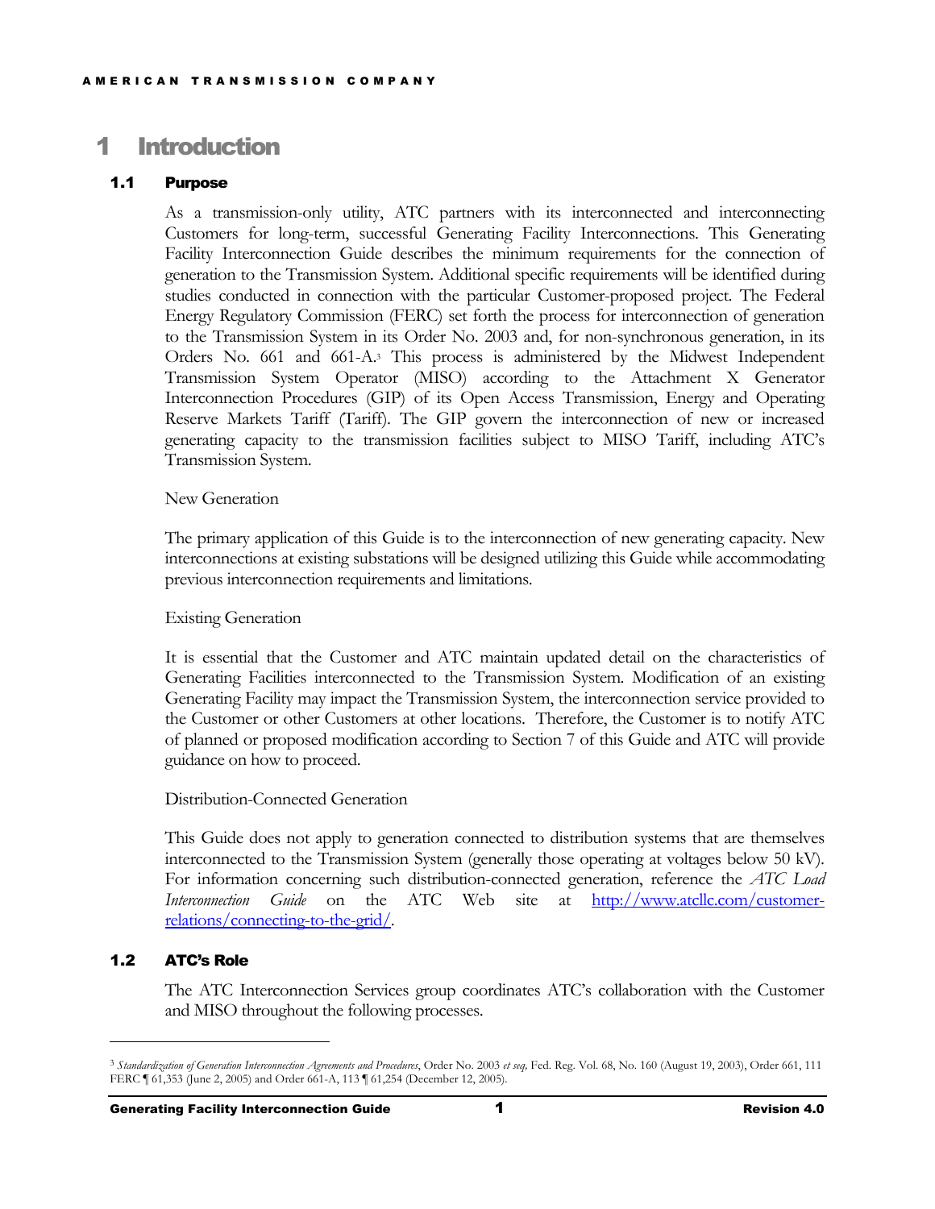# 1 Introduction

## 1.1 Purpose

As a transmission-only utility, ATC partners with its interconnected and interconnecting Customers for long-term, successful Generating Facility Interconnections. This Generating Facility Interconnection Guide describes the minimum requirements for the connection of generation to the Transmission System. Additional specific requirements will be identified during studies conducted in connection with the particular Customer-proposed project. The Federal Energy Regulatory Commission (FERC) set forth the process for interconnection of generation to the Transmission System in its Order No. 2003 and, for non-synchronous generation, in its Orders No. 661 and 661-A.[3] This process is administered by the Midwest Independent Transmission System Operator (MISO) according to the Attachment X Generator Interconnection Procedures (GIP) of its Open Access Transmission, Energy and Operating Reserve Markets Tariff (Tariff). The GIP govern the interconnection of new or increased generating capacity to the transmission facilities subject to MISO Tariff, including ATC's Transmission System.

New Generation

The primary application of this Guide is to the interconnection of new generating capacity. New interconnections at existing substations will be designed utilizing this Guide while accommodating previous interconnection requirements and limitations.

Existing Generation

It is essential that the Customer and ATC maintain updated detail on the characteristics of Generating Facilities interconnected to the Transmission System. Modification of an existing Generating Facility may impact the Transmission System, the interconnection service provided to the Customer or other Customers at other locations. Therefore, the Customer is to notify ATC of planned or proposed modification according to Section 7 of this Guide and ATC will provide guidance on how to proceed.

Distribution-Connected Generation

This Guide does not apply to generation connected to distribution systems that are themselves interconnected to the Transmission System (generally those operating at voltages below 50 kV). For information concerning such distribution-connected generation, reference the *ATC Load Interconnection Guide* on the ATC Web site at [http://www.atcllc.com/customer-relations/connecting-to-the-grid/](http://www.atcllc.com/customer-relations/connecting-to-the-grid/).

## 1.2 ATC's Role

The ATC Interconnection Services group coordinates ATC's collaboration with the Customer and MISO throughout the following processes.

---

[3] *Standardization of Generation Interconnection Agreements and Procedures*, Order No. 2003 *et seq*, Fed. Reg. Vol. 68, No. 160 (August 19, 2003), Order 661, 111 FERC ¶ 61,353 (June 2, 2005) and Order 661-A, 113 ¶ 61,254 (December 12, 2005).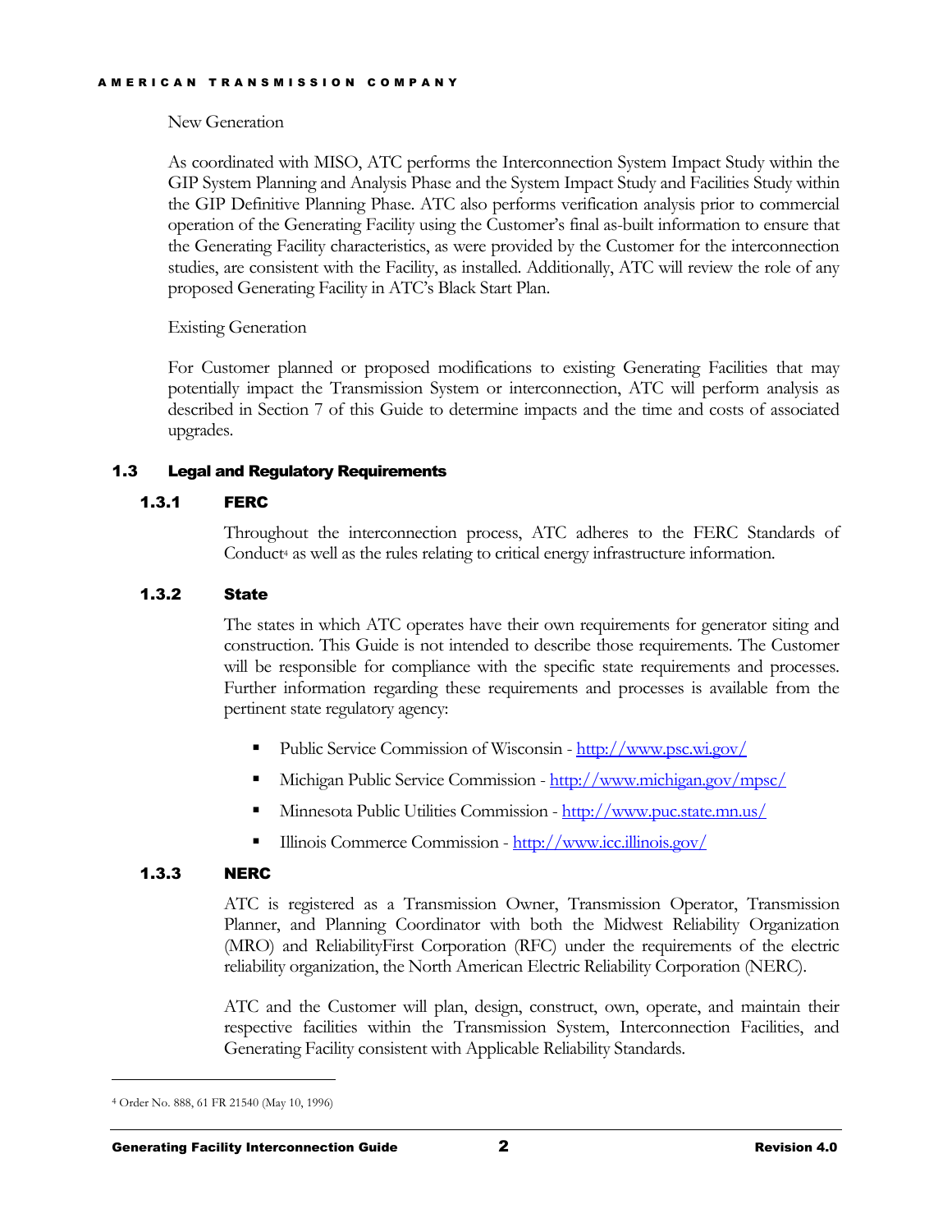New Generation

As coordinated with MISO, ATC performs the Interconnection System Impact Study within the GIP System Planning and Analysis Phase and the System Impact Study and Facilities Study within the GIP Definitive Planning Phase. ATC also performs verification analysis prior to commercial operation of the Generating Facility using the Customer's final as-built information to ensure that the Generating Facility characteristics, as were provided by the Customer for the interconnection studies, are consistent with the Facility, as installed. Additionally, ATC will review the role of any proposed Generating Facility in ATC's Black Start Plan.

Existing Generation

For Customer planned or proposed modifications to existing Generating Facilities that may potentially impact the Transmission System or interconnection, ATC will perform analysis as described in Section 7 of this Guide to determine impacts and the time and costs of associated upgrades.

## 1.3 Legal and Regulatory Requirements

### 1.3.1 FERC

Throughout the interconnection process, ATC adheres to the FERC Standards of Conduct[4] as well as the rules relating to critical energy infrastructure information.

### 1.3.2 State

The states in which ATC operates have their own requirements for generator siting and construction. This Guide is not intended to describe those requirements. The Customer will be responsible for compliance with the specific state requirements and processes. Further information regarding these requirements and processes is available from the pertinent state regulatory agency:

- Public Service Commission of Wisconsin - http://www.psc.wi.gov/
- Michigan Public Service Commission - http://www.michigan.gov/mpsc/
- Minnesota Public Utilities Commission - http://www.puc.state.mn.us/
- Illinois Commerce Commission - http://www.icc.illinois.gov/

### 1.3.3 NERC

ATC is registered as a Transmission Owner, Transmission Operator, Transmission Planner, and Planning Coordinator with both the Midwest Reliability Organization (MRO) and ReliabilityFirst Corporation (RFC) under the requirements of the electric reliability organization, the North American Electric Reliability Corporation (NERC).

ATC and the Customer will plan, design, construct, own, operate, and maintain their respective facilities within the Transmission System, Interconnection Facilities, and Generating Facility consistent with Applicable Reliability Standards.

---

[4] Order No. 888, 61 FR 21540 (May 10, 1996)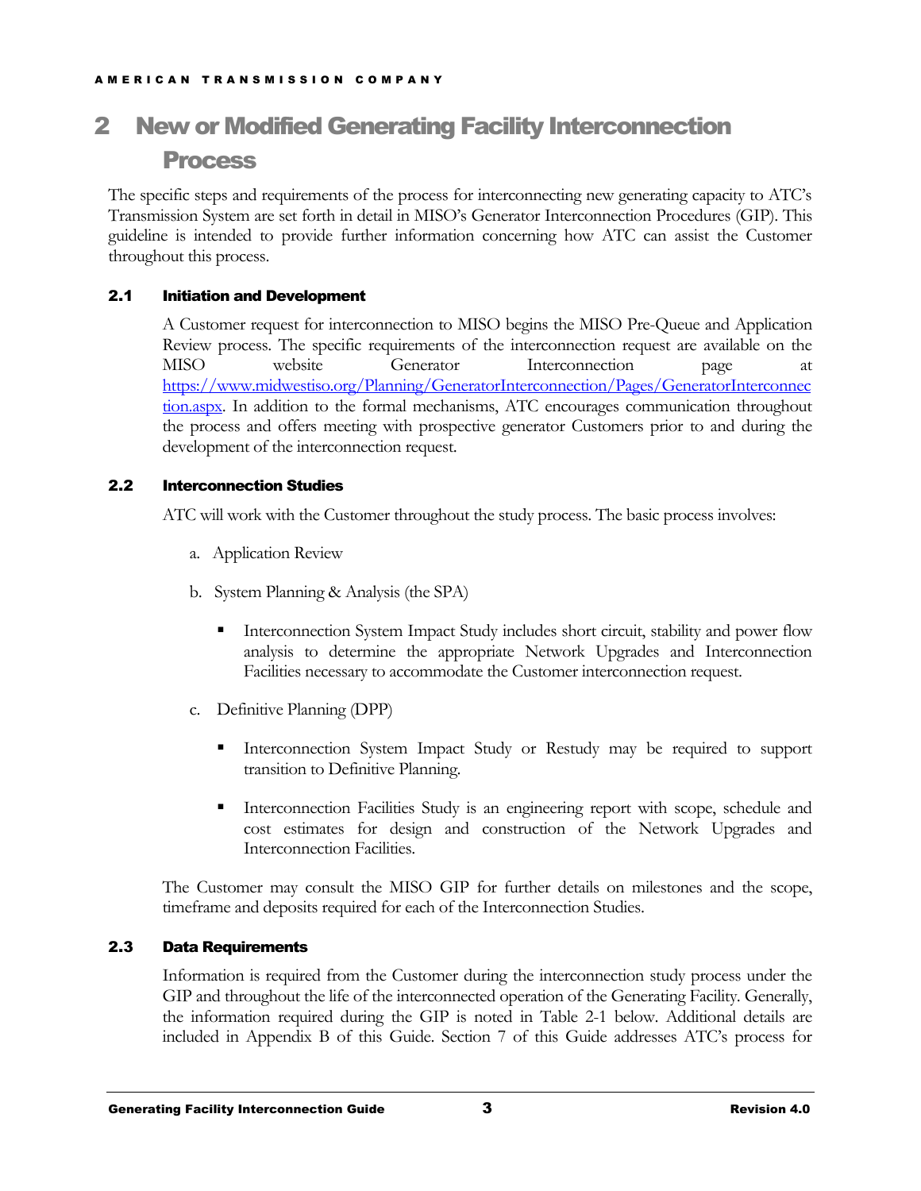# 2 New or Modified Generating Facility Interconnection Process

The specific steps and requirements of the process for interconnecting new generating capacity to ATC's Transmission System are set forth in detail in MISO's Generator Interconnection Procedures (GIP). This guideline is intended to provide further information concerning how ATC can assist the Customer throughout this process.

## 2.1 Initiation and Development

A Customer request for interconnection to MISO begins the MISO Pre-Queue and Application Review process. The specific requirements of the interconnection request are available on the MISO website Generator Interconnection page at https://www.midwestiso.org/Planning/GeneratorInterconnection/Pages/GeneratorInterconnection.aspx. In addition to the formal mechanisms, ATC encourages communication throughout the process and offers meeting with prospective generator Customers prior to and during the development of the interconnection request.

## 2.2 Interconnection Studies

ATC will work with the Customer throughout the study process. The basic process involves:

a. Application Review

b. System Planning & Analysis (the SPA)

- Interconnection System Impact Study includes short circuit, stability and power flow analysis to determine the appropriate Network Upgrades and Interconnection Facilities necessary to accommodate the Customer interconnection request.

c. Definitive Planning (DPP)

- Interconnection System Impact Study or Restudy may be required to support transition to Definitive Planning.
- Interconnection Facilities Study is an engineering report with scope, schedule and cost estimates for design and construction of the Network Upgrades and Interconnection Facilities.

The Customer may consult the MISO GIP for further details on milestones and the scope, timeframe and deposits required for each of the Interconnection Studies.

## 2.3 Data Requirements

Information is required from the Customer during the interconnection study process under the GIP and throughout the life of the interconnected operation of the Generating Facility. Generally, the information required during the GIP is noted in Table 2-1 below. Additional details are included in Appendix B of this Guide. Section 7 of this Guide addresses ATC's process for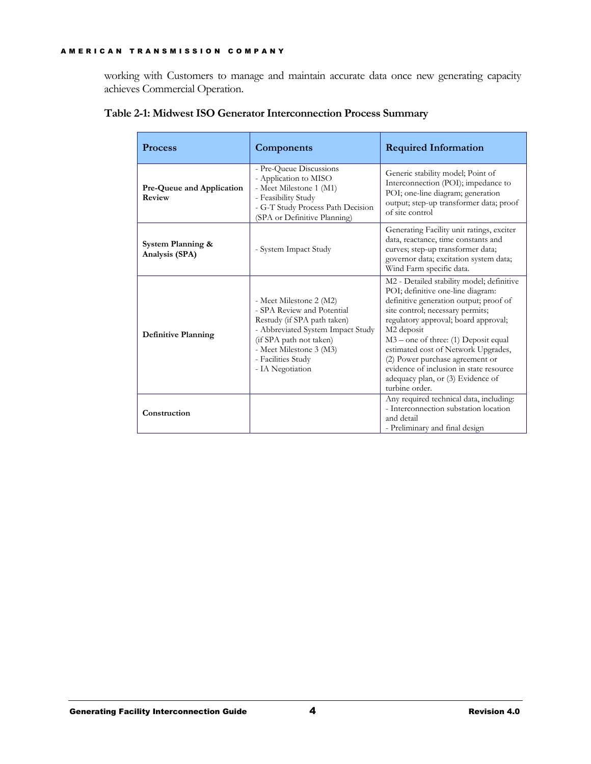working with Customers to manage and maintain accurate data once new generating capacity achieves Commercial Operation.

**Table 2-1: Midwest ISO Generator Interconnection Process Summary**

| Process | Components | Required Information |
|---|---|---|
| **Pre-Queue and Application Review** | - Pre-Queue Discussions<br>- Application to MISO<br>- Meet Milestone 1 (M1)<br>- Feasibility Study<br>- G-T Study Process Path Decision (SPA or Definitive Planning) | Generic stability model; Point of Interconnection (POI); impedance to POI; one-line diagram; generation output; step-up transformer data; proof of site control |
| **System Planning & Analysis (SPA)** | - System Impact Study | Generating Facility unit ratings, exciter data, reactance, time constants and curves; step-up transformer data; governor data; excitation system data; Wind Farm specific data. |
| **Definitive Planning** | - Meet Milestone 2 (M2)<br>- SPA Review and Potential Restudy (if SPA path taken)<br>- Abbreviated System Impact Study (if SPA path not taken)<br>- Meet Milestone 3 (M3)<br>- Facilities Study<br>- IA Negotiation | M2 - Detailed stability model; definitive POI; definitive one-line diagram: definitive generation output; proof of site control; necessary permits; regulatory approval; board approval; M2 deposit<br>M3 – one of three: (1) Deposit equal estimated cost of Network Upgrades, (2) Power purchase agreement or evidence of inclusion in state resource adequacy plan, or (3) Evidence of turbine order. |
| **Construction** | | Any required technical data, including:<br>- Interconnection substation location and detail<br>- Preliminary and final design |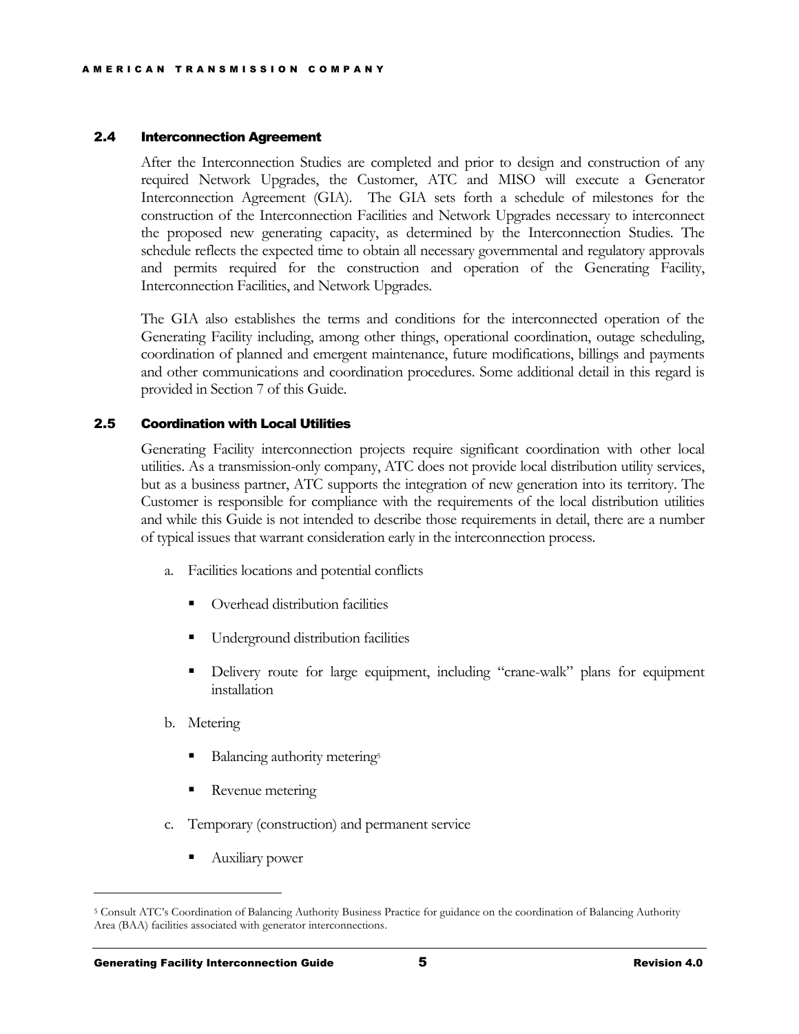### 2.4 Interconnection Agreement

After the Interconnection Studies are completed and prior to design and construction of any required Network Upgrades, the Customer, ATC and MISO will execute a Generator Interconnection Agreement (GIA). The GIA sets forth a schedule of milestones for the construction of the Interconnection Facilities and Network Upgrades necessary to interconnect the proposed new generating capacity, as determined by the Interconnection Studies. The schedule reflects the expected time to obtain all necessary governmental and regulatory approvals and permits required for the construction and operation of the Generating Facility, Interconnection Facilities, and Network Upgrades.

The GIA also establishes the terms and conditions for the interconnected operation of the Generating Facility including, among other things, operational coordination, outage scheduling, coordination of planned and emergent maintenance, future modifications, billings and payments and other communications and coordination procedures. Some additional detail in this regard is provided in Section 7 of this Guide.

### 2.5 Coordination with Local Utilities

Generating Facility interconnection projects require significant coordination with other local utilities. As a transmission-only company, ATC does not provide local distribution utility services, but as a business partner, ATC supports the integration of new generation into its territory. The Customer is responsible for compliance with the requirements of the local distribution utilities and while this Guide is not intended to describe those requirements in detail, there are a number of typical issues that warrant consideration early in the interconnection process.

a. Facilities locations and potential conflicts
   - Overhead distribution facilities
   - Underground distribution facilities
   - Delivery route for large equipment, including "crane-walk" plans for equipment installation

b. Metering
   - Balancing authority metering[5]
   - Revenue metering

c. Temporary (construction) and permanent service
   - Auxiliary power

---

[5] Consult ATC's Coordination of Balancing Authority Business Practice for guidance on the coordination of Balancing Authority Area (BAA) facilities associated with generator interconnections.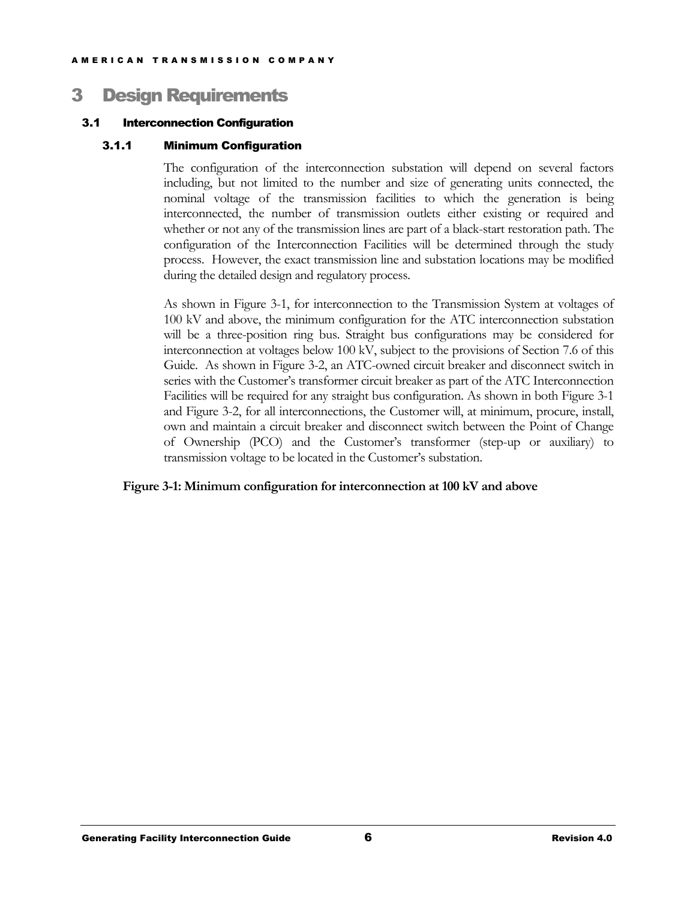# 3 Design Requirements

## 3.1 Interconnection Configuration

### 3.1.1 Minimum Configuration

The configuration of the interconnection substation will depend on several factors including, but not limited to the number and size of generating units connected, the nominal voltage of the transmission facilities to which the generation is being interconnected, the number of transmission outlets either existing or required and whether or not any of the transmission lines are part of a black-start restoration path. The configuration of the Interconnection Facilities will be determined through the study process. However, the exact transmission line and substation locations may be modified during the detailed design and regulatory process.

As shown in Figure 3-1, for interconnection to the Transmission System at voltages of 100 kV and above, the minimum configuration for the ATC interconnection substation will be a three-position ring bus. Straight bus configurations may be considered for interconnection at voltages below 100 kV, subject to the provisions of Section 7.6 of this Guide. As shown in Figure 3-2, an ATC-owned circuit breaker and disconnect switch in series with the Customer's transformer circuit breaker as part of the ATC Interconnection Facilities will be required for any straight bus configuration. As shown in both Figure 3-1 and Figure 3-2, for all interconnections, the Customer will, at minimum, procure, install, own and maintain a circuit breaker and disconnect switch between the Point of Change of Ownership (PCO) and the Customer's transformer (step-up or auxiliary) to transmission voltage to be located in the Customer's substation.

**Figure 3-1: Minimum configuration for interconnection at 100 kV and above**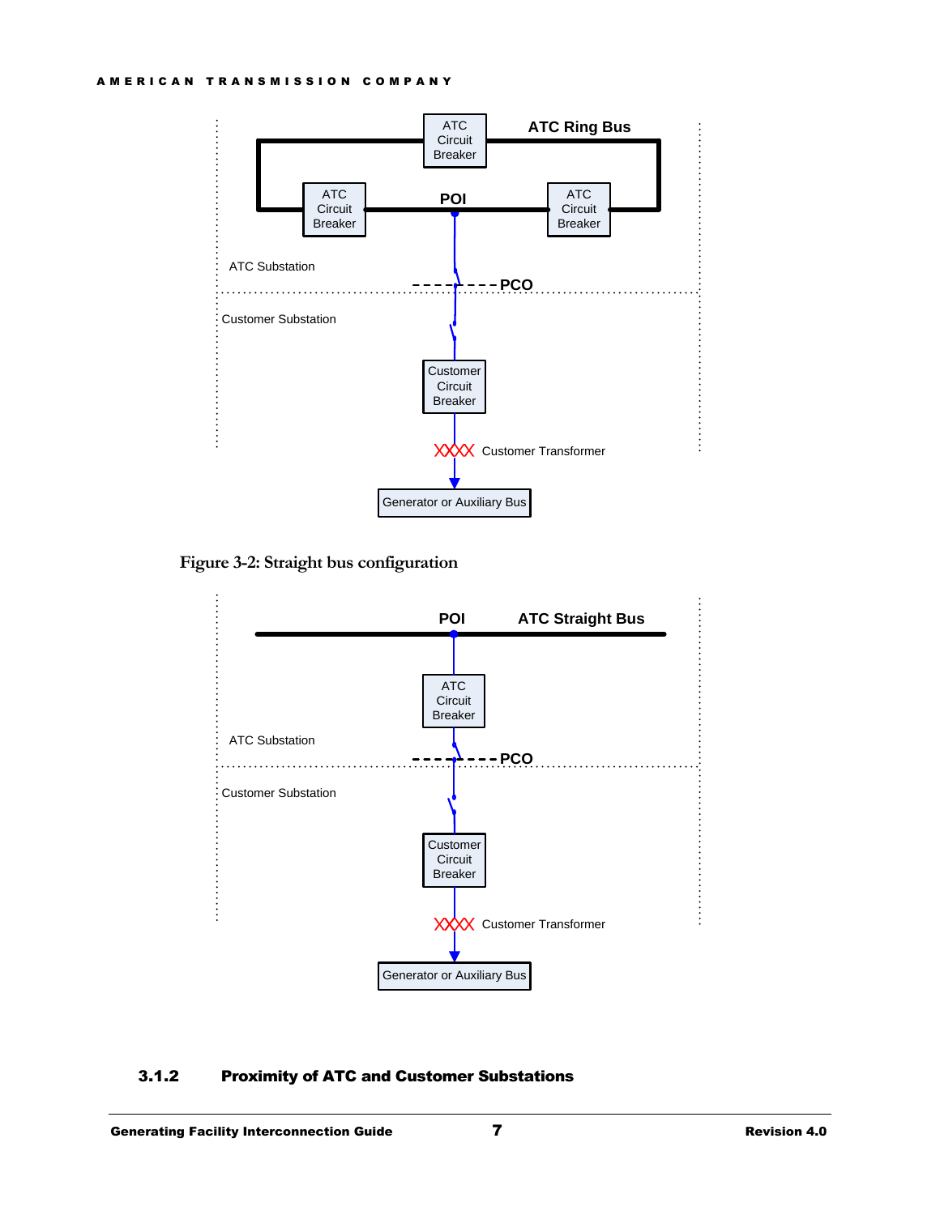ATC Circuit Breaker

ATC Ring Bus

ATC Circuit Breaker

POI

ATC Circuit Breaker

ATC Substation

PCO

Customer Substation

Customer Circuit Breaker

Customer Transformer

Generator or Auxiliary Bus

Figure 3-2: Straight bus configuration

POI

ATC Straight Bus

ATC Circuit Breaker

ATC Substation

PCO

Customer Substation

Customer Circuit Breaker

Customer Transformer

Generator or Auxiliary Bus

### 3.1.2 Proximity of ATC and Customer Substations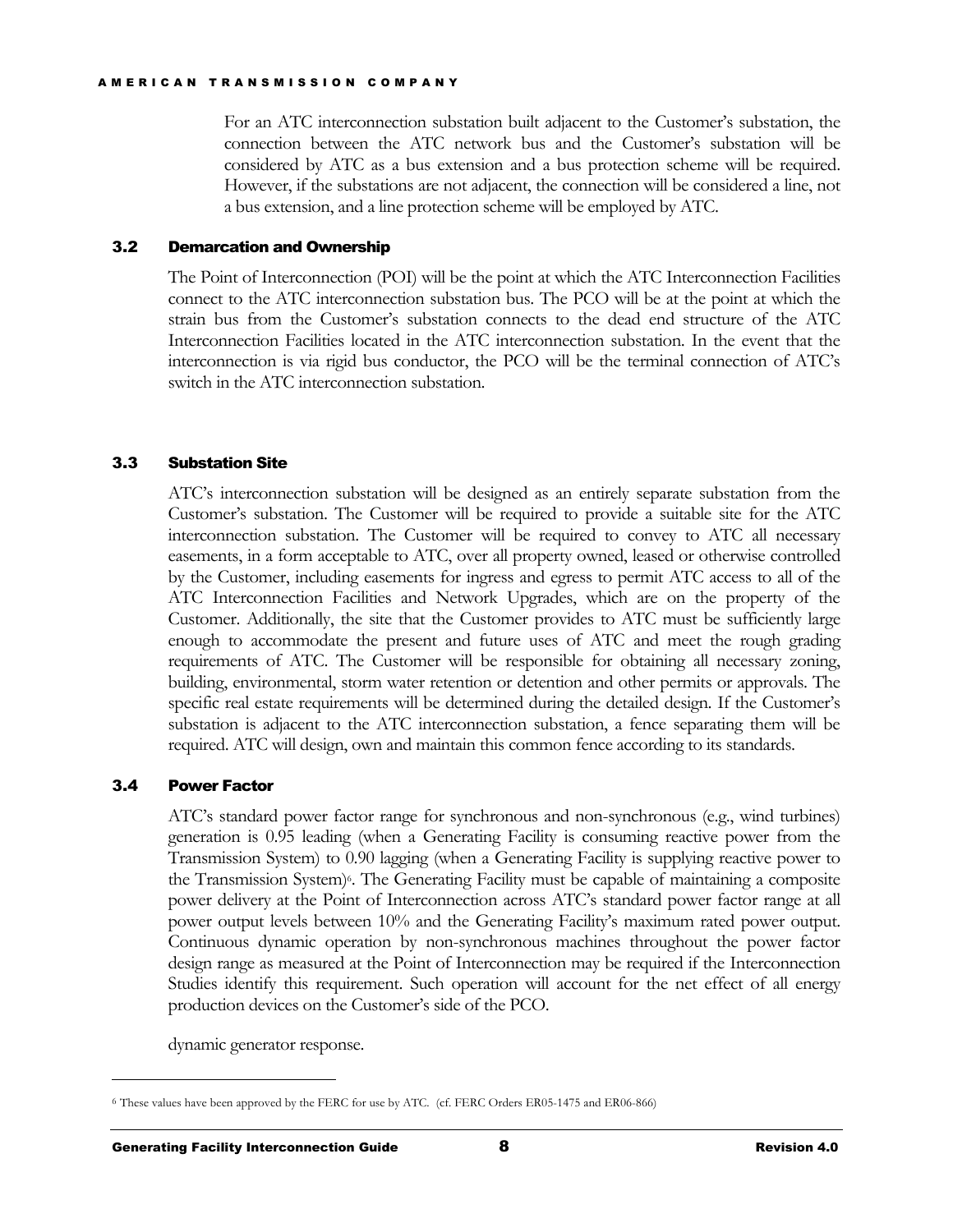For an ATC interconnection substation built adjacent to the Customer's substation, the connection between the ATC network bus and the Customer's substation will be considered by ATC as a bus extension and a bus protection scheme will be required. However, if the substations are not adjacent, the connection will be considered a line, not a bus extension, and a line protection scheme will be employed by ATC.

### 3.2 Demarcation and Ownership

The Point of Interconnection (POI) will be the point at which the ATC Interconnection Facilities connect to the ATC interconnection substation bus. The PCO will be at the point at which the strain bus from the Customer's substation connects to the dead end structure of the ATC Interconnection Facilities located in the ATC interconnection substation. In the event that the interconnection is via rigid bus conductor, the PCO will be the terminal connection of ATC's switch in the ATC interconnection substation.

### 3.3 Substation Site

ATC's interconnection substation will be designed as an entirely separate substation from the Customer's substation. The Customer will be required to provide a suitable site for the ATC interconnection substation. The Customer will be required to convey to ATC all necessary easements, in a form acceptable to ATC, over all property owned, leased or otherwise controlled by the Customer, including easements for ingress and egress to permit ATC access to all of the ATC Interconnection Facilities and Network Upgrades, which are on the property of the Customer. Additionally, the site that the Customer provides to ATC must be sufficiently large enough to accommodate the present and future uses of ATC and meet the rough grading requirements of ATC. The Customer will be responsible for obtaining all necessary zoning, building, environmental, storm water retention or detention and other permits or approvals. The specific real estate requirements will be determined during the detailed design. If the Customer's substation is adjacent to the ATC interconnection substation, a fence separating them will be required. ATC will design, own and maintain this common fence according to its standards.

### 3.4 Power Factor

ATC's standard power factor range for synchronous and non-synchronous (e.g., wind turbines) generation is 0.95 leading (when a Generating Facility is consuming reactive power from the Transmission System) to 0.90 lagging (when a Generating Facility is supplying reactive power to the Transmission System)[6]. The Generating Facility must be capable of maintaining a composite power delivery at the Point of Interconnection across ATC's standard power factor range at all power output levels between 10% and the Generating Facility's maximum rated power output. Continuous dynamic operation by non-synchronous machines throughout the power factor design range as measured at the Point of Interconnection may be required if the Interconnection Studies identify this requirement. Such operation will account for the net effect of all energy production devices on the Customer's side of the PCO.

dynamic generator response.

---

[6] These values have been approved by the FERC for use by ATC. (cf. FERC Orders ER05-1475 and ER06-866)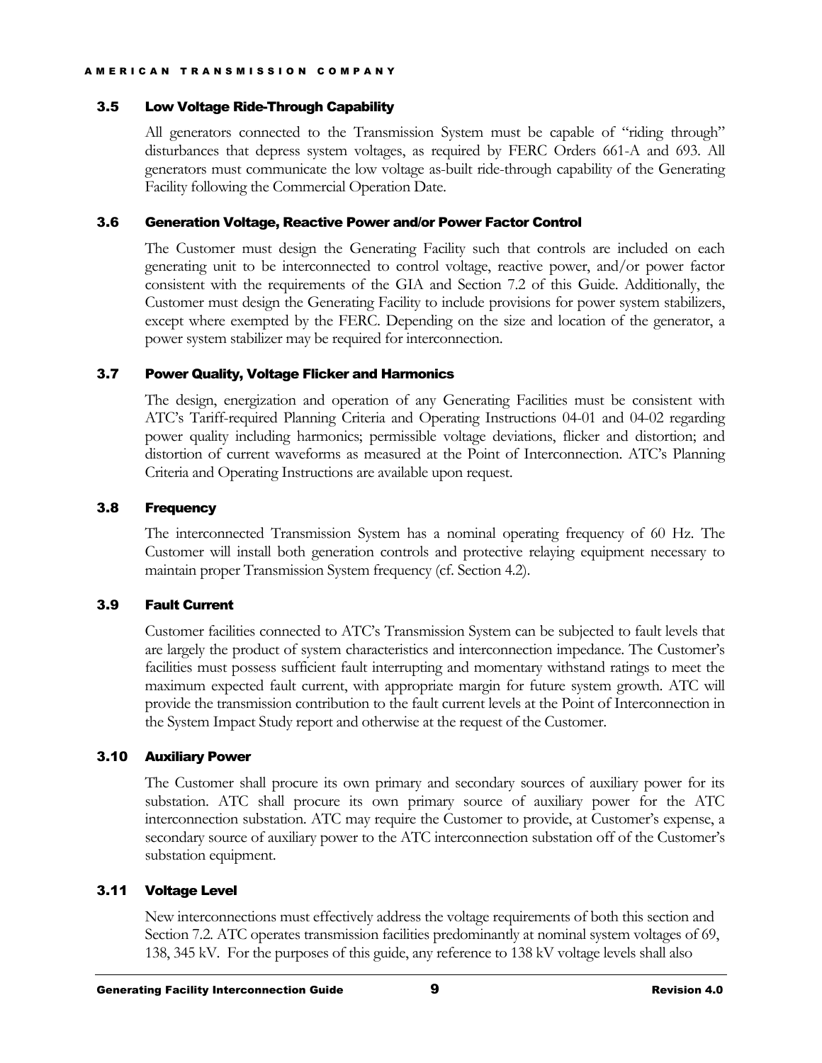### 3.5 Low Voltage Ride-Through Capability

All generators connected to the Transmission System must be capable of "riding through" disturbances that depress system voltages, as required by FERC Orders 661-A and 693. All generators must communicate the low voltage as-built ride-through capability of the Generating Facility following the Commercial Operation Date.

### 3.6 Generation Voltage, Reactive Power and/or Power Factor Control

The Customer must design the Generating Facility such that controls are included on each generating unit to be interconnected to control voltage, reactive power, and/or power factor consistent with the requirements of the GIA and Section 7.2 of this Guide. Additionally, the Customer must design the Generating Facility to include provisions for power system stabilizers, except where exempted by the FERC. Depending on the size and location of the generator, a power system stabilizer may be required for interconnection.

### 3.7 Power Quality, Voltage Flicker and Harmonics

The design, energization and operation of any Generating Facilities must be consistent with ATC's Tariff-required Planning Criteria and Operating Instructions 04-01 and 04-02 regarding power quality including harmonics; permissible voltage deviations, flicker and distortion; and distortion of current waveforms as measured at the Point of Interconnection. ATC's Planning Criteria and Operating Instructions are available upon request.

### 3.8 Frequency

The interconnected Transmission System has a nominal operating frequency of 60 Hz. The Customer will install both generation controls and protective relaying equipment necessary to maintain proper Transmission System frequency (cf. Section 4.2).

### 3.9 Fault Current

Customer facilities connected to ATC's Transmission System can be subjected to fault levels that are largely the product of system characteristics and interconnection impedance. The Customer's facilities must possess sufficient fault interrupting and momentary withstand ratings to meet the maximum expected fault current, with appropriate margin for future system growth. ATC will provide the transmission contribution to the fault current levels at the Point of Interconnection in the System Impact Study report and otherwise at the request of the Customer.

### 3.10 Auxiliary Power

The Customer shall procure its own primary and secondary sources of auxiliary power for its substation. ATC shall procure its own primary source of auxiliary power for the ATC interconnection substation. ATC may require the Customer to provide, at Customer's expense, a secondary source of auxiliary power to the ATC interconnection substation off of the Customer's substation equipment.

### 3.11 Voltage Level

New interconnections must effectively address the voltage requirements of both this section and Section 7.2. ATC operates transmission facilities predominantly at nominal system voltages of 69, 138, 345 kV. For the purposes of this guide, any reference to 138 kV voltage levels shall also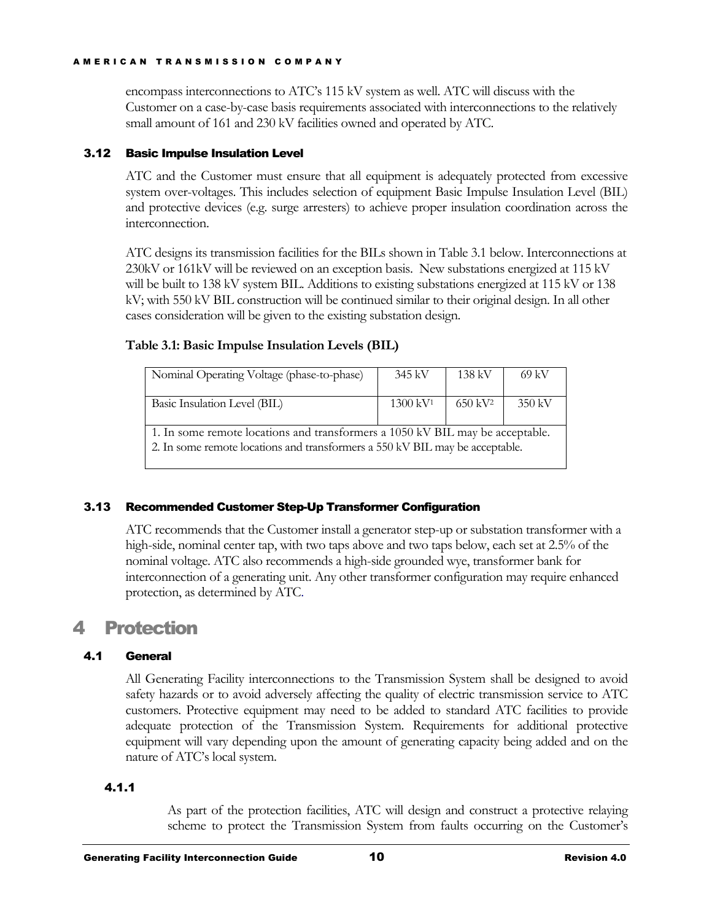encompass interconnections to ATC's 115 kV system as well. ATC will discuss with the Customer on a case-by-case basis requirements associated with interconnections to the relatively small amount of 161 and 230 kV facilities owned and operated by ATC.

### 3.12 Basic Impulse Insulation Level

ATC and the Customer must ensure that all equipment is adequately protected from excessive system over-voltages. This includes selection of equipment Basic Impulse Insulation Level (BIL) and protective devices (e.g. surge arresters) to achieve proper insulation coordination across the interconnection.

ATC designs its transmission facilities for the BILs shown in Table 3.1 below. Interconnections at 230kV or 161kV will be reviewed on an exception basis. New substations energized at 115 kV will be built to 138 kV system BIL. Additions to existing substations energized at 115 kV or 138 kV; with 550 kV BIL construction will be continued similar to their original design. In all other cases consideration will be given to the existing substation design.

**Table 3.1: Basic Impulse Insulation Levels (BIL)**

| Nominal Operating Voltage (phase-to-phase) | 345 kV | 138 kV | 69 kV |
|---|---|---|---|
| Basic Insulation Level (BIL) | 1300 kV[1] | 650 kV[2] | 350 kV |

1. In some remote locations and transformers a 1050 kV BIL may be acceptable.
2. In some remote locations and transformers a 550 kV BIL may be acceptable.

### 3.13 Recommended Customer Step-Up Transformer Configuration

ATC recommends that the Customer install a generator step-up or substation transformer with a high-side, nominal center tap, with two taps above and two taps below, each set at 2.5% of the nominal voltage. ATC also recommends a high-side grounded wye, transformer bank for interconnection of a generating unit. Any other transformer configuration may require enhanced protection, as determined by ATC.

# 4 Protection

### 4.1 General

All Generating Facility interconnections to the Transmission System shall be designed to avoid safety hazards or to avoid adversely affecting the quality of electric transmission service to ATC customers. Protective equipment may need to be added to standard ATC facilities to provide adequate protection of the Transmission System. Requirements for additional protective equipment will vary depending upon the amount of generating capacity being added and on the nature of ATC's local system.

#### 4.1.1

As part of the protection facilities, ATC will design and construct a protective relaying scheme to protect the Transmission System from faults occurring on the Customer's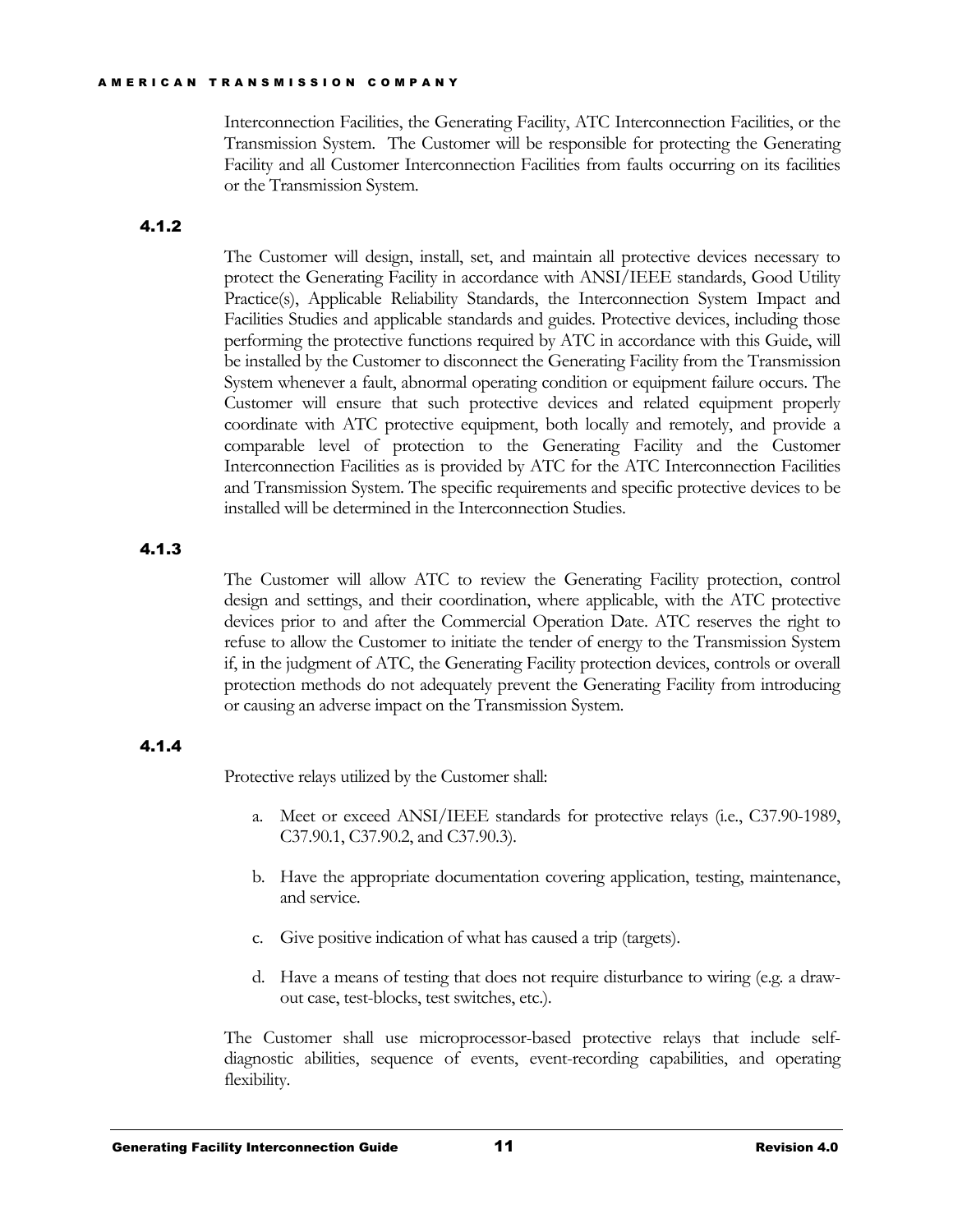Interconnection Facilities, the Generating Facility, ATC Interconnection Facilities, or the Transmission System. The Customer will be responsible for protecting the Generating Facility and all Customer Interconnection Facilities from faults occurring on its facilities or the Transmission System.

#### 4.1.2

The Customer will design, install, set, and maintain all protective devices necessary to protect the Generating Facility in accordance with ANSI/IEEE standards, Good Utility Practice(s), Applicable Reliability Standards, the Interconnection System Impact and Facilities Studies and applicable standards and guides. Protective devices, including those performing the protective functions required by ATC in accordance with this Guide, will be installed by the Customer to disconnect the Generating Facility from the Transmission System whenever a fault, abnormal operating condition or equipment failure occurs. The Customer will ensure that such protective devices and related equipment properly coordinate with ATC protective equipment, both locally and remotely, and provide a comparable level of protection to the Generating Facility and the Customer Interconnection Facilities as is provided by ATC for the ATC Interconnection Facilities and Transmission System. The specific requirements and specific protective devices to be installed will be determined in the Interconnection Studies.

#### 4.1.3

The Customer will allow ATC to review the Generating Facility protection, control design and settings, and their coordination, where applicable, with the ATC protective devices prior to and after the Commercial Operation Date. ATC reserves the right to refuse to allow the Customer to initiate the tender of energy to the Transmission System if, in the judgment of ATC, the Generating Facility protection devices, controls or overall protection methods do not adequately prevent the Generating Facility from introducing or causing an adverse impact on the Transmission System.

#### 4.1.4

Protective relays utilized by the Customer shall:

a. Meet or exceed ANSI/IEEE standards for protective relays (i.e., C37.90-1989, C37.90.1, C37.90.2, and C37.90.3).

b. Have the appropriate documentation covering application, testing, maintenance, and service.

c. Give positive indication of what has caused a trip (targets).

d. Have a means of testing that does not require disturbance to wiring (e.g. a draw-out case, test-blocks, test switches, etc.).

The Customer shall use microprocessor-based protective relays that include self-diagnostic abilities, sequence of events, event-recording capabilities, and operating flexibility.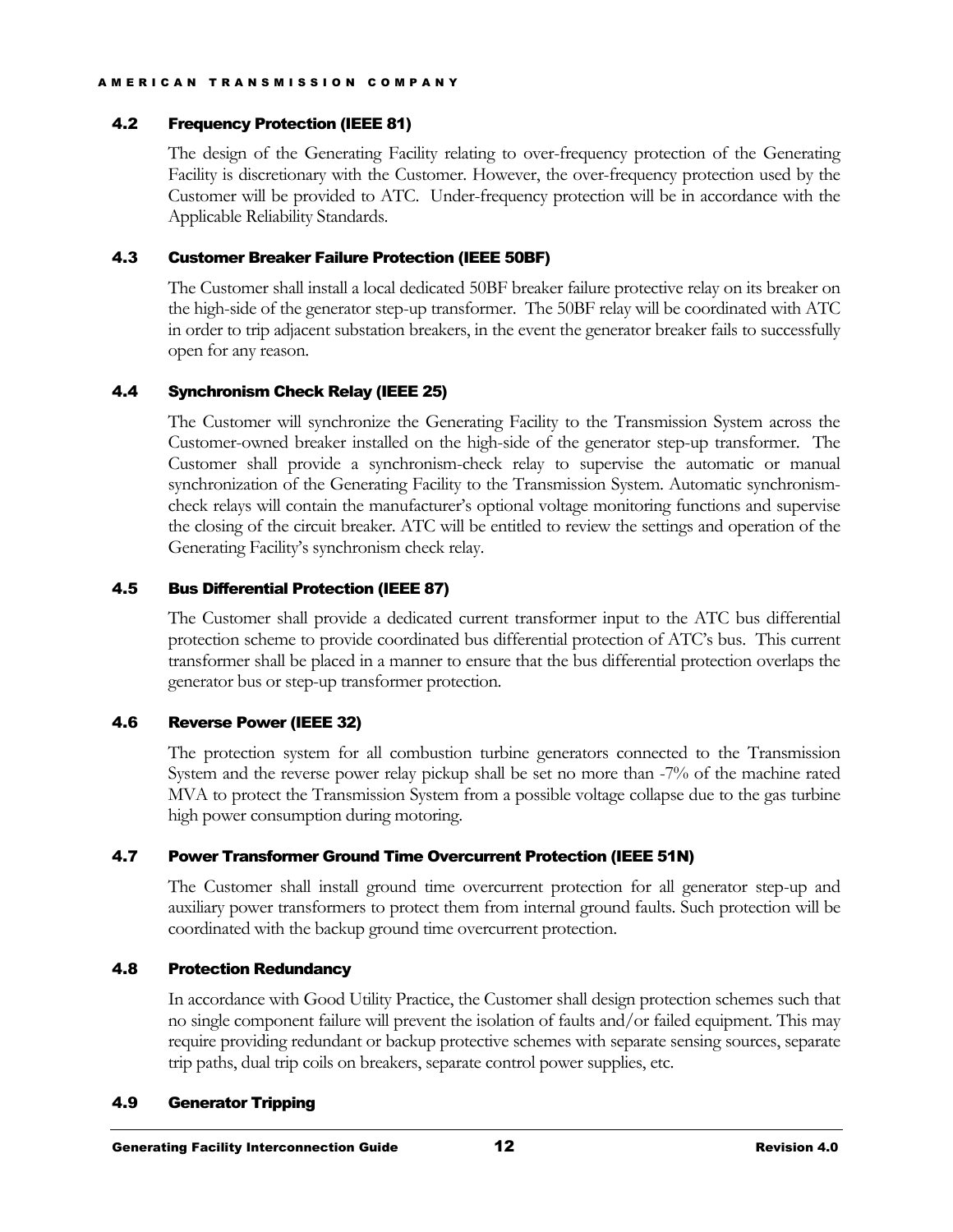### 4.2 Frequency Protection (IEEE 81)

The design of the Generating Facility relating to over-frequency protection of the Generating Facility is discretionary with the Customer. However, the over-frequency protection used by the Customer will be provided to ATC. Under-frequency protection will be in accordance with the Applicable Reliability Standards.

### 4.3 Customer Breaker Failure Protection (IEEE 50BF)

The Customer shall install a local dedicated 50BF breaker failure protective relay on its breaker on the high-side of the generator step-up transformer. The 50BF relay will be coordinated with ATC in order to trip adjacent substation breakers, in the event the generator breaker fails to successfully open for any reason.

### 4.4 Synchronism Check Relay (IEEE 25)

The Customer will synchronize the Generating Facility to the Transmission System across the Customer-owned breaker installed on the high-side of the generator step-up transformer. The Customer shall provide a synchronism-check relay to supervise the automatic or manual synchronization of the Generating Facility to the Transmission System. Automatic synchronism-check relays will contain the manufacturer's optional voltage monitoring functions and supervise the closing of the circuit breaker. ATC will be entitled to review the settings and operation of the Generating Facility's synchronism check relay.

### 4.5 Bus Differential Protection (IEEE 87)

The Customer shall provide a dedicated current transformer input to the ATC bus differential protection scheme to provide coordinated bus differential protection of ATC's bus. This current transformer shall be placed in a manner to ensure that the bus differential protection overlaps the generator bus or step-up transformer protection.

### 4.6 Reverse Power (IEEE 32)

The protection system for all combustion turbine generators connected to the Transmission System and the reverse power relay pickup shall be set no more than -7% of the machine rated MVA to protect the Transmission System from a possible voltage collapse due to the gas turbine high power consumption during motoring.

### 4.7 Power Transformer Ground Time Overcurrent Protection (IEEE 51N)

The Customer shall install ground time overcurrent protection for all generator step-up and auxiliary power transformers to protect them from internal ground faults. Such protection will be coordinated with the backup ground time overcurrent protection.

### 4.8 Protection Redundancy

In accordance with Good Utility Practice, the Customer shall design protection schemes such that no single component failure will prevent the isolation of faults and/or failed equipment. This may require providing redundant or backup protective schemes with separate sensing sources, separate trip paths, dual trip coils on breakers, separate control power supplies, etc.

### 4.9 Generator Tripping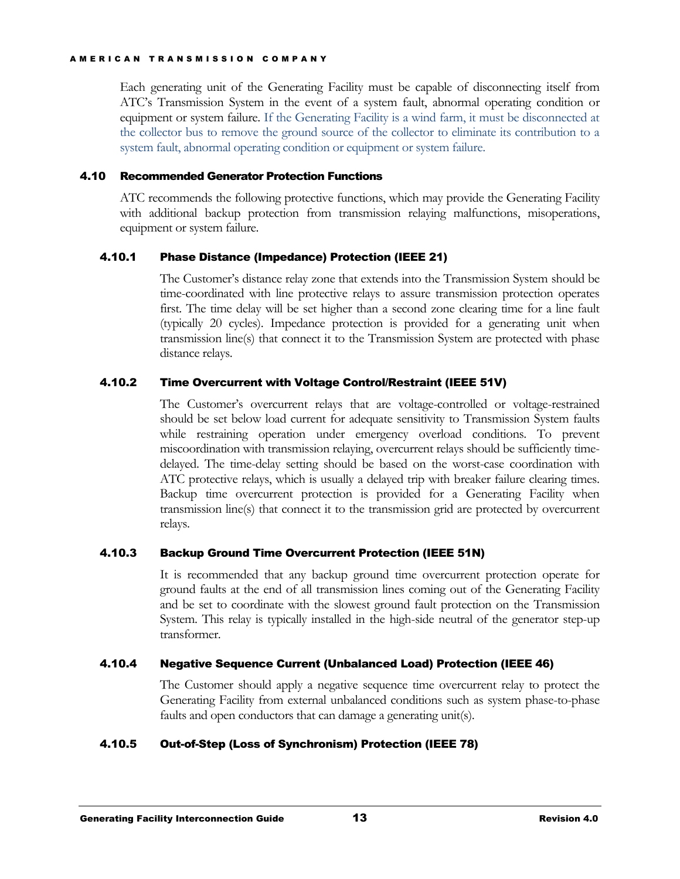Each generating unit of the Generating Facility must be capable of disconnecting itself from ATC's Transmission System in the event of a system fault, abnormal operating condition or equipment or system failure. If the Generating Facility is a wind farm, it must be disconnected at the collector bus to remove the ground source of the collector to eliminate its contribution to a system fault, abnormal operating condition or equipment or system failure.

## 4.10 Recommended Generator Protection Functions

ATC recommends the following protective functions, which may provide the Generating Facility with additional backup protection from transmission relaying malfunctions, misoperations, equipment or system failure.

### 4.10.1 Phase Distance (Impedance) Protection (IEEE 21)

The Customer's distance relay zone that extends into the Transmission System should be time-coordinated with line protective relays to assure transmission protection operates first. The time delay will be set higher than a second zone clearing time for a line fault (typically 20 cycles). Impedance protection is provided for a generating unit when transmission line(s) that connect it to the Transmission System are protected with phase distance relays.

### 4.10.2 Time Overcurrent with Voltage Control/Restraint (IEEE 51V)

The Customer's overcurrent relays that are voltage-controlled or voltage-restrained should be set below load current for adequate sensitivity to Transmission System faults while restraining operation under emergency overload conditions. To prevent miscoordination with transmission relaying, overcurrent relays should be sufficiently time-delayed. The time-delay setting should be based on the worst-case coordination with ATC protective relays, which is usually a delayed trip with breaker failure clearing times. Backup time overcurrent protection is provided for a Generating Facility when transmission line(s) that connect it to the transmission grid are protected by overcurrent relays.

### 4.10.3 Backup Ground Time Overcurrent Protection (IEEE 51N)

It is recommended that any backup ground time overcurrent protection operate for ground faults at the end of all transmission lines coming out of the Generating Facility and be set to coordinate with the slowest ground fault protection on the Transmission System. This relay is typically installed in the high-side neutral of the generator step-up transformer.

### 4.10.4 Negative Sequence Current (Unbalanced Load) Protection (IEEE 46)

The Customer should apply a negative sequence time overcurrent relay to protect the Generating Facility from external unbalanced conditions such as system phase-to-phase faults and open conductors that can damage a generating unit(s).

### 4.10.5 Out-of-Step (Loss of Synchronism) Protection (IEEE 78)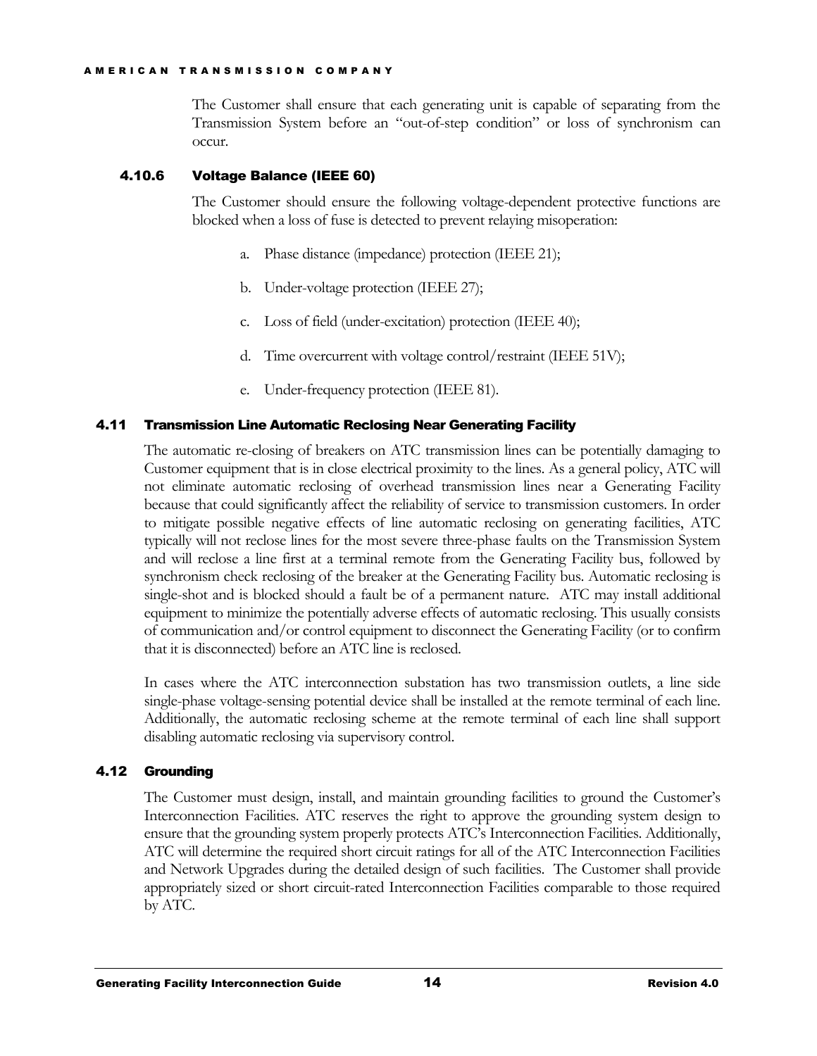The Customer shall ensure that each generating unit is capable of separating from the Transmission System before an "out-of-step condition" or loss of synchronism can occur.

#### 4.10.6 Voltage Balance (IEEE 60)

The Customer should ensure the following voltage-dependent protective functions are blocked when a loss of fuse is detected to prevent relaying misoperation:

a. Phase distance (impedance) protection (IEEE 21);

b. Under-voltage protection (IEEE 27);

c. Loss of field (under-excitation) protection (IEEE 40);

d. Time overcurrent with voltage control/restraint (IEEE 51V);

e. Under-frequency protection (IEEE 81).

### 4.11 Transmission Line Automatic Reclosing Near Generating Facility

The automatic re-closing of breakers on ATC transmission lines can be potentially damaging to Customer equipment that is in close electrical proximity to the lines. As a general policy, ATC will not eliminate automatic reclosing of overhead transmission lines near a Generating Facility because that could significantly affect the reliability of service to transmission customers. In order to mitigate possible negative effects of line automatic reclosing on generating facilities, ATC typically will not reclose lines for the most severe three-phase faults on the Transmission System and will reclose a line first at a terminal remote from the Generating Facility bus, followed by synchronism check reclosing of the breaker at the Generating Facility bus. Automatic reclosing is single-shot and is blocked should a fault be of a permanent nature. ATC may install additional equipment to minimize the potentially adverse effects of automatic reclosing. This usually consists of communication and/or control equipment to disconnect the Generating Facility (or to confirm that it is disconnected) before an ATC line is reclosed.

In cases where the ATC interconnection substation has two transmission outlets, a line side single-phase voltage-sensing potential device shall be installed at the remote terminal of each line. Additionally, the automatic reclosing scheme at the remote terminal of each line shall support disabling automatic reclosing via supervisory control.

### 4.12 Grounding

The Customer must design, install, and maintain grounding facilities to ground the Customer's Interconnection Facilities. ATC reserves the right to approve the grounding system design to ensure that the grounding system properly protects ATC's Interconnection Facilities. Additionally, ATC will determine the required short circuit ratings for all of the ATC Interconnection Facilities and Network Upgrades during the detailed design of such facilities. The Customer shall provide appropriately sized or short circuit-rated Interconnection Facilities comparable to those required by ATC.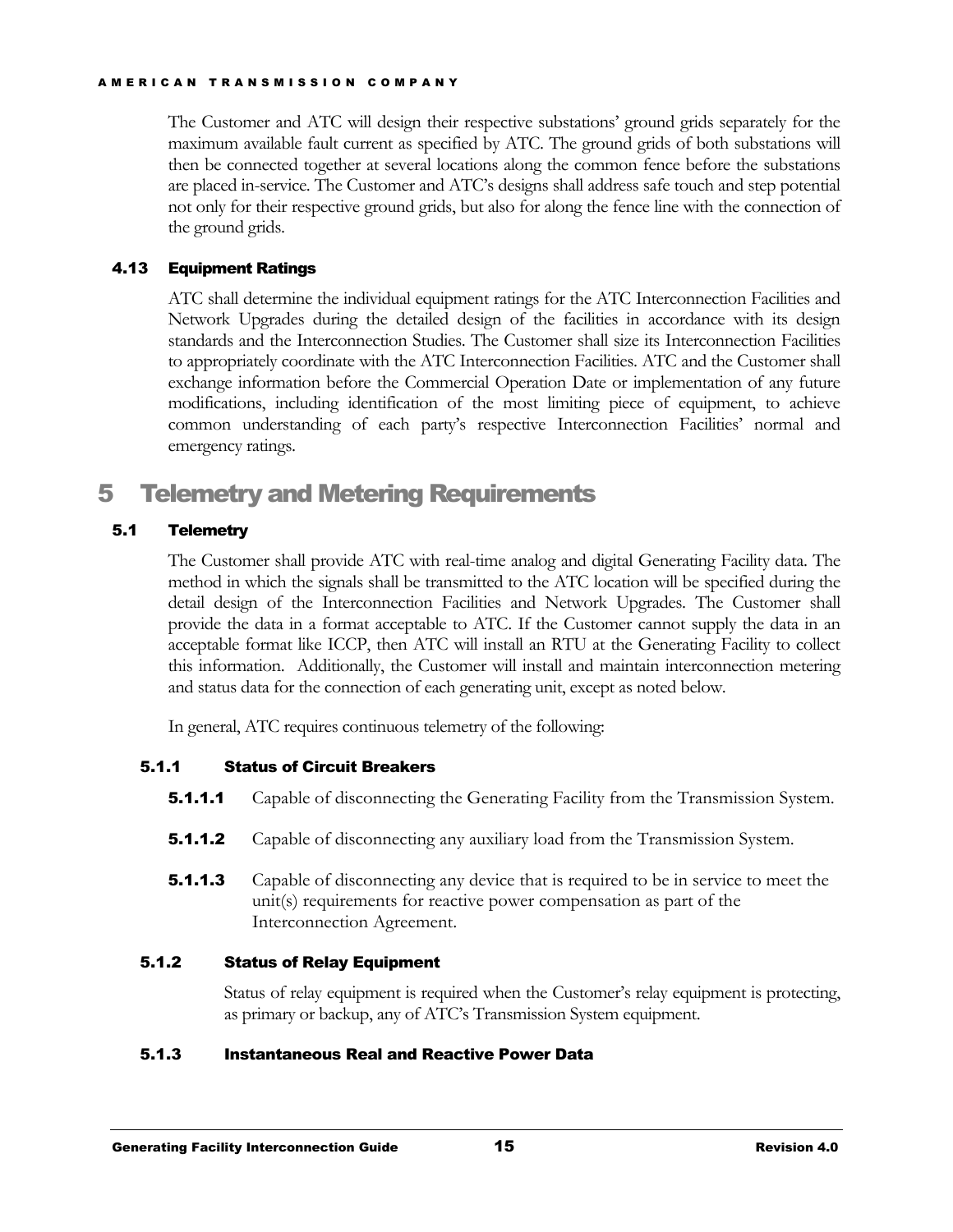The Customer and ATC will design their respective substations' ground grids separately for the maximum available fault current as specified by ATC. The ground grids of both substations will then be connected together at several locations along the common fence before the substations are placed in-service. The Customer and ATC's designs shall address safe touch and step potential not only for their respective ground grids, but also for along the fence line with the connection of the ground grids.

### 4.13 Equipment Ratings

ATC shall determine the individual equipment ratings for the ATC Interconnection Facilities and Network Upgrades during the detailed design of the facilities in accordance with its design standards and the Interconnection Studies. The Customer shall size its Interconnection Facilities to appropriately coordinate with the ATC Interconnection Facilities. ATC and the Customer shall exchange information before the Commercial Operation Date or implementation of any future modifications, including identification of the most limiting piece of equipment, to achieve common understanding of each party's respective Interconnection Facilities' normal and emergency ratings.

# 5 Telemetry and Metering Requirements

### 5.1 Telemetry

The Customer shall provide ATC with real-time analog and digital Generating Facility data. The method in which the signals shall be transmitted to the ATC location will be specified during the detail design of the Interconnection Facilities and Network Upgrades. The Customer shall provide the data in a format acceptable to ATC. If the Customer cannot supply the data in an acceptable format like ICCP, then ATC will install an RTU at the Generating Facility to collect this information. Additionally, the Customer will install and maintain interconnection metering and status data for the connection of each generating unit, except as noted below.

In general, ATC requires continuous telemetry of the following:

#### 5.1.1 Status of Circuit Breakers

**5.1.1.1** Capable of disconnecting the Generating Facility from the Transmission System.

**5.1.1.2** Capable of disconnecting any auxiliary load from the Transmission System.

**5.1.1.3** Capable of disconnecting any device that is required to be in service to meet the unit(s) requirements for reactive power compensation as part of the Interconnection Agreement.

#### 5.1.2 Status of Relay Equipment

Status of relay equipment is required when the Customer's relay equipment is protecting, as primary or backup, any of ATC's Transmission System equipment.

#### 5.1.3 Instantaneous Real and Reactive Power Data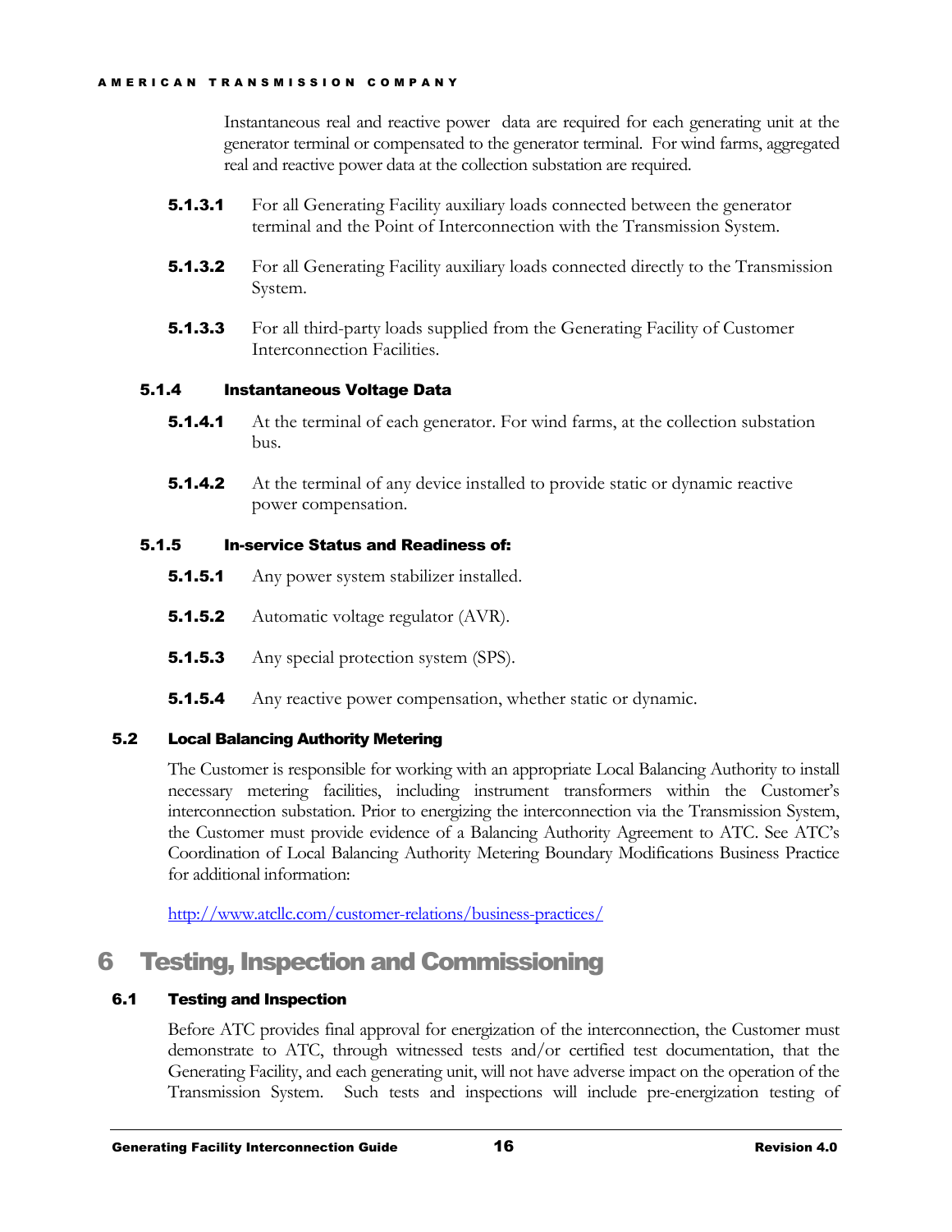Instantaneous real and reactive power data are required for each generating unit at the generator terminal or compensated to the generator terminal. For wind farms, aggregated real and reactive power data at the collection substation are required.

**5.1.3.1** For all Generating Facility auxiliary loads connected between the generator terminal and the Point of Interconnection with the Transmission System.

**5.1.3.2** For all Generating Facility auxiliary loads connected directly to the Transmission System.

**5.1.3.3** For all third-party loads supplied from the Generating Facility of Customer Interconnection Facilities.

#### 5.1.4 Instantaneous Voltage Data

**5.1.4.1** At the terminal of each generator. For wind farms, at the collection substation bus.

**5.1.4.2** At the terminal of any device installed to provide static or dynamic reactive power compensation.

#### 5.1.5 In-service Status and Readiness of:

**5.1.5.1** Any power system stabilizer installed.

**5.1.5.2** Automatic voltage regulator (AVR).

**5.1.5.3** Any special protection system (SPS).

**5.1.5.4** Any reactive power compensation, whether static or dynamic.

### 5.2 Local Balancing Authority Metering

The Customer is responsible for working with an appropriate Local Balancing Authority to install necessary metering facilities, including instrument transformers within the Customer's interconnection substation. Prior to energizing the interconnection via the Transmission System, the Customer must provide evidence of a Balancing Authority Agreement to ATC. See ATC's Coordination of Local Balancing Authority Metering Boundary Modifications Business Practice for additional information:

http://www.atcllc.com/customer-relations/business-practices/

## 6 Testing, Inspection and Commissioning

### 6.1 Testing and Inspection

Before ATC provides final approval for energization of the interconnection, the Customer must demonstrate to ATC, through witnessed tests and/or certified test documentation, that the Generating Facility, and each generating unit, will not have adverse impact on the operation of the Transmission System. Such tests and inspections will include pre-energization testing of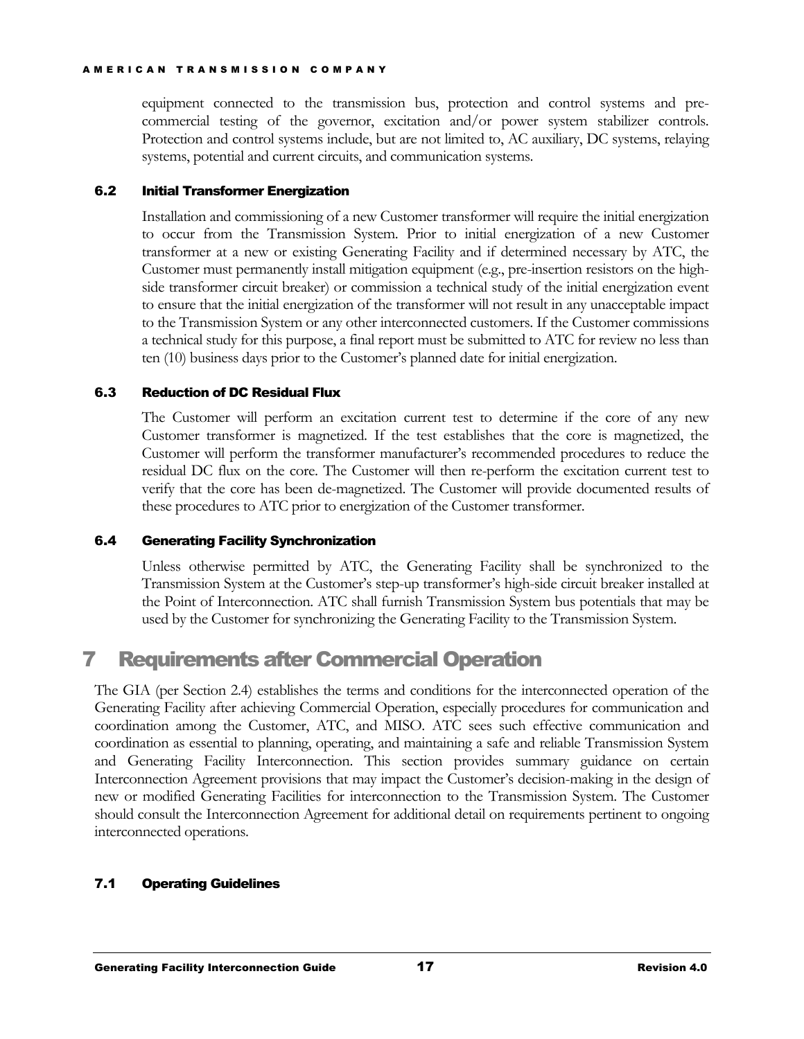equipment connected to the transmission bus, protection and control systems and pre-commercial testing of the governor, excitation and/or power system stabilizer controls. Protection and control systems include, but are not limited to, AC auxiliary, DC systems, relaying systems, potential and current circuits, and communication systems.

### 6.2 Initial Transformer Energization

Installation and commissioning of a new Customer transformer will require the initial energization to occur from the Transmission System. Prior to initial energization of a new Customer transformer at a new or existing Generating Facility and if determined necessary by ATC, the Customer must permanently install mitigation equipment (e.g., pre-insertion resistors on the high-side transformer circuit breaker) or commission a technical study of the initial energization event to ensure that the initial energization of the transformer will not result in any unacceptable impact to the Transmission System or any other interconnected customers. If the Customer commissions a technical study for this purpose, a final report must be submitted to ATC for review no less than ten (10) business days prior to the Customer's planned date for initial energization.

### 6.3 Reduction of DC Residual Flux

The Customer will perform an excitation current test to determine if the core of any new Customer transformer is magnetized. If the test establishes that the core is magnetized, the Customer will perform the transformer manufacturer's recommended procedures to reduce the residual DC flux on the core. The Customer will then re-perform the excitation current test to verify that the core has been de-magnetized. The Customer will provide documented results of these procedures to ATC prior to energization of the Customer transformer.

### 6.4 Generating Facility Synchronization

Unless otherwise permitted by ATC, the Generating Facility shall be synchronized to the Transmission System at the Customer's step-up transformer's high-side circuit breaker installed at the Point of Interconnection. ATC shall furnish Transmission System bus potentials that may be used by the Customer for synchronizing the Generating Facility to the Transmission System.

## 7 Requirements after Commercial Operation

The GIA (per Section 2.4) establishes the terms and conditions for the interconnected operation of the Generating Facility after achieving Commercial Operation, especially procedures for communication and coordination among the Customer, ATC, and MISO. ATC sees such effective communication and coordination as essential to planning, operating, and maintaining a safe and reliable Transmission System and Generating Facility Interconnection. This section provides summary guidance on certain Interconnection Agreement provisions that may impact the Customer's decision-making in the design of new or modified Generating Facilities for interconnection to the Transmission System. The Customer should consult the Interconnection Agreement for additional detail on requirements pertinent to ongoing interconnected operations.

### 7.1 Operating Guidelines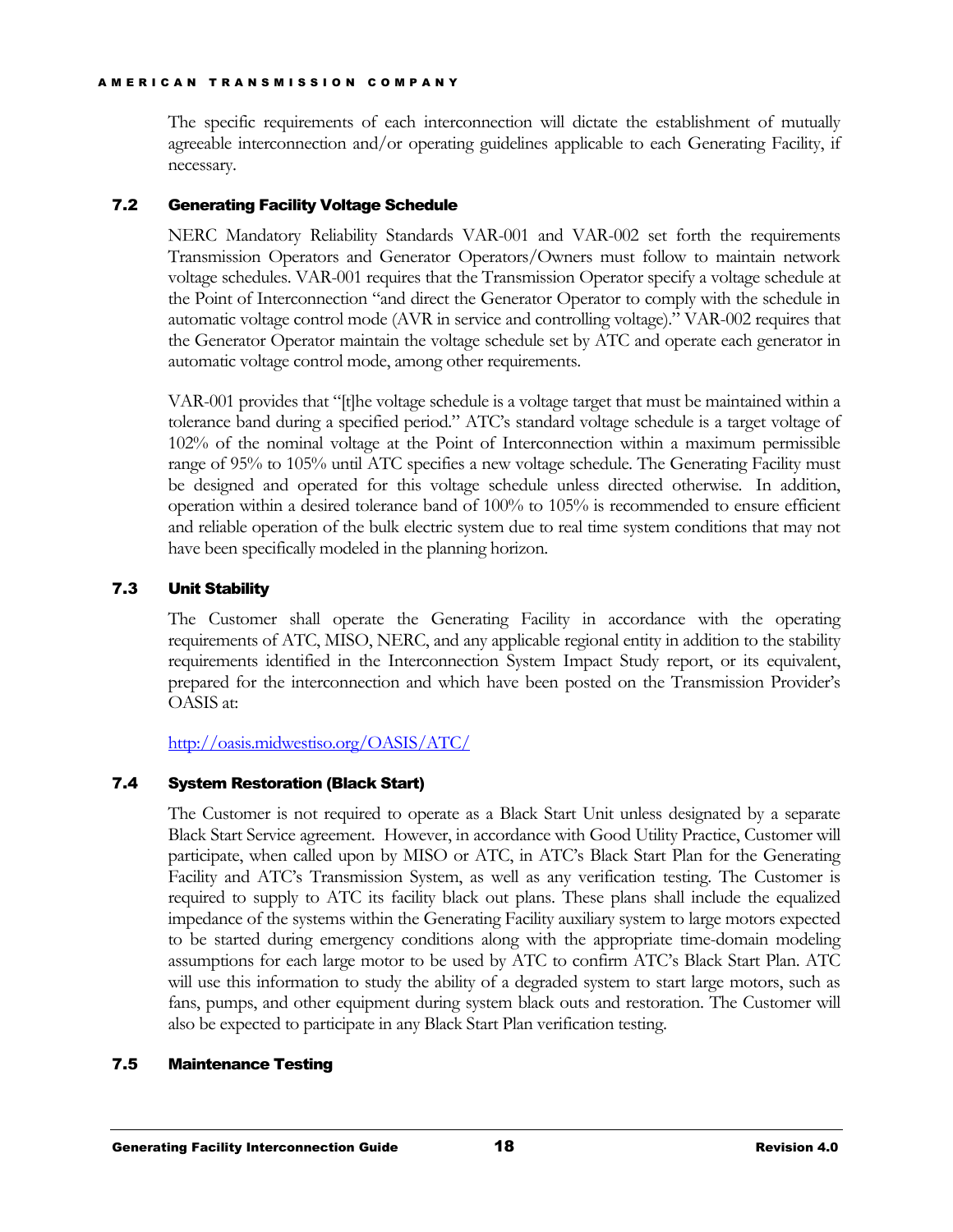The specific requirements of each interconnection will dictate the establishment of mutually agreeable interconnection and/or operating guidelines applicable to each Generating Facility, if necessary.

### 7.2 Generating Facility Voltage Schedule

NERC Mandatory Reliability Standards VAR-001 and VAR-002 set forth the requirements Transmission Operators and Generator Operators/Owners must follow to maintain network voltage schedules. VAR-001 requires that the Transmission Operator specify a voltage schedule at the Point of Interconnection "and direct the Generator Operator to comply with the schedule in automatic voltage control mode (AVR in service and controlling voltage)." VAR-002 requires that the Generator Operator maintain the voltage schedule set by ATC and operate each generator in automatic voltage control mode, among other requirements.

VAR-001 provides that "[t]he voltage schedule is a voltage target that must be maintained within a tolerance band during a specified period." ATC's standard voltage schedule is a target voltage of 102% of the nominal voltage at the Point of Interconnection within a maximum permissible range of 95% to 105% until ATC specifies a new voltage schedule. The Generating Facility must be designed and operated for this voltage schedule unless directed otherwise. In addition, operation within a desired tolerance band of 100% to 105% is recommended to ensure efficient and reliable operation of the bulk electric system due to real time system conditions that may not have been specifically modeled in the planning horizon.

### 7.3 Unit Stability

The Customer shall operate the Generating Facility in accordance with the operating requirements of ATC, MISO, NERC, and any applicable regional entity in addition to the stability requirements identified in the Interconnection System Impact Study report, or its equivalent, prepared for the interconnection and which have been posted on the Transmission Provider's OASIS at:

http://oasis.midwestiso.org/OASIS/ATC/

### 7.4 System Restoration (Black Start)

The Customer is not required to operate as a Black Start Unit unless designated by a separate Black Start Service agreement. However, in accordance with Good Utility Practice, Customer will participate, when called upon by MISO or ATC, in ATC's Black Start Plan for the Generating Facility and ATC's Transmission System, as well as any verification testing. The Customer is required to supply to ATC its facility black out plans. These plans shall include the equalized impedance of the systems within the Generating Facility auxiliary system to large motors expected to be started during emergency conditions along with the appropriate time-domain modeling assumptions for each large motor to be used by ATC to confirm ATC's Black Start Plan. ATC will use this information to study the ability of a degraded system to start large motors, such as fans, pumps, and other equipment during system black outs and restoration. The Customer will also be expected to participate in any Black Start Plan verification testing.

### 7.5 Maintenance Testing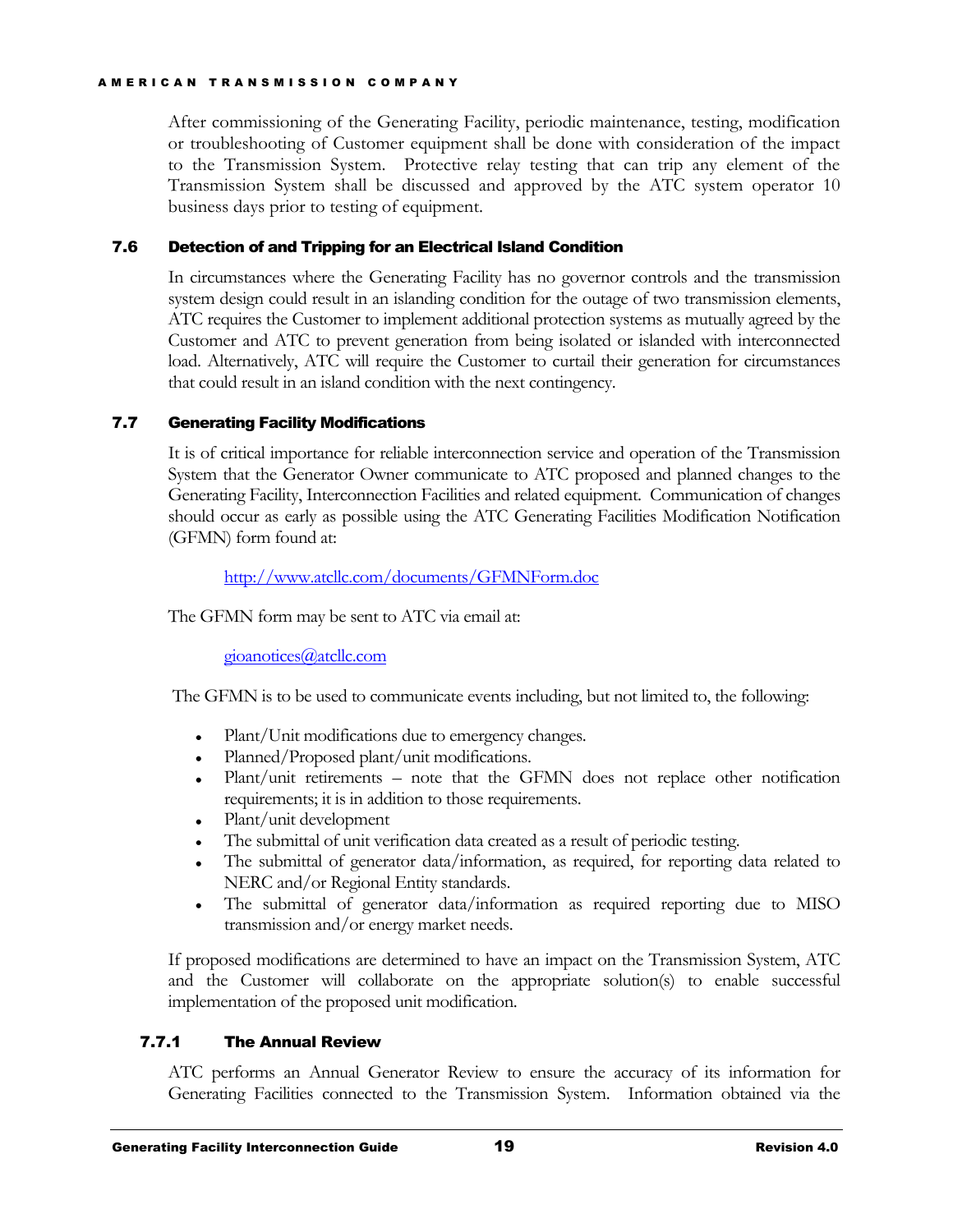After commissioning of the Generating Facility, periodic maintenance, testing, modification or troubleshooting of Customer equipment shall be done with consideration of the impact to the Transmission System. Protective relay testing that can trip any element of the Transmission System shall be discussed and approved by the ATC system operator 10 business days prior to testing of equipment.

### 7.6 Detection of and Tripping for an Electrical Island Condition

In circumstances where the Generating Facility has no governor controls and the transmission system design could result in an islanding condition for the outage of two transmission elements, ATC requires the Customer to implement additional protection systems as mutually agreed by the Customer and ATC to prevent generation from being isolated or islanded with interconnected load. Alternatively, ATC will require the Customer to curtail their generation for circumstances that could result in an island condition with the next contingency.

### 7.7 Generating Facility Modifications

It is of critical importance for reliable interconnection service and operation of the Transmission System that the Generator Owner communicate to ATC proposed and planned changes to the Generating Facility, Interconnection Facilities and related equipment. Communication of changes should occur as early as possible using the ATC Generating Facilities Modification Notification (GFMN) form found at:

[http://www.atcllc.com/documents/GFMNForm.doc](http://www.atcllc.com/documents/GFMNForm.doc)

The GFMN form may be sent to ATC via email at:

[gioanotices@atcllc.com](mailto:gioanotices@atcllc.com)

The GFMN is to be used to communicate events including, but not limited to, the following:

- Plant/Unit modifications due to emergency changes.
- Planned/Proposed plant/unit modifications.
- Plant/unit retirements – note that the GFMN does not replace other notification requirements; it is in addition to those requirements.
- Plant/unit development
- The submittal of unit verification data created as a result of periodic testing.
- The submittal of generator data/information, as required, for reporting data related to NERC and/or Regional Entity standards.
- The submittal of generator data/information as required reporting due to MISO transmission and/or energy market needs.

If proposed modifications are determined to have an impact on the Transmission System, ATC and the Customer will collaborate on the appropriate solution(s) to enable successful implementation of the proposed unit modification.

#### 7.7.1 The Annual Review

ATC performs an Annual Generator Review to ensure the accuracy of its information for Generating Facilities connected to the Transmission System. Information obtained via the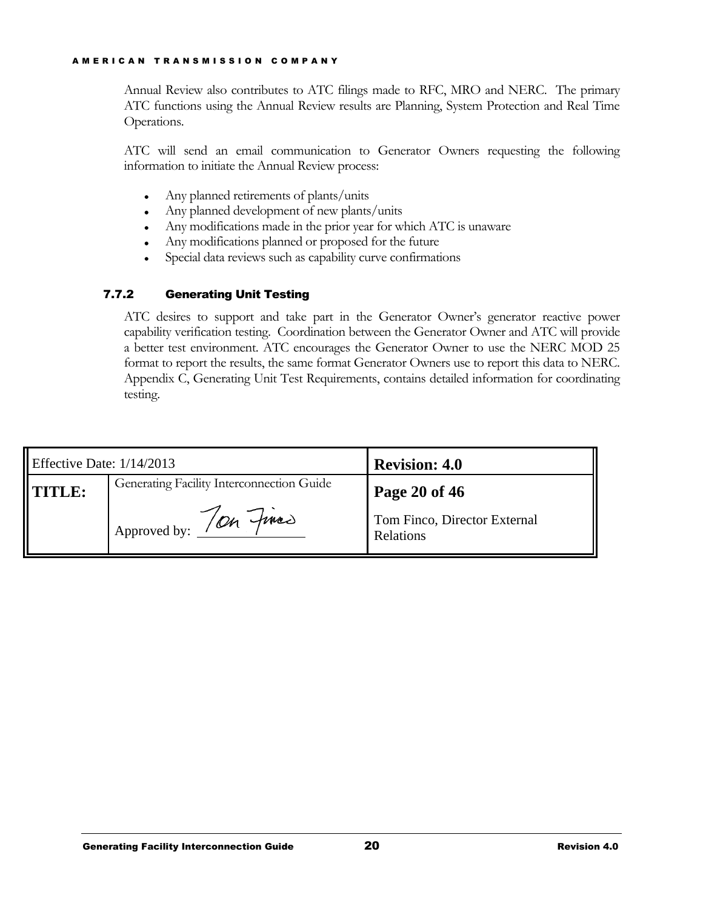Annual Review also contributes to ATC filings made to RFC, MRO and NERC. The primary ATC functions using the Annual Review results are Planning, System Protection and Real Time Operations.

ATC will send an email communication to Generator Owners requesting the following information to initiate the Annual Review process:

- Any planned retirements of plants/units
- Any planned development of new plants/units
- Any modifications made in the prior year for which ATC is unaware
- Any modifications planned or proposed for the future
- Special data reviews such as capability curve confirmations

### 7.7.2 Generating Unit Testing

ATC desires to support and take part in the Generator Owner's generator reactive power capability verification testing. Coordination between the Generator Owner and ATC will provide a better test environment. ATC encourages the Generator Owner to use the NERC MOD 25 format to report the results, the same format Generator Owners use to report this data to NERC. Appendix C, Generating Unit Test Requirements, contains detailed information for coordinating testing.

| Effective Date: 1/14/2013 | | **Revision: 4.0** |
|---|---|---|
| **TITLE:** | Generating Facility Interconnection Guide | **Page 20 of 46** |
| | Approved by: Tom Finco | Tom Finco, Director External Relations |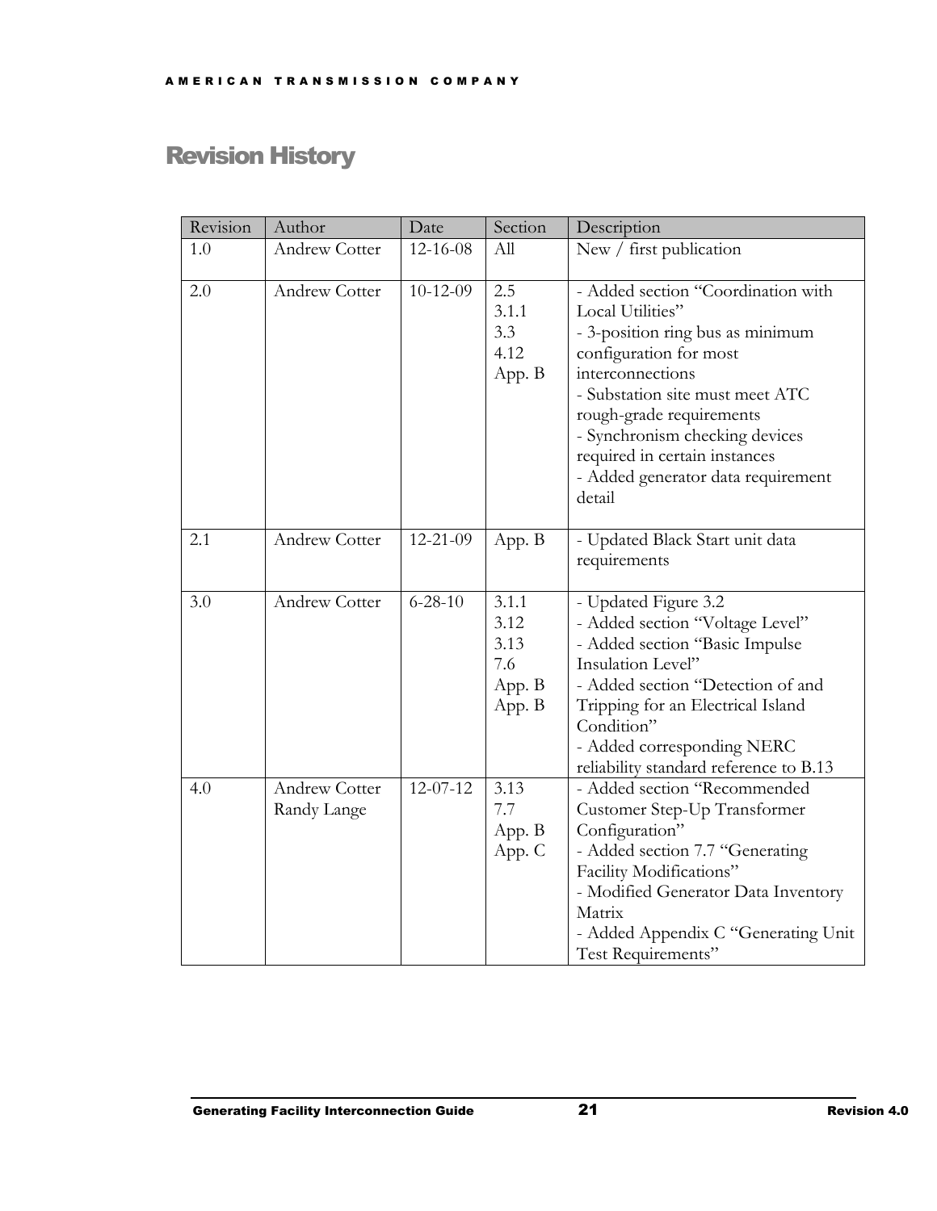# Revision History

| Revision | Author | Date | Section | Description |
|---|---|---|---|---|
| 1.0 | Andrew Cotter | 12-16-08 | All | New / first publication |
| 2.0 | Andrew Cotter | 10-12-09 | 2.5<br>3.1.1<br>3.3<br>4.12<br>App. B | - Added section "Coordination with Local Utilities"<br>- 3-position ring bus as minimum configuration for most interconnections<br>- Substation site must meet ATC rough-grade requirements<br>- Synchronism checking devices required in certain instances<br>- Added generator data requirement detail |
| 2.1 | Andrew Cotter | 12-21-09 | App. B | - Updated Black Start unit data requirements |
| 3.0 | Andrew Cotter | 6-28-10 | 3.1.1<br>3.12<br>3.13<br>7.6<br>App. B<br>App. B | - Updated Figure 3.2<br>- Added section "Voltage Level"<br>- Added section "Basic Impulse Insulation Level"<br>- Added section "Detection of and Tripping for an Electrical Island Condition"<br>- Added corresponding NERC reliability standard reference to B.13 |
| 4.0 | Andrew Cotter<br>Randy Lange | 12-07-12 | 3.13<br>7.7<br>App. B<br>App. C | - Added section "Recommended Customer Step-Up Transformer Configuration"<br>- Added section 7.7 "Generating Facility Modifications"<br>- Modified Generator Data Inventory Matrix<br>- Added Appendix C "Generating Unit Test Requirements" |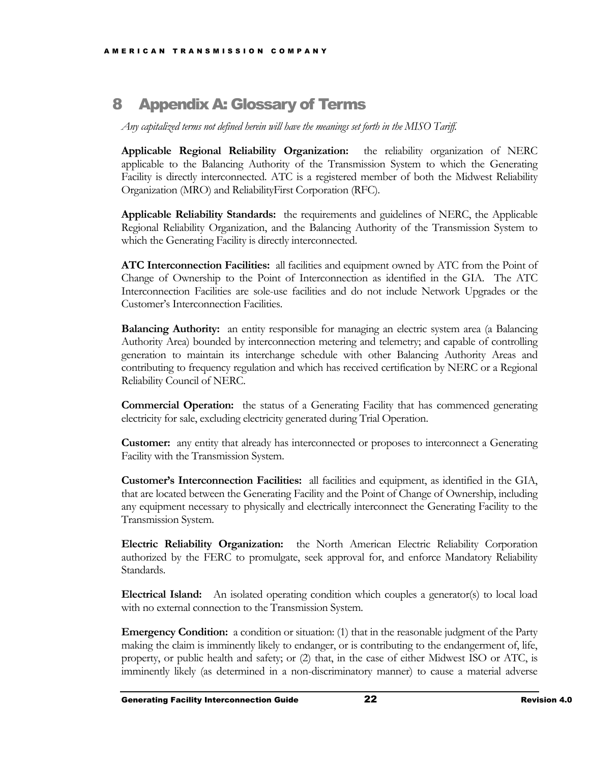# 8 Appendix A: Glossary of Terms

*Any capitalized terms not defined herein will have the meanings set forth in the MISO Tariff.*

**Applicable Regional Reliability Organization:** the reliability organization of NERC applicable to the Balancing Authority of the Transmission System to which the Generating Facility is directly interconnected. ATC is a registered member of both the Midwest Reliability Organization (MRO) and ReliabilityFirst Corporation (RFC).

**Applicable Reliability Standards:** the requirements and guidelines of NERC, the Applicable Regional Reliability Organization, and the Balancing Authority of the Transmission System to which the Generating Facility is directly interconnected.

**ATC Interconnection Facilities:** all facilities and equipment owned by ATC from the Point of Change of Ownership to the Point of Interconnection as identified in the GIA. The ATC Interconnection Facilities are sole-use facilities and do not include Network Upgrades or the Customer's Interconnection Facilities.

**Balancing Authority:** an entity responsible for managing an electric system area (a Balancing Authority Area) bounded by interconnection metering and telemetry; and capable of controlling generation to maintain its interchange schedule with other Balancing Authority Areas and contributing to frequency regulation and which has received certification by NERC or a Regional Reliability Council of NERC.

**Commercial Operation:** the status of a Generating Facility that has commenced generating electricity for sale, excluding electricity generated during Trial Operation.

**Customer:** any entity that already has interconnected or proposes to interconnect a Generating Facility with the Transmission System.

**Customer's Interconnection Facilities:** all facilities and equipment, as identified in the GIA, that are located between the Generating Facility and the Point of Change of Ownership, including any equipment necessary to physically and electrically interconnect the Generating Facility to the Transmission System.

**Electric Reliability Organization:** the North American Electric Reliability Corporation authorized by the FERC to promulgate, seek approval for, and enforce Mandatory Reliability Standards.

**Electrical Island:** An isolated operating condition which couples a generator(s) to local load with no external connection to the Transmission System.

**Emergency Condition:** a condition or situation: (1) that in the reasonable judgment of the Party making the claim is imminently likely to endanger, or is contributing to the endangerment of, life, property, or public health and safety; or (2) that, in the case of either Midwest ISO or ATC, is imminently likely (as determined in a non-discriminatory manner) to cause a material adverse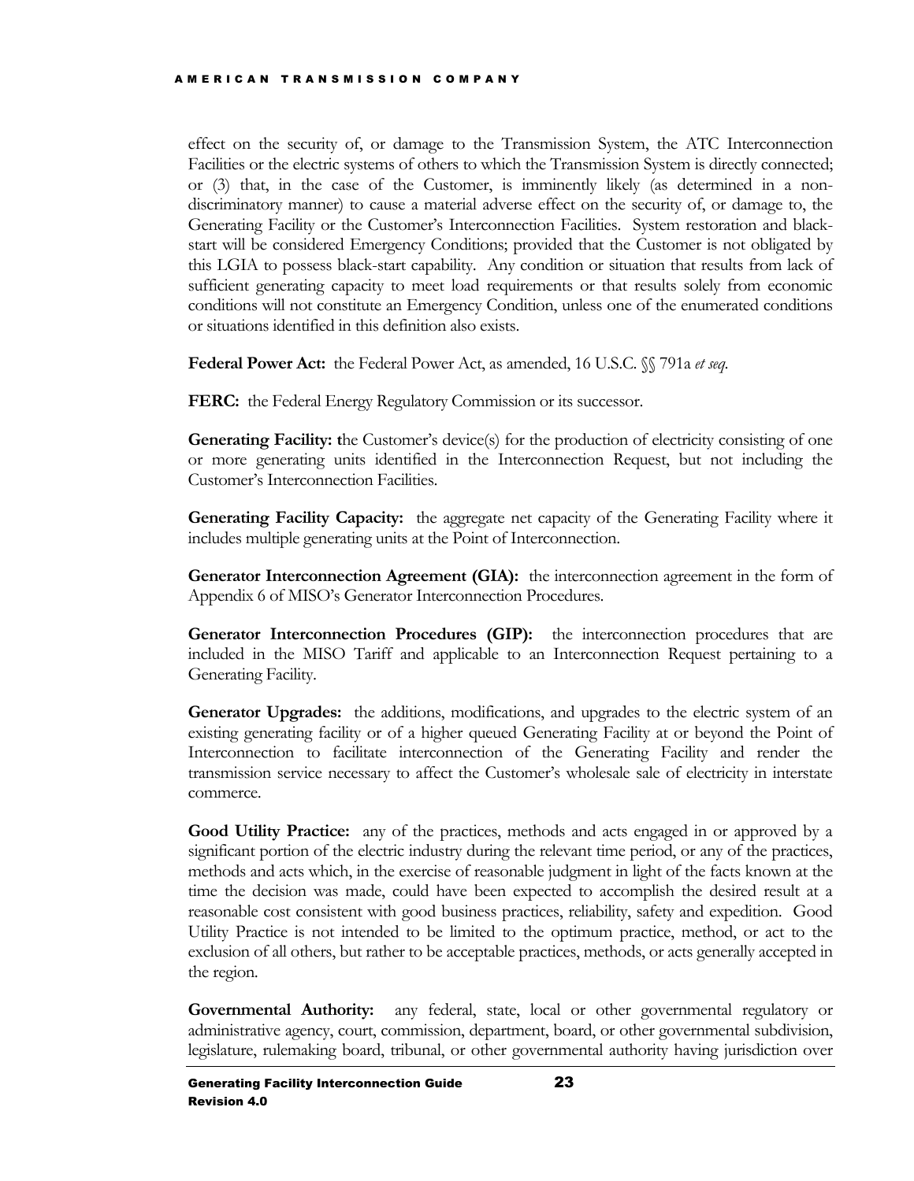effect on the security of, or damage to the Transmission System, the ATC Interconnection Facilities or the electric systems of others to which the Transmission System is directly connected; or (3) that, in the case of the Customer, is imminently likely (as determined in a non-discriminatory manner) to cause a material adverse effect on the security of, or damage to, the Generating Facility or the Customer's Interconnection Facilities. System restoration and black-start will be considered Emergency Conditions; provided that the Customer is not obligated by this LGIA to possess black-start capability. Any condition or situation that results from lack of sufficient generating capacity to meet load requirements or that results solely from economic conditions will not constitute an Emergency Condition, unless one of the enumerated conditions or situations identified in this definition also exists.

**Federal Power Act:** the Federal Power Act, as amended, 16 U.S.C. §§ 791a *et seq*.

**FERC:** the Federal Energy Regulatory Commission or its successor.

**Generating Facility:** **t**he Customer's device(s) for the production of electricity consisting of one or more generating units identified in the Interconnection Request, but not including the Customer's Interconnection Facilities.

**Generating Facility Capacity:** the aggregate net capacity of the Generating Facility where it includes multiple generating units at the Point of Interconnection.

**Generator Interconnection Agreement (GIA):** the interconnection agreement in the form of Appendix 6 of MISO's Generator Interconnection Procedures.

**Generator Interconnection Procedures (GIP):** the interconnection procedures that are included in the MISO Tariff and applicable to an Interconnection Request pertaining to a Generating Facility.

**Generator Upgrades:** the additions, modifications, and upgrades to the electric system of an existing generating facility or of a higher queued Generating Facility at or beyond the Point of Interconnection to facilitate interconnection of the Generating Facility and render the transmission service necessary to affect the Customer's wholesale sale of electricity in interstate commerce.

**Good Utility Practice:** any of the practices, methods and acts engaged in or approved by a significant portion of the electric industry during the relevant time period, or any of the practices, methods and acts which, in the exercise of reasonable judgment in light of the facts known at the time the decision was made, could have been expected to accomplish the desired result at a reasonable cost consistent with good business practices, reliability, safety and expedition. Good Utility Practice is not intended to be limited to the optimum practice, method, or act to the exclusion of all others, but rather to be acceptable practices, methods, or acts generally accepted in the region.

**Governmental Authority:** any federal, state, local or other governmental regulatory or administrative agency, court, commission, department, board, or other governmental subdivision, legislature, rulemaking board, tribunal, or other governmental authority having jurisdiction over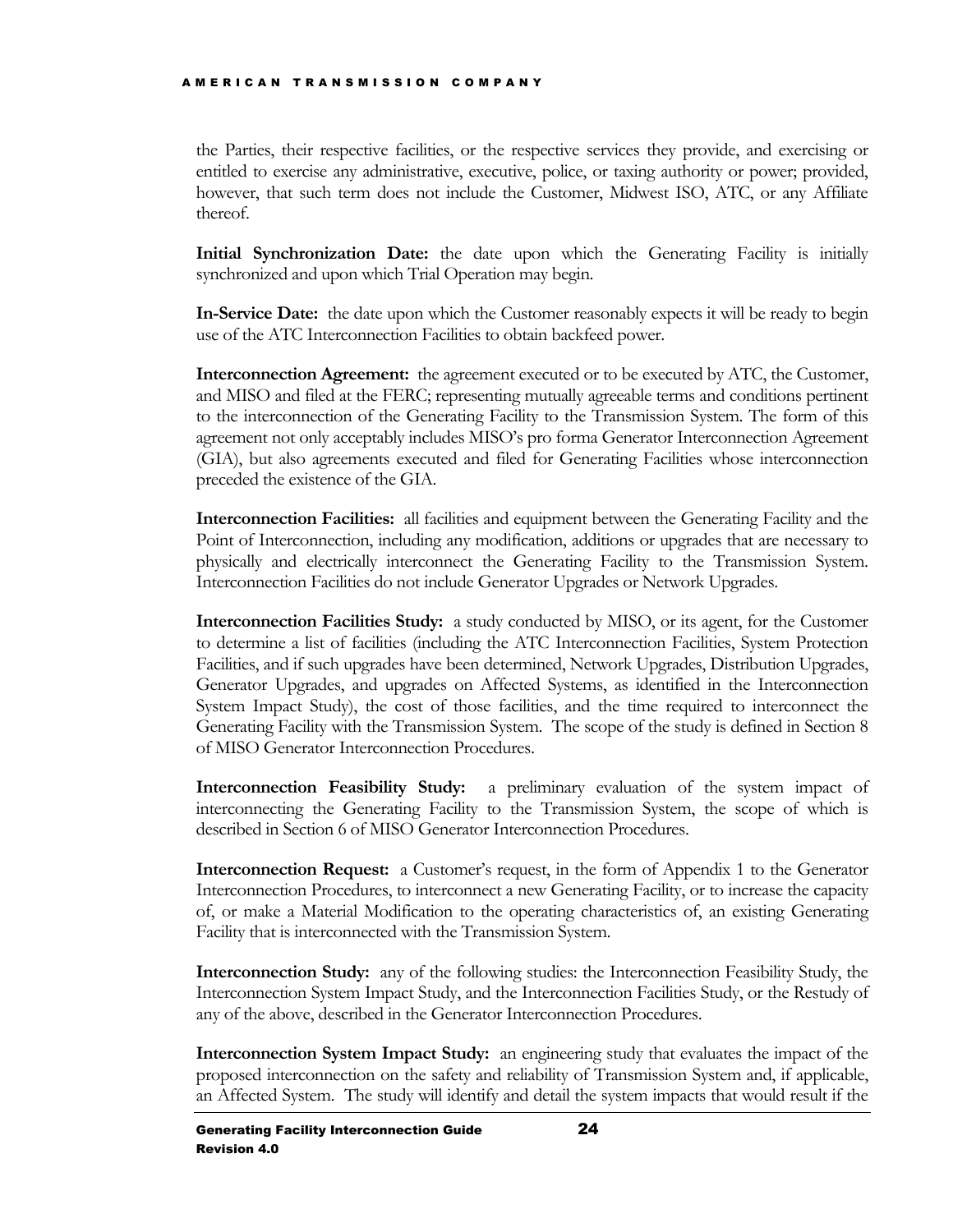the Parties, their respective facilities, or the respective services they provide, and exercising or entitled to exercise any administrative, executive, police, or taxing authority or power; provided, however, that such term does not include the Customer, Midwest ISO, ATC, or any Affiliate thereof.

**Initial Synchronization Date:** the date upon which the Generating Facility is initially synchronized and upon which Trial Operation may begin.

**In-Service Date:** the date upon which the Customer reasonably expects it will be ready to begin use of the ATC Interconnection Facilities to obtain backfeed power.

**Interconnection Agreement:** the agreement executed or to be executed by ATC, the Customer, and MISO and filed at the FERC; representing mutually agreeable terms and conditions pertinent to the interconnection of the Generating Facility to the Transmission System. The form of this agreement not only acceptably includes MISO's pro forma Generator Interconnection Agreement (GIA), but also agreements executed and filed for Generating Facilities whose interconnection preceded the existence of the GIA.

**Interconnection Facilities:** all facilities and equipment between the Generating Facility and the Point of Interconnection, including any modification, additions or upgrades that are necessary to physically and electrically interconnect the Generating Facility to the Transmission System. Interconnection Facilities do not include Generator Upgrades or Network Upgrades.

**Interconnection Facilities Study:** a study conducted by MISO, or its agent, for the Customer to determine a list of facilities (including the ATC Interconnection Facilities, System Protection Facilities, and if such upgrades have been determined, Network Upgrades, Distribution Upgrades, Generator Upgrades, and upgrades on Affected Systems, as identified in the Interconnection System Impact Study), the cost of those facilities, and the time required to interconnect the Generating Facility with the Transmission System. The scope of the study is defined in Section 8 of MISO Generator Interconnection Procedures.

**Interconnection Feasibility Study:** a preliminary evaluation of the system impact of interconnecting the Generating Facility to the Transmission System, the scope of which is described in Section 6 of MISO Generator Interconnection Procedures.

**Interconnection Request:** a Customer's request, in the form of Appendix 1 to the Generator Interconnection Procedures, to interconnect a new Generating Facility, or to increase the capacity of, or make a Material Modification to the operating characteristics of, an existing Generating Facility that is interconnected with the Transmission System.

**Interconnection Study:** any of the following studies: the Interconnection Feasibility Study, the Interconnection System Impact Study, and the Interconnection Facilities Study, or the Restudy of any of the above, described in the Generator Interconnection Procedures.

**Interconnection System Impact Study:** an engineering study that evaluates the impact of the proposed interconnection on the safety and reliability of Transmission System and, if applicable, an Affected System. The study will identify and detail the system impacts that would result if the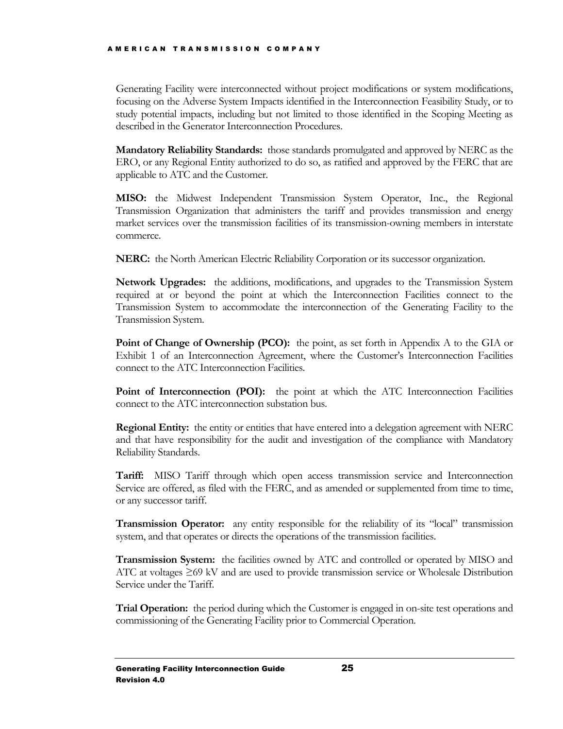Generating Facility were interconnected without project modifications or system modifications, focusing on the Adverse System Impacts identified in the Interconnection Feasibility Study, or to study potential impacts, including but not limited to those identified in the Scoping Meeting as described in the Generator Interconnection Procedures.

**Mandatory Reliability Standards:** those standards promulgated and approved by NERC as the ERO, or any Regional Entity authorized to do so, as ratified and approved by the FERC that are applicable to ATC and the Customer.

**MISO:** the Midwest Independent Transmission System Operator, Inc., the Regional Transmission Organization that administers the tariff and provides transmission and energy market services over the transmission facilities of its transmission-owning members in interstate commerce.

**NERC:** the North American Electric Reliability Corporation or its successor organization.

**Network Upgrades:** the additions, modifications, and upgrades to the Transmission System required at or beyond the point at which the Interconnection Facilities connect to the Transmission System to accommodate the interconnection of the Generating Facility to the Transmission System.

**Point of Change of Ownership (PCO):** the point, as set forth in Appendix A to the GIA or Exhibit 1 of an Interconnection Agreement, where the Customer's Interconnection Facilities connect to the ATC Interconnection Facilities.

**Point of Interconnection (POI):** the point at which the ATC Interconnection Facilities connect to the ATC interconnection substation bus.

**Regional Entity:** the entity or entities that have entered into a delegation agreement with NERC and that have responsibility for the audit and investigation of the compliance with Mandatory Reliability Standards.

**Tariff:** MISO Tariff through which open access transmission service and Interconnection Service are offered, as filed with the FERC, and as amended or supplemented from time to time, or any successor tariff.

**Transmission Operator:** any entity responsible for the reliability of its "local" transmission system, and that operates or directs the operations of the transmission facilities.

**Transmission System:** the facilities owned by ATC and controlled or operated by MISO and ATC at voltages ≥69 kV and are used to provide transmission service or Wholesale Distribution Service under the Tariff.

**Trial Operation:** the period during which the Customer is engaged in on-site test operations and commissioning of the Generating Facility prior to Commercial Operation.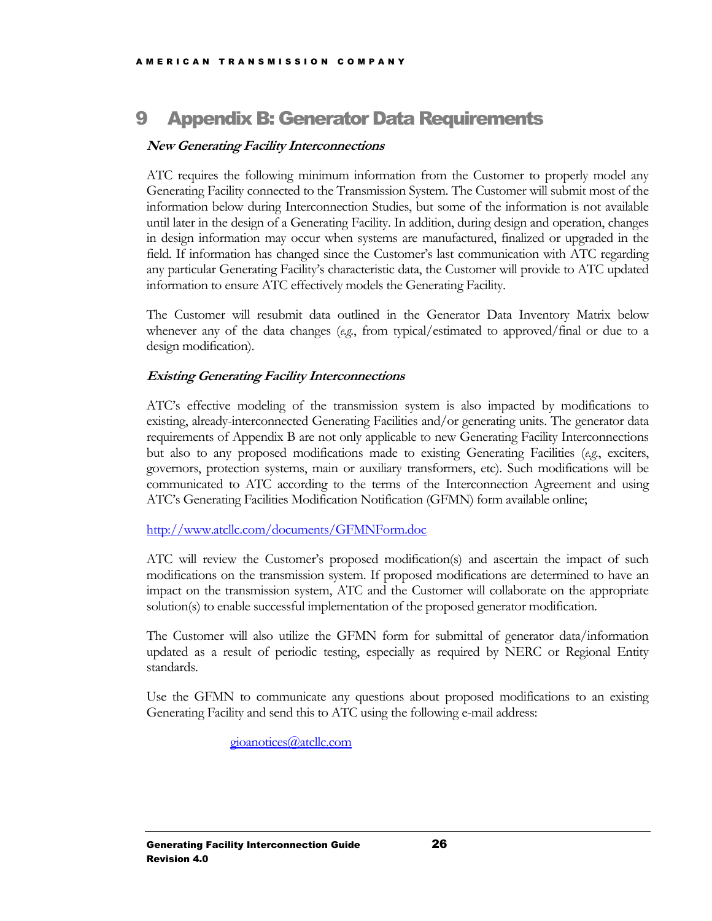# 9 Appendix B: Generator Data Requirements

***New Generating Facility Interconnections***

ATC requires the following minimum information from the Customer to properly model any Generating Facility connected to the Transmission System. The Customer will submit most of the information below during Interconnection Studies, but some of the information is not available until later in the design of a Generating Facility. In addition, during design and operation, changes in design information may occur when systems are manufactured, finalized or upgraded in the field. If information has changed since the Customer's last communication with ATC regarding any particular Generating Facility's characteristic data, the Customer will provide to ATC updated information to ensure ATC effectively models the Generating Facility.

The Customer will resubmit data outlined in the Generator Data Inventory Matrix below whenever any of the data changes (*e.g.*, from typical/estimated to approved/final or due to a design modification).

***Existing Generating Facility Interconnections***

ATC's effective modeling of the transmission system is also impacted by modifications to existing, already-interconnected Generating Facilities and/or generating units. The generator data requirements of Appendix B are not only applicable to new Generating Facility Interconnections but also to any proposed modifications made to existing Generating Facilities (*e.g.*, exciters, governors, protection systems, main or auxiliary transformers, etc). Such modifications will be communicated to ATC according to the terms of the Interconnection Agreement and using ATC's Generating Facilities Modification Notification (GFMN) form available online;

http://www.atcllc.com/documents/GFMNForm.doc

ATC will review the Customer's proposed modification(s) and ascertain the impact of such modifications on the transmission system. If proposed modifications are determined to have an impact on the transmission system, ATC and the Customer will collaborate on the appropriate solution(s) to enable successful implementation of the proposed generator modification.

The Customer will also utilize the GFMN form for submittal of generator data/information updated as a result of periodic testing, especially as required by NERC or Regional Entity standards.

Use the GFMN to communicate any questions about proposed modifications to an existing Generating Facility and send this to ATC using the following e-mail address:

gioanotices@atcllc.com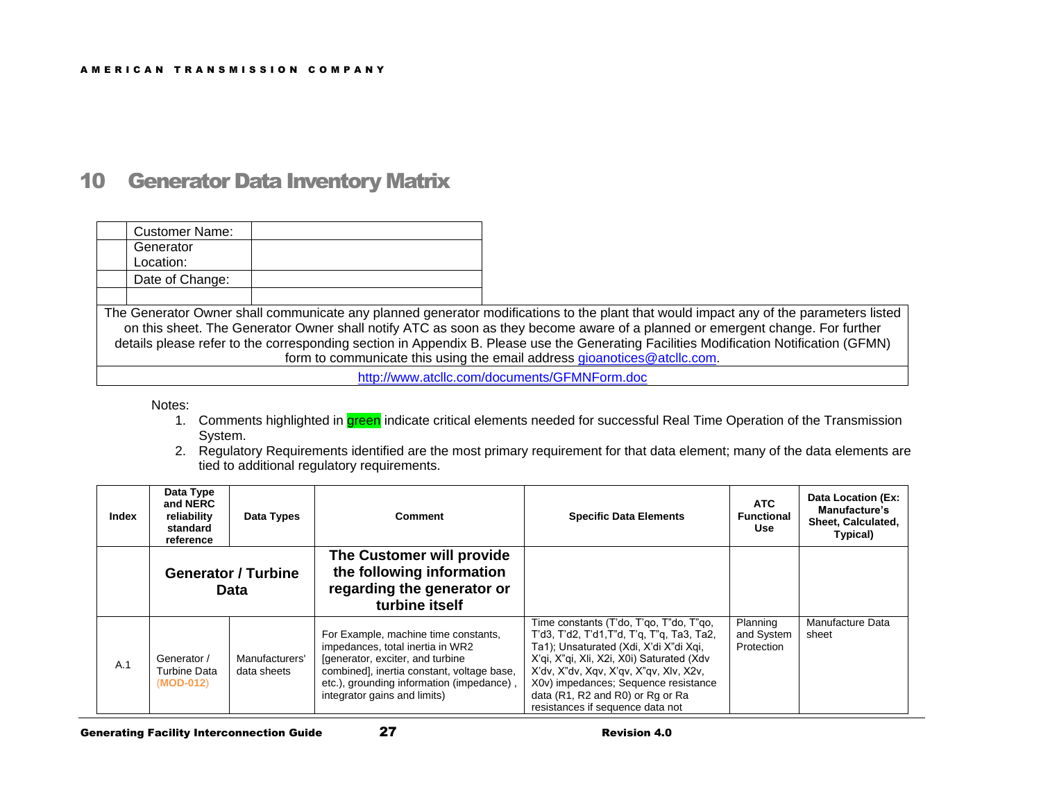# 10 Generator Data Inventory Matrix

| | | |
|---|---|---|
| | Customer Name: | |
| | Generator Location: | |
| | Date of Change: | |
| | | |

The Generator Owner shall communicate any planned generator modifications to the plant that would impact any of the parameters listed on this sheet. The Generator Owner shall notify ATC as soon as they become aware of a planned or emergent change. For further details please refer to the corresponding section in Appendix B. Please use the Generating Facilities Modification Notification (GFMN) form to communicate this using the email address gioanotices@atcllc.com.

http://www.atcllc.com/documents/GFMNForm.doc

Notes:

1. Comments highlighted in green indicate critical elements needed for successful Real Time Operation of the Transmission System.
2. Regulatory Requirements identified are the most primary requirement for that data element; many of the data elements are tied to additional regulatory requirements.

| Index | Data Type and NERC reliability standard reference | Data Types | Comment | Specific Data Elements | ATC Functional Use | Data Location (Ex: Manufacture's Sheet, Calculated, Typical) |
|---|---|---|---|---|---|---|
| | **Generator / Turbine Data** | | **The Customer will provide the following information regarding the generator or turbine itself** | | | |
| A.1 | Generator / Turbine Data (MOD-012) | Manufacturers' data sheets | For Example, machine time constants, impedances, total inertia in WR2 [generator, exciter, and turbine combined], inertia constant, voltage base, etc.), grounding information (impedance), integrator gains and limits) | Time constants (T'do, T'qo, T"do, T"qo, T'd3, T'd2, T'd1,T"d, T'q, T"q, Ta3, Ta2, Ta1); Unsaturated (Xdi, X'di X"di Xqi, X'qi, X"qi, Xli, X2i, X0i) Saturated (Xdv X'dv, X"dv, Xqv, X'qv, X"qv, Xlv, X2v, X0v) impedances; Sequence resistance data (R1, R2 and R0) or Rg or Ra resistances if sequence data not | Planning and System Protection | Manufacture Data sheet |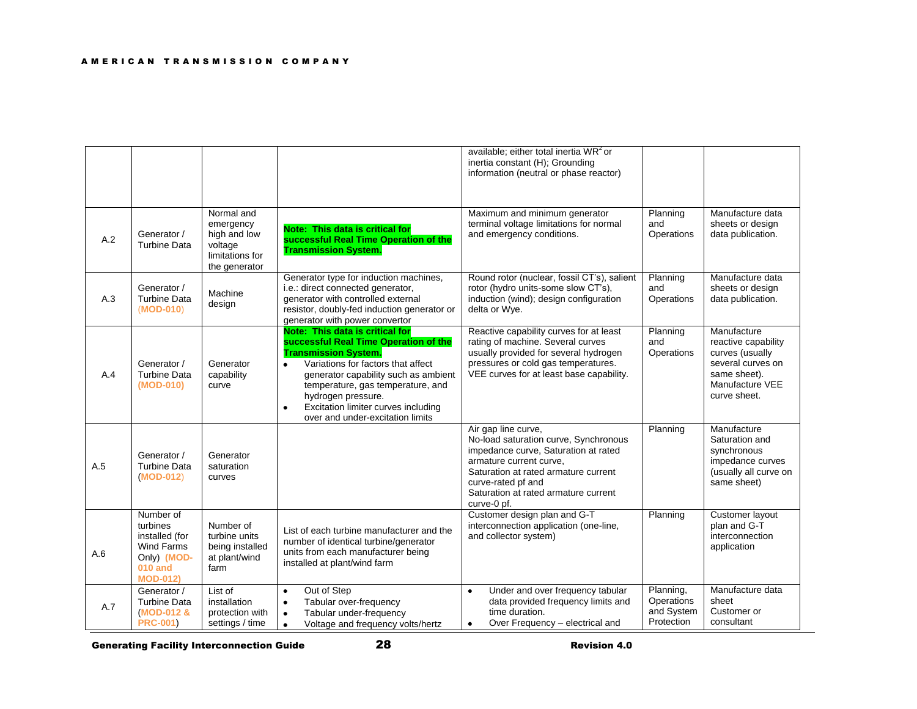| | | | | | | |
|---|---|---|---|---|---|---|
| | | | | available; either total inertia $WR^2$ or inertia constant (H); Grounding information (neutral or phase reactor) | | |
| A.2 | Generator / Turbine Data | Normal and emergency high and low voltage limitations for the generator | **Note: This data is critical for successful Real Time Operation of the Transmission System.** | Maximum and minimum generator terminal voltage limitations for normal and emergency conditions. | Planning and Operations | Manufacture data sheets or design data publication. |
| A.3 | Generator / Turbine Data (**MOD-010**) | Machine design | Generator type for induction machines, i.e.: direct connected generator, generator with controlled external resistor, doubly-fed induction generator or generator with power convertor | Round rotor (nuclear, fossil CT's), salient rotor (hydro units-some slow CT's), induction (wind); design configuration delta or Wye. | Planning and Operations | Manufacture data sheets or design data publication. |
| A.4 | Generator / Turbine Data (**MOD-010**) | Generator capability curve | **Note: This data is critical for successful Real Time Operation of the Transmission System.** <br>• Variations for factors that affect generator capability such as ambient temperature, gas temperature, and hydrogen pressure. <br>• Excitation limiter curves including over and under-excitation limits | Reactive capability curves for at least rating of machine. Several curves usually provided for several hydrogen pressures or cold gas temperatures. VEE curves for at least base capability. | Planning and Operations | Manufacture reactive capability curves (usually several curves on same sheet). Manufacture VEE curve sheet. |
| A.5 | Generator / Turbine Data (**MOD-012**) | Generator saturation curves | | Air gap line curve, No-load saturation curve, Synchronous impedance curve, Saturation at rated armature current curve, Saturation at rated armature current curve-rated pf and Saturation at rated armature current curve-0 pf. | Planning | Manufacture Saturation and synchronous impedance curves (usually all curve on same sheet) |
| A.6 | Number of turbines installed (for Wind Farms Only) (**MOD-010 and MOD-012)** | Number of turbine units being installed at plant/wind farm | List of each turbine manufacturer and the number of identical turbine/generator units from each manufacturer being installed at plant/wind farm | Customer design plan and G-T interconnection application (one-line, and collector system) | Planning | Customer layout plan and G-T interconnection application |
| A.7 | Generator / Turbine Data (**MOD-012 & PRC-001**) | List of installation protection with settings / time | • Out of Step <br>• Tabular over-frequency <br>• Tabular under-frequency <br>• Voltage and frequency volts/hertz | • Under and over frequency tabular data provided frequency limits and time duration. <br>• Over Frequency – electrical and | Planning, Operations and System Protection | Manufacture data sheet Customer or consultant |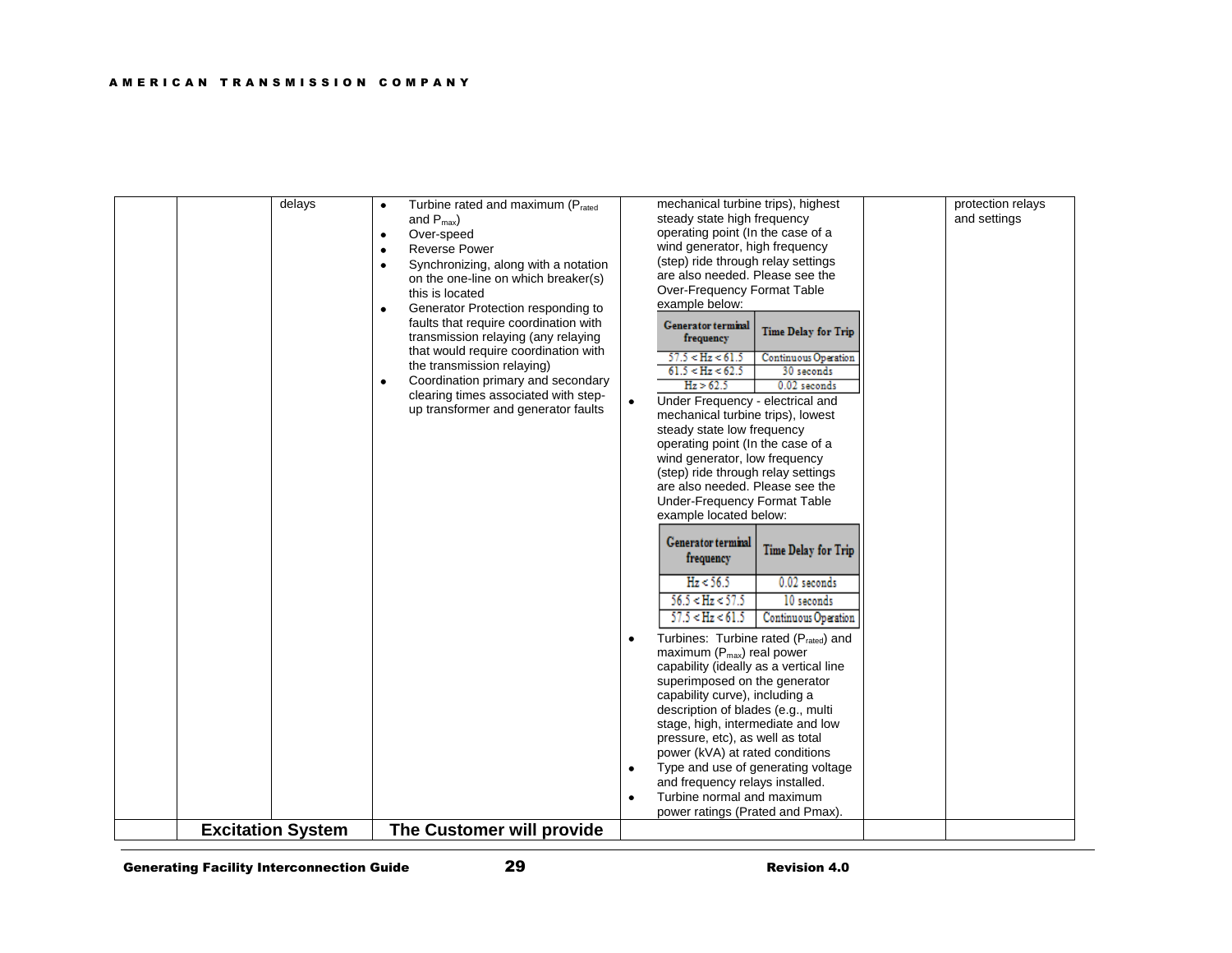| | | | | | |
|---|---|---|---|---|---|
| | delays | • Turbine rated and maximum ($P_{rated}$ and $P_{max}$)<br>• Over-speed<br>• Reverse Power<br>• Synchronizing, along with a notation on the one-line on which breaker(s) this is located<br>• Generator Protection responding to faults that require coordination with transmission relaying (any relaying that would require coordination with the transmission relaying)<br>• Coordination primary and secondary clearing times associated with step-up transformer and generator faults | mechanical turbine trips), highest steady state high frequency operating point (In the case of a wind generator, high frequency (step) ride through relay settings are also needed. Please see the Over-Frequency Format Table example below:<br><br>**Generator terminal frequency** / **Time Delay for Trip**<br>57.5 < Hz < 61.5 / Continuous Operation<br>61.5 < Hz < 62.5 / 30 seconds<br>Hz > 62.5 / 0.02 seconds<br><br>• Under Frequency - electrical and mechanical turbine trips), lowest steady state low frequency operating point (In the case of a wind generator, low frequency (step) ride through relay settings are also needed. Please see the Under-Frequency Format Table example located below:<br><br>**Generator terminal frequency** / **Time Delay for Trip**<br>Hz < 56.5 / 0.02 seconds<br>56.5 < Hz < 57.5 / 10 seconds<br>57.5 < Hz < 61.5 / Continuous Operation<br><br>• Turbines: Turbine rated ($P_{rated}$) and maximum ($P_{max}$) real power capability (ideally as a vertical line superimposed on the generator capability curve), including a description of blades (e.g., multi stage, high, intermediate and low pressure, etc), as well as total power (kVA) at rated conditions<br>• Type and use of generating voltage and frequency relays installed.<br>• Turbine normal and maximum power ratings (Prated and Pmax). | | protection relays and settings |
| | **Excitation System** | **The Customer will provide** | | | |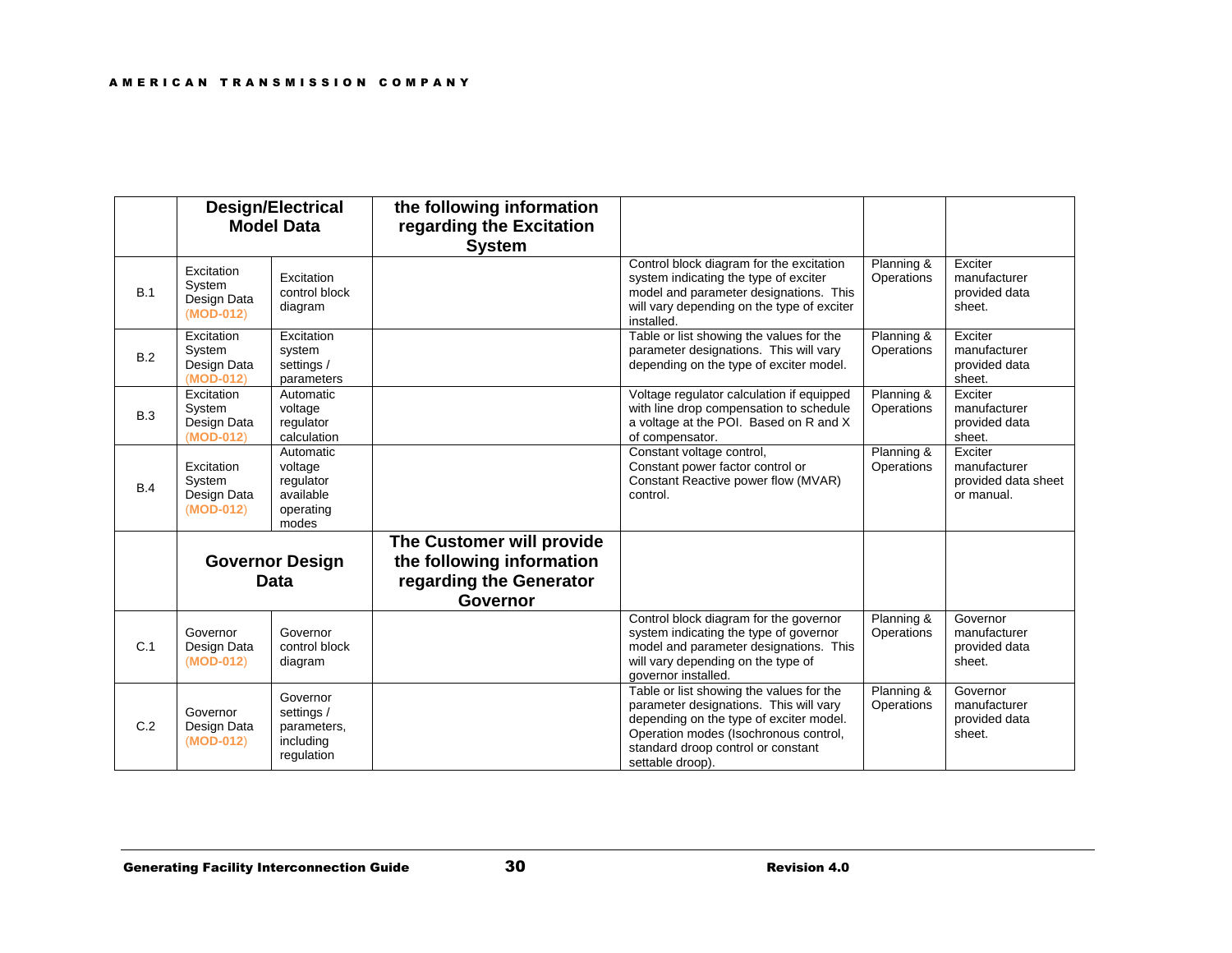| | Design/Electrical Model Data | | the following information regarding the Excitation System | | | |
|---|---|---|---|---|---|---|
| B.1 | Excitation System Design Data (MOD-012) | Excitation control block diagram | | Control block diagram for the excitation system indicating the type of exciter model and parameter designations. This will vary depending on the type of exciter installed. | Planning & Operations | Exciter manufacturer provided data sheet. |
| B.2 | Excitation System Design Data (MOD-012) | Excitation system settings / parameters | | Table or list showing the values for the parameter designations. This will vary depending on the type of exciter model. | Planning & Operations | Exciter manufacturer provided data sheet. |
| B.3 | Excitation System Design Data (MOD-012) | Automatic voltage regulator calculation | | Voltage regulator calculation if equipped with line drop compensation to schedule a voltage at the POI. Based on R and X of compensator. | Planning & Operations | Exciter manufacturer provided data sheet. |
| B.4 | Excitation System Design Data (MOD-012) | Automatic voltage regulator available operating modes | | Constant voltage control,<br>Constant power factor control or<br>Constant Reactive power flow (MVAR) control. | Planning & Operations | Exciter manufacturer provided data sheet or manual. |
| | **Governor Design Data** | | **The Customer will provide the following information regarding the Generator Governor** | | | |
| C.1 | Governor Design Data (MOD-012) | Governor control block diagram | | Control block diagram for the governor system indicating the type of governor model and parameter designations. This will vary depending on the type of governor installed. | Planning & Operations | Governor manufacturer provided data sheet. |
| C.2 | Governor Design Data (MOD-012) | Governor settings / parameters, including regulation | | Table or list showing the values for the parameter designations. This will vary depending on the type of exciter model. Operation modes (Isochronous control, standard droop control or constant settable droop). | Planning & Operations | Governor manufacturer provided data sheet. |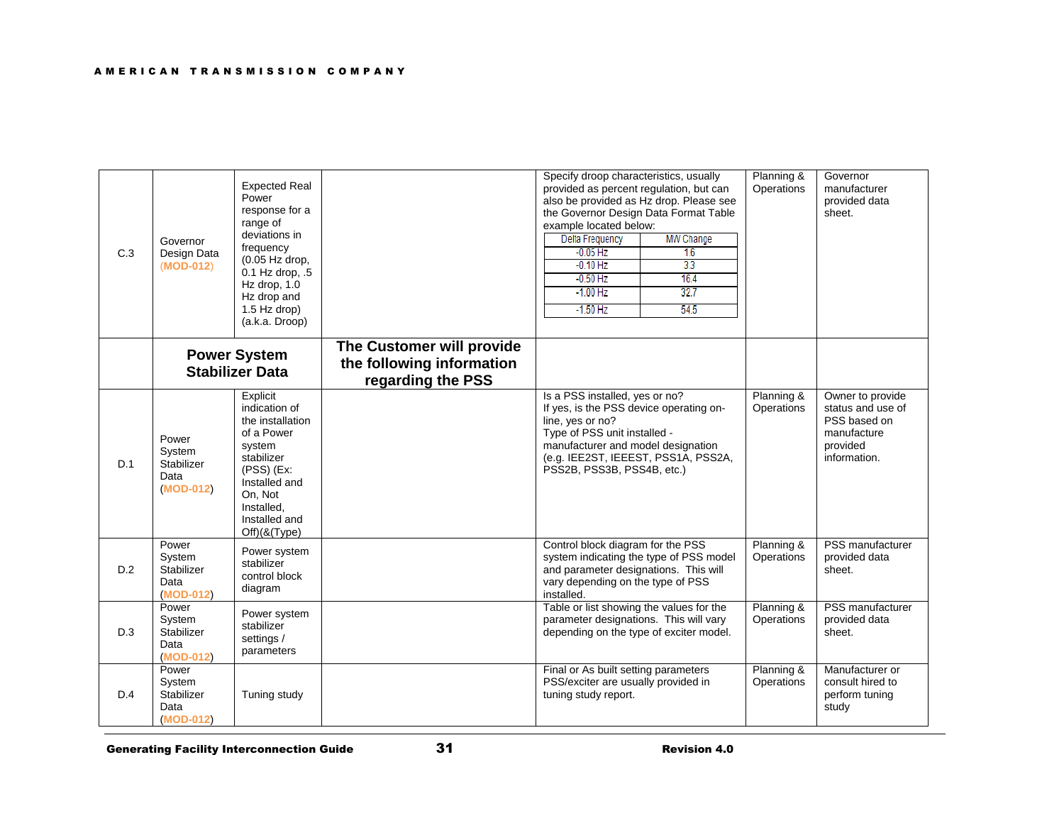| | | | | | | |
|---|---|---|---|---|---|---|
| C.3 | Governor Design Data (MOD-012) | Expected Real Power response for a range of deviations in frequency (0.05 Hz drop, 0.1 Hz drop, .5 Hz drop, 1.0 Hz drop and 1.5 Hz drop) (a.k.a. Droop) | | Specify droop characteristics, usually provided as percent regulation, but can also be provided as Hz drop. Please see the Governor Design Data Format Table example located below:<br><br>Delta Frequency / MW Change<br>-0.05 Hz / 1.6<br>-0.10 Hz / 3.3<br>-0.50 Hz / 16.4<br>-1.00 Hz / 32.7<br>-1.50 Hz / 54.5 | Planning & Operations | Governor manufacturer provided data sheet. |
| | **Power System Stabilizer Data** | | **The Customer will provide the following information regarding the PSS** | | | |
| D.1 | Power System Stabilizer Data (MOD-012) | Explicit indication of the installation of a Power system stabilizer (PSS) (Ex: Installed and On, Not Installed, Installed and Off)(&(Type) | | Is a PSS installed, yes or no?<br>If yes, is the PSS device operating on-line, yes or no?<br>Type of PSS unit installed - manufacturer and model designation (e.g. IEE2ST, IEEEST, PSS1A, PSS2A, PSS2B, PSS3B, PSS4B, etc.) | Planning & Operations | Owner to provide status and use of PSS based on manufacture provided information. |
| D.2 | Power System Stabilizer Data (MOD-012) | Power system stabilizer control block diagram | | Control block diagram for the PSS system indicating the type of PSS model and parameter designations. This will vary depending on the type of PSS installed. | Planning & Operations | PSS manufacturer provided data sheet. |
| D.3 | Power System Stabilizer Data (MOD-012) | Power system stabilizer settings / parameters | | Table or list showing the values for the parameter designations. This will vary depending on the type of exciter model. | Planning & Operations | PSS manufacturer provided data sheet. |
| D.4 | Power System Stabilizer Data (MOD-012) | Tuning study | | Final or As built setting parameters PSS/exciter are usually provided in tuning study report. | Planning & Operations | Manufacturer or consult hired to perform tuning study |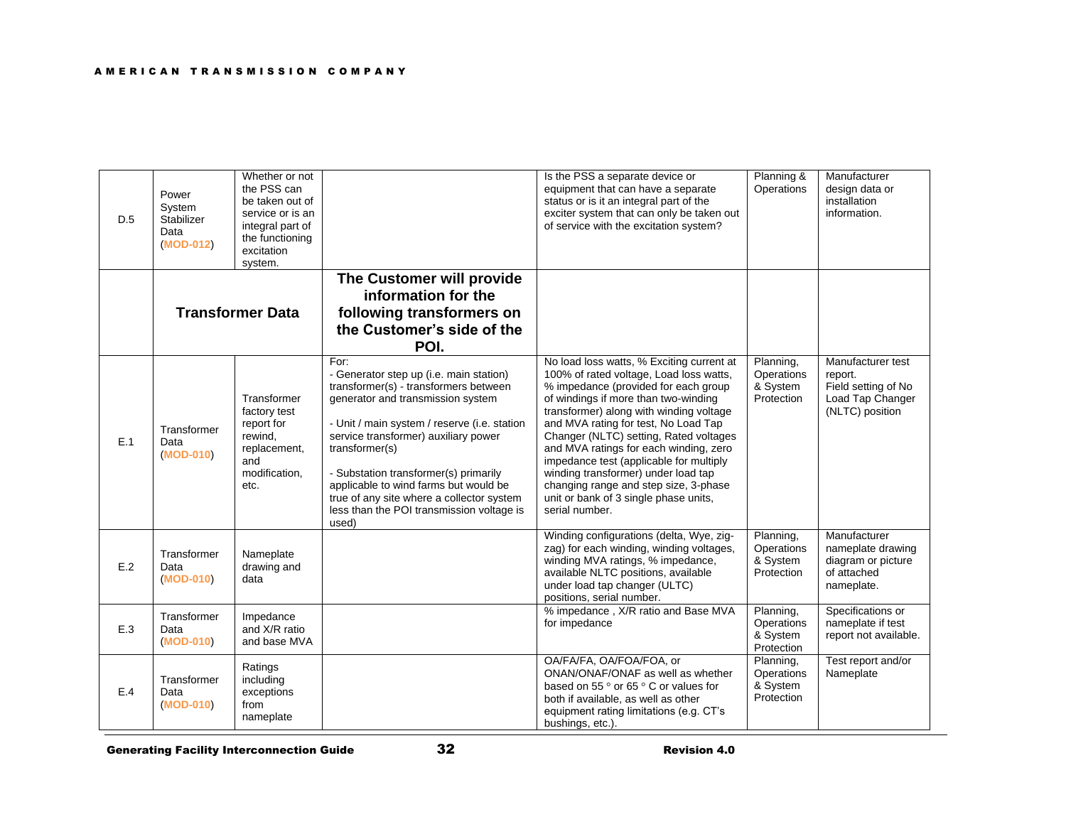| D.5 | Power System Stabilizer Data (MOD-012) | Whether or not the PSS can be taken out of service or is an integral part of the functioning excitation system. | | Is the PSS a separate device or equipment that can have a separate status or is it an integral part of the exciter system that can only be taken out of service with the excitation system? | Planning & Operations | Manufacturer design data or installation information. |
|---|---|---|---|---|---|---|
| | **Transformer Data** | | **The Customer will provide information for the following transformers on the Customer's side of the POI.** | | | |
| E.1 | Transformer Data (MOD-010) | Transformer factory test report for rewind, replacement, and modification, etc. | For:<br>- Generator step up (i.e. main station) transformer(s) - transformers between generator and transmission system<br><br>- Unit / main system / reserve (i.e. station service transformer) auxiliary power transformer(s)<br><br>- Substation transformer(s) primarily applicable to wind farms but would be true of any site where a collector system less than the POI transmission voltage is used) | No load loss watts, % Exciting current at 100% of rated voltage, Load loss watts, % impedance (provided for each group of windings if more than two-winding transformer) along with winding voltage and MVA rating for test, No Load Tap Changer (NLTC) setting, Rated voltages and MVA ratings for each winding, zero impedance test (applicable for multiply winding transformer) under load tap changing range and step size, 3-phase unit or bank of 3 single phase units, serial number. | Planning, Operations & System Protection | Manufacturer test report.<br>Field setting of No Load Tap Changer (NLTC) position |
| E.2 | Transformer Data (MOD-010) | Nameplate drawing and data | | Winding configurations (delta, Wye, zig-zag) for each winding, winding voltages, winding MVA ratings, % impedance, available NLTC positions, available under load tap changer (ULTC) positions, serial number. | Planning, Operations & System Protection | Manufacturer nameplate drawing diagram or picture of attached nameplate. |
| E.3 | Transformer Data (MOD-010) | Impedance and X/R ratio and base MVA | | % impedance , X/R ratio and Base MVA for impedance | Planning, Operations & System Protection | Specifications or nameplate if test report not available. |
| E.4 | Transformer Data (MOD-010) | Ratings including exceptions from nameplate | | OA/FA/FA, OA/FOA/FOA, or ONAN/ONAF/ONAF as well as whether based on 55 ° or 65 ° C or values for both if available, as well as other equipment rating limitations (e.g. CT's bushings, etc.). | Planning, Operations & System Protection | Test report and/or Nameplate |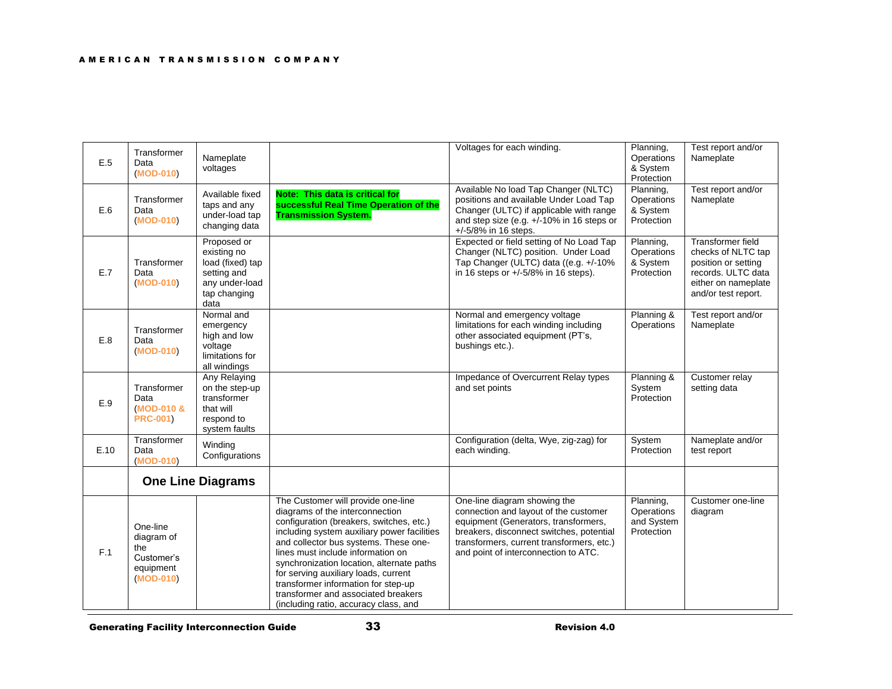| | | | | | | |
|---|---|---|---|---|---|---|
| E.5 | Transformer Data (MOD-010) | Nameplate voltages | | Voltages for each winding. | Planning, Operations & System Protection | Test report and/or Nameplate |
| E.6 | Transformer Data (MOD-010) | Available fixed taps and any under-load tap changing data | **Note: This data is critical for successful Real Time Operation of the Transmission System.** | Available No load Tap Changer (NLTC) positions and available Under Load Tap Changer (ULTC) if applicable with range and step size (e.g. +/-10% in 16 steps or +/-5/8% in 16 steps. | Planning, Operations & System Protection | Test report and/or Nameplate |
| E.7 | Transformer Data (MOD-010) | Proposed or existing no load (fixed) tap setting and any under-load tap changing data | | Expected or field setting of No Load Tap Changer (NLTC) position. Under Load Tap Changer (ULTC) data ((e.g. +/-10% in 16 steps or +/-5/8% in 16 steps). | Planning, Operations & System Protection | Transformer field checks of NLTC tap position or setting records. ULTC data either on nameplate and/or test report. |
| E.8 | Transformer Data (MOD-010) | Normal and emergency high and low voltage limitations for all windings | | Normal and emergency voltage limitations for each winding including other associated equipment (PT's, bushings etc.). | Planning & Operations | Test report and/or Nameplate |
| E.9 | Transformer Data (MOD-010 & PRC-001) | Any Relaying on the step-up transformer that will respond to system faults | | Impedance of Overcurrent Relay types and set points | Planning & System Protection | Customer relay setting data |
| E.10 | Transformer Data (MOD-010) | Winding Configurations | | Configuration (delta, Wye, zig-zag) for each winding. | System Protection | Nameplate and/or test report |
| | **One Line Diagrams** | | | | | |
| F.1 | One-line diagram of the Customer's equipment (MOD-010) | | The Customer will provide one-line diagrams of the interconnection configuration (breakers, switches, etc.) including system auxiliary power facilities and collector bus systems. These one-lines must include information on synchronization location, alternate paths for serving auxiliary loads, current transformer information for step-up transformer and associated breakers (including ratio, accuracy class, and | One-line diagram showing the connection and layout of the customer equipment (Generators, transformers, breakers, disconnect switches, potential transformers, current transformers, etc.) and point of interconnection to ATC. | Planning, Operations and System Protection | Customer one-line diagram |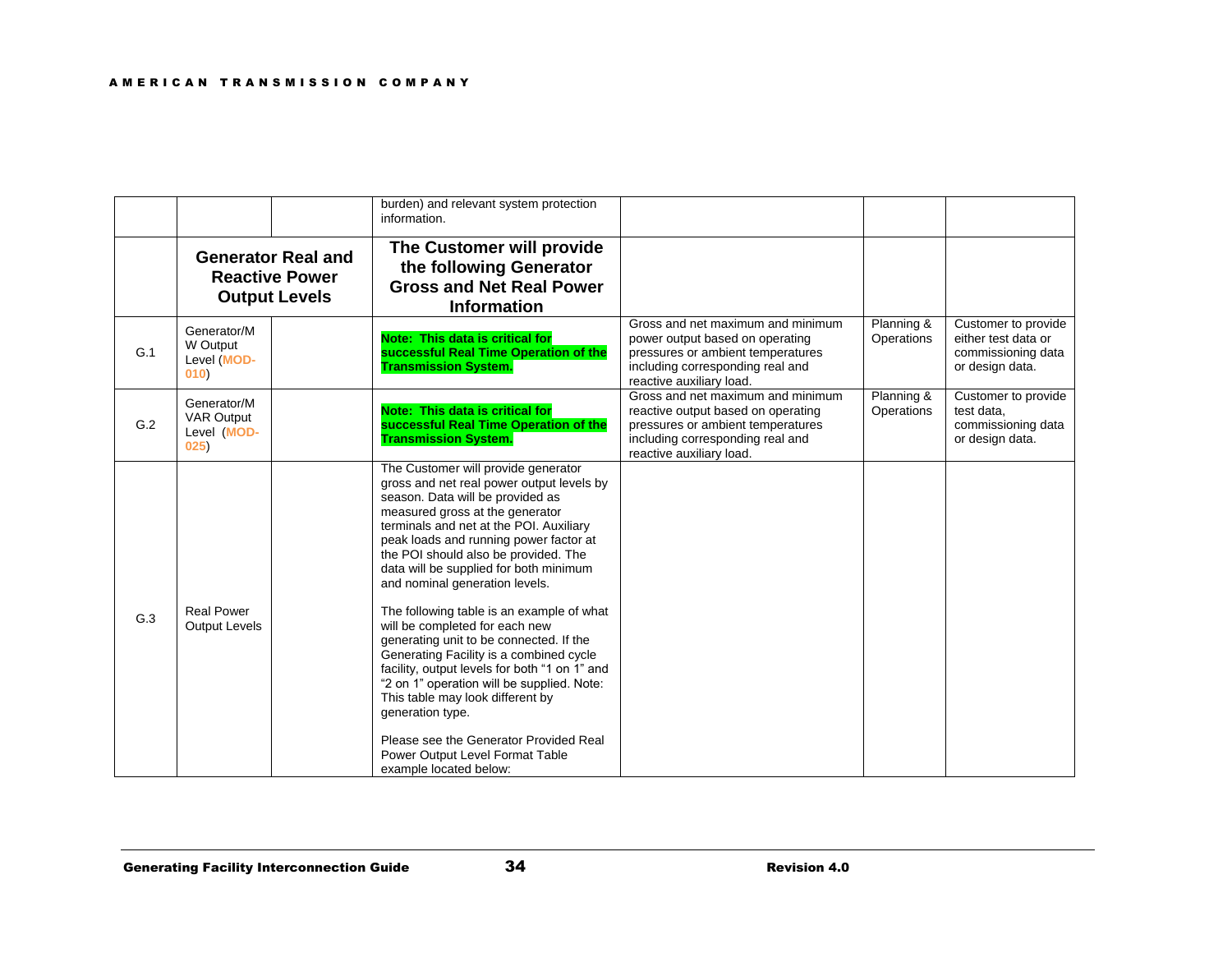|  |  |  | burden) and relevant system protection information. |  |  |  |
|---|---|---|---|---|---|---|
|  | **Generator Real and Reactive Power Output Levels** |  | **The Customer will provide the following Generator Gross and Net Real Power Information** |  |  |  |
| G.1 | Generator/MW Output Level (MOD-010) |  | **Note: This data is critical for successful Real Time Operation of the Transmission System.** | Gross and net maximum and minimum power output based on operating pressures or ambient temperatures including corresponding real and reactive auxiliary load. | Planning & Operations | Customer to provide either test data or commissioning data or design data. |
| G.2 | Generator/MVAR Output Level (MOD-025) |  | **Note: This data is critical for successful Real Time Operation of the Transmission System.** | Gross and net maximum and minimum reactive output based on operating pressures or ambient temperatures including corresponding real and reactive auxiliary load. | Planning & Operations | Customer to provide test data, commissioning data or design data. |
| G.3 | Real Power Output Levels |  | The Customer will provide generator gross and net real power output levels by season. Data will be provided as measured gross at the generator terminals and net at the POI. Auxiliary peak loads and running power factor at the POI should also be provided. The data will be supplied for both minimum and nominal generation levels.<br><br>The following table is an example of what will be completed for each new generating unit to be connected. If the Generating Facility is a combined cycle facility, output levels for both "1 on 1" and "2 on 1" operation will be supplied. Note: This table may look different by generation type.<br><br>Please see the Generator Provided Real Power Output Level Format Table example located below: |  |  |  |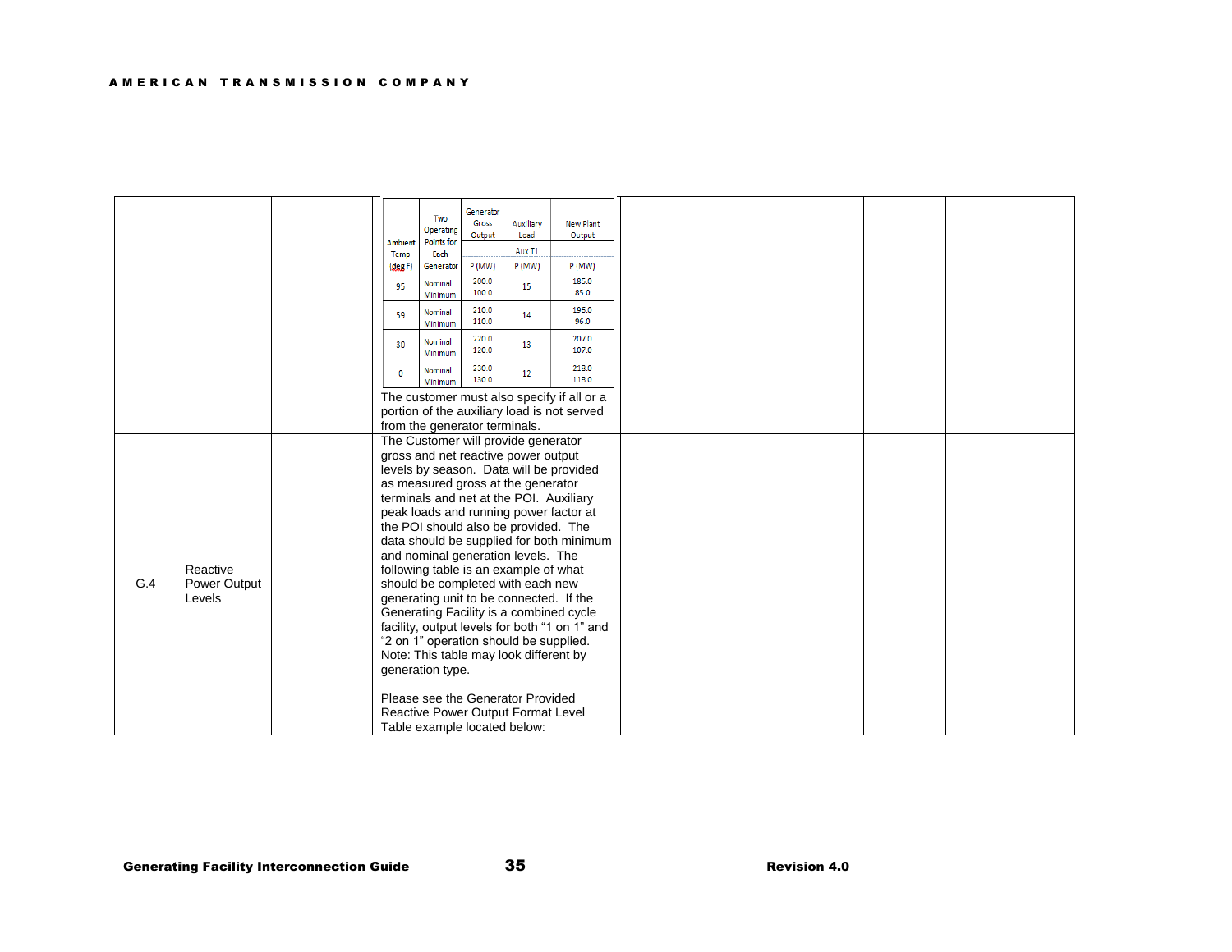| | | | | | | |
|---|---|---|---|---|---|---|
| | | | (embedded table below) The customer must also specify if all or a portion of the auxiliary load is not served from the generator terminals. | | | |
| G.4 | Reactive Power Output Levels | | The Customer will provide generator gross and net reactive power output levels by season. Data will be provided as measured gross at the generator terminals and net at the POI. Auxiliary peak loads and running power factor at the POI should also be provided. The data should be supplied for both minimum and nominal generation levels. The following table is an example of what should be completed with each new generating unit to be connected. If the Generating Facility is a combined cycle facility, output levels for both "1 on 1" and "2 on 1" operation should be supplied. Note: This table may look different by generation type.<br><br>Please see the Generator Provided Reactive Power Output Format Level Table example located below: | | | |

Embedded table (first row):

| Ambient Temp (deg F) | Two Operating Points for Each Generator | Generator Gross Output | Auxiliary Load | New Plant Output |
|---|---|---|---|---|
| | | | Aux T1 | |
| | | P (MW) | P (MW) | P (MW) |
| 95 | Nominal<br>Minimum | 200.0<br>100.0 | 15 | 185.0<br>85.0 |
| 59 | Nominal<br>Minimum | 210.0<br>110.0 | 14 | 196.0<br>96.0 |
| 30 | Nominal<br>Minimum | 220.0<br>120.0 | 13 | 207.0<br>107.0 |
| 0 | Nominal<br>Minimum | 230.0<br>130.0 | 12 | 218.0<br>118.0 |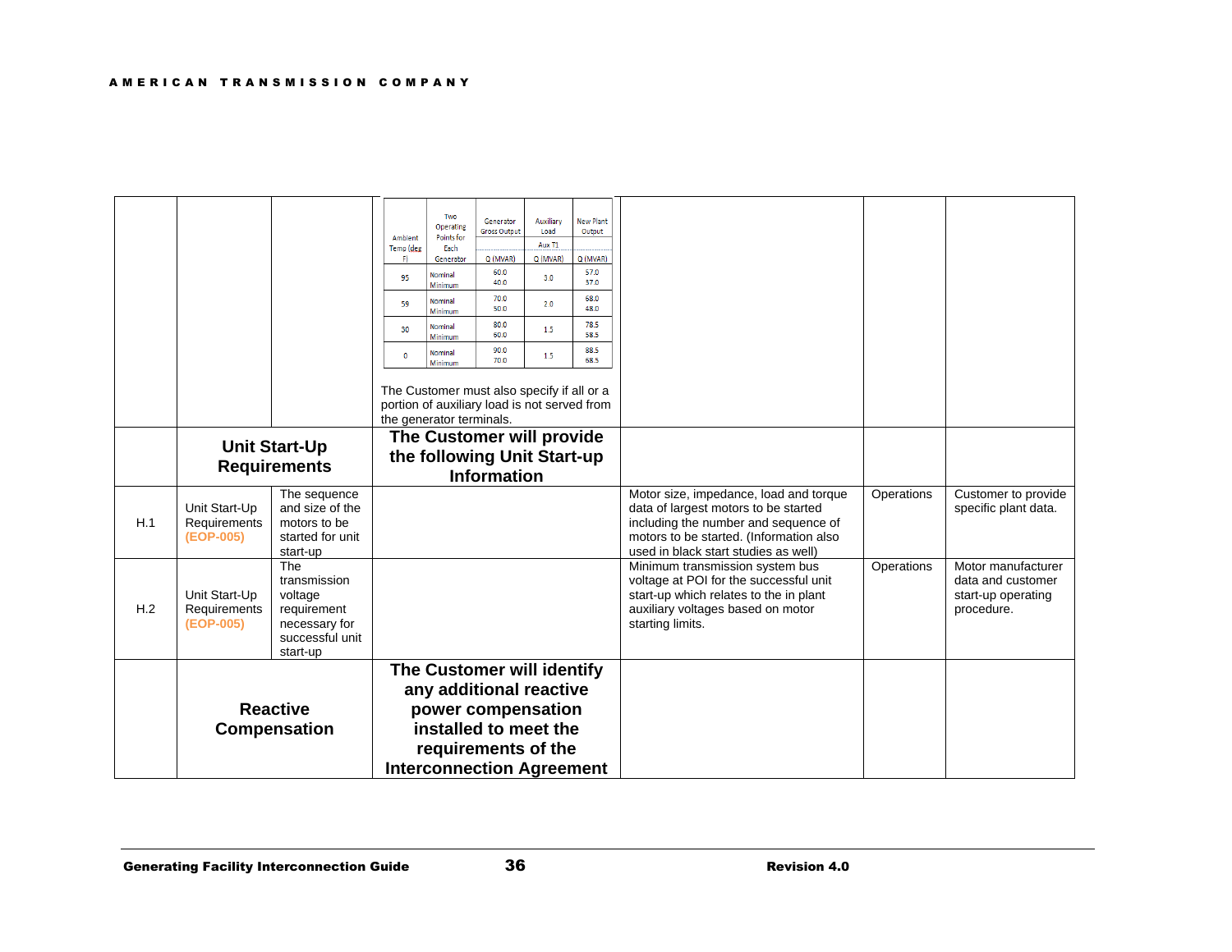| | | | | | | |
|---|---|---|---|---|---|---|
| | | | (see embedded table below) The Customer must also specify if all or a portion of auxiliary load is not served from the generator terminals. | | | |
| | **Unit Start-Up Requirements** | | **The Customer will provide the following Unit Start-up Information** | | | |
| H.1 | Unit Start-Up Requirements (EOP-005) | The sequence and size of the motors to be started for unit start-up | | Motor size, impedance, load and torque data of largest motors to be started including the number and sequence of motors to be started. (Information also used in black start studies as well) | Operations | Customer to provide specific plant data. |
| H.2 | Unit Start-Up Requirements (EOP-005) | The transmission voltage requirement necessary for successful unit start-up | | Minimum transmission system bus voltage at POI for the successful unit start-up which relates to the in plant auxiliary voltages based on motor starting limits. | Operations | Motor manufacturer data and customer start-up operating procedure. |
| | **Reactive Compensation** | | **The Customer will identify any additional reactive power compensation installed to meet the requirements of the Interconnection Agreement** | | | |

| Ambient Temp (deg F) | Two Operating Points for Each Generator | Generator Gross Output | Auxiliary Load | New Plant Output |
|---|---|---|---|---|
| | | | Aux T1 | |
| | | Q (MVAR) | Q (MVAR) | Q (MVAR) |
| 95 | Nominal<br>Minimum | 60.0<br>40.0 | 3.0 | 57.0<br>37.0 |
| 59 | Nominal<br>Minimum | 70.0<br>50.0 | 2.0 | 68.0<br>48.0 |
| 30 | Nominal<br>Minimum | 80.0<br>60.0 | 1.5 | 78.5<br>58.5 |
| 0 | Nominal<br>Minimum | 90.0<br>70.0 | 1.5 | 88.5<br>68.5 |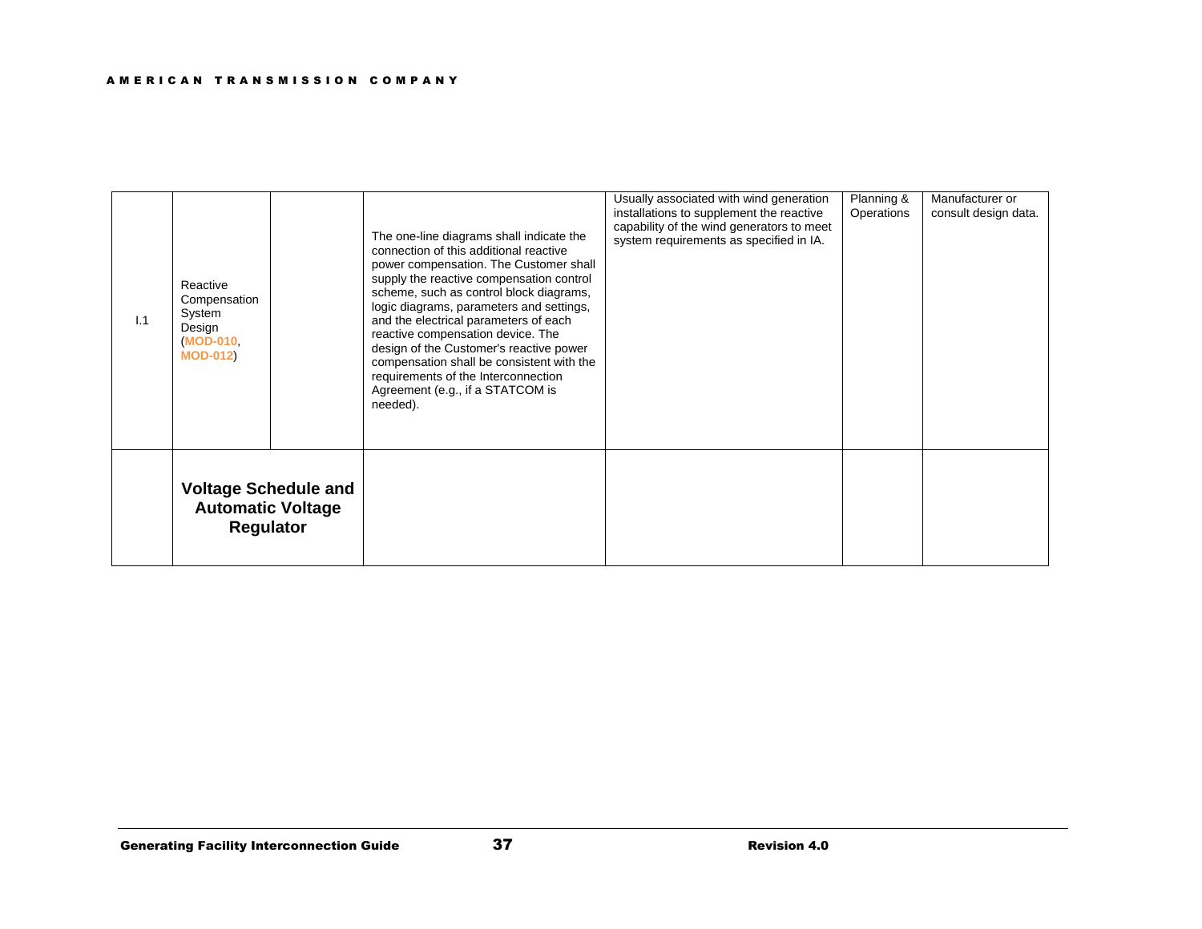| | | | | | | |
|---|---|---|---|---|---|---|
| I.1 | Reactive Compensation System Design (**MOD-010**, **MOD-012**) | | The one-line diagrams shall indicate the connection of this additional reactive power compensation. The Customer shall supply the reactive compensation control scheme, such as control block diagrams, logic diagrams, parameters and settings, and the electrical parameters of each reactive compensation device. The design of the Customer's reactive power compensation shall be consistent with the requirements of the Interconnection Agreement (e.g., if a STATCOM is needed). | Usually associated with wind generation installations to supplement the reactive capability of the wind generators to meet system requirements as specified in IA. | Planning & Operations | Manufacturer or consult design data. |
| | **Voltage Schedule and Automatic Voltage Regulator** | | | | | |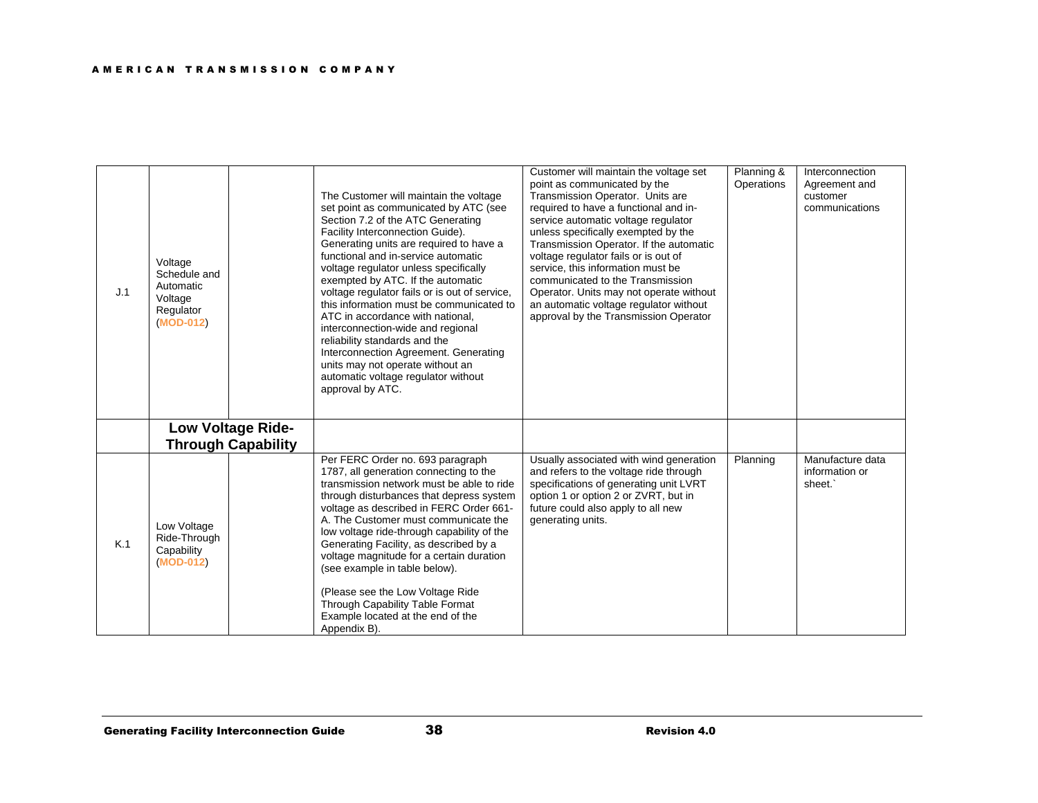| | | | | | | |
|---|---|---|---|---|---|---|
| J.1 | Voltage Schedule and Automatic Voltage Regulator (MOD-012) | | The Customer will maintain the voltage set point as communicated by ATC (see Section 7.2 of the ATC Generating Facility Interconnection Guide). Generating units are required to have a functional and in-service automatic voltage regulator unless specifically exempted by ATC. If the automatic voltage regulator fails or is out of service, this information must be communicated to ATC in accordance with national, interconnection-wide and regional reliability standards and the Interconnection Agreement. Generating units may not operate without an automatic voltage regulator without approval by ATC. | Customer will maintain the voltage set point as communicated by the Transmission Operator. Units are required to have a functional and in-service automatic voltage regulator unless specifically exempted by the Transmission Operator. If the automatic voltage regulator fails or is out of service, this information must be communicated to the Transmission Operator. Units may not operate without an automatic voltage regulator without approval by the Transmission Operator | Planning & Operations | Interconnection Agreement and customer communications |
| | **Low Voltage Ride-Through Capability** | | | | | |
| K.1 | Low Voltage Ride-Through Capability (MOD-012) | | Per FERC Order no. 693 paragraph 1787, all generation connecting to the transmission network must be able to ride through disturbances that depress system voltage as described in FERC Order 661-A. The Customer must communicate the low voltage ride-through capability of the Generating Facility, as described by a voltage magnitude for a certain duration (see example in table below).<br><br>(Please see the Low Voltage Ride Through Capability Table Format Example located at the end of the Appendix B). | Usually associated with wind generation and refers to the voltage ride through specifications of generating unit LVRT option 1 or option 2 or ZVRT, but in future could also apply to all new generating units. | Planning | Manufacture data information or sheet.` |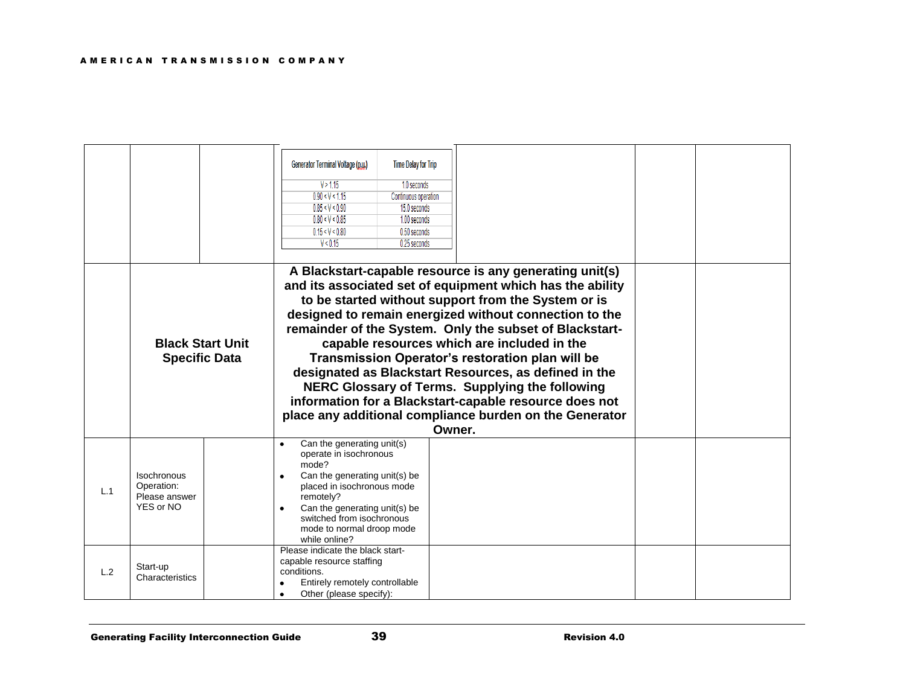| | | | | | |
|---|---|---|---|---|---|
| | | | <table><tr><th>Generator Terminal Voltage (p.u.)</th><th>Time Delay for Trip</th></tr><tr><td>V > 1.15</td><td>1.0 seconds</td></tr><tr><td>0.90 < V < 1.15</td><td>Continuous operation</td></tr><tr><td>0.85 < V < 0.90</td><td>15.0 seconds</td></tr><tr><td>0.80 < V < 0.85</td><td>1.00 seconds</td></tr><tr><td>0.15 < V < 0.80</td><td>0.50 seconds</td></tr><tr><td>V < 0.15</td><td>0.25 seconds</td></tr></table> | | |
| | **Black Start Unit Specific Data** | | **A Blackstart-capable resource is any generating unit(s) and its associated set of equipment which has the ability to be started without support from the System or is designed to remain energized without connection to the remainder of the System. Only the subset of Blackstart-capable resources which are included in the Transmission Operator's restoration plan will be designated as Blackstart Resources, as defined in the NERC Glossary of Terms. Supplying the following information for a Blackstart-capable resource does not place any additional compliance burden on the Generator Owner.** | | |
| L.1 | Isochronous Operation: Please answer YES or NO | | • Can the generating unit(s) operate in isochronous mode?<br>• Can the generating unit(s) be placed in isochronous mode remotely?<br>• Can the generating unit(s) be switched from isochronous mode to normal droop mode while online? | | |
| L.2 | Start-up Characteristics | | Please indicate the black start-capable resource staffing conditions.<br>• Entirely remotely controllable<br>• Other (please specify): | | |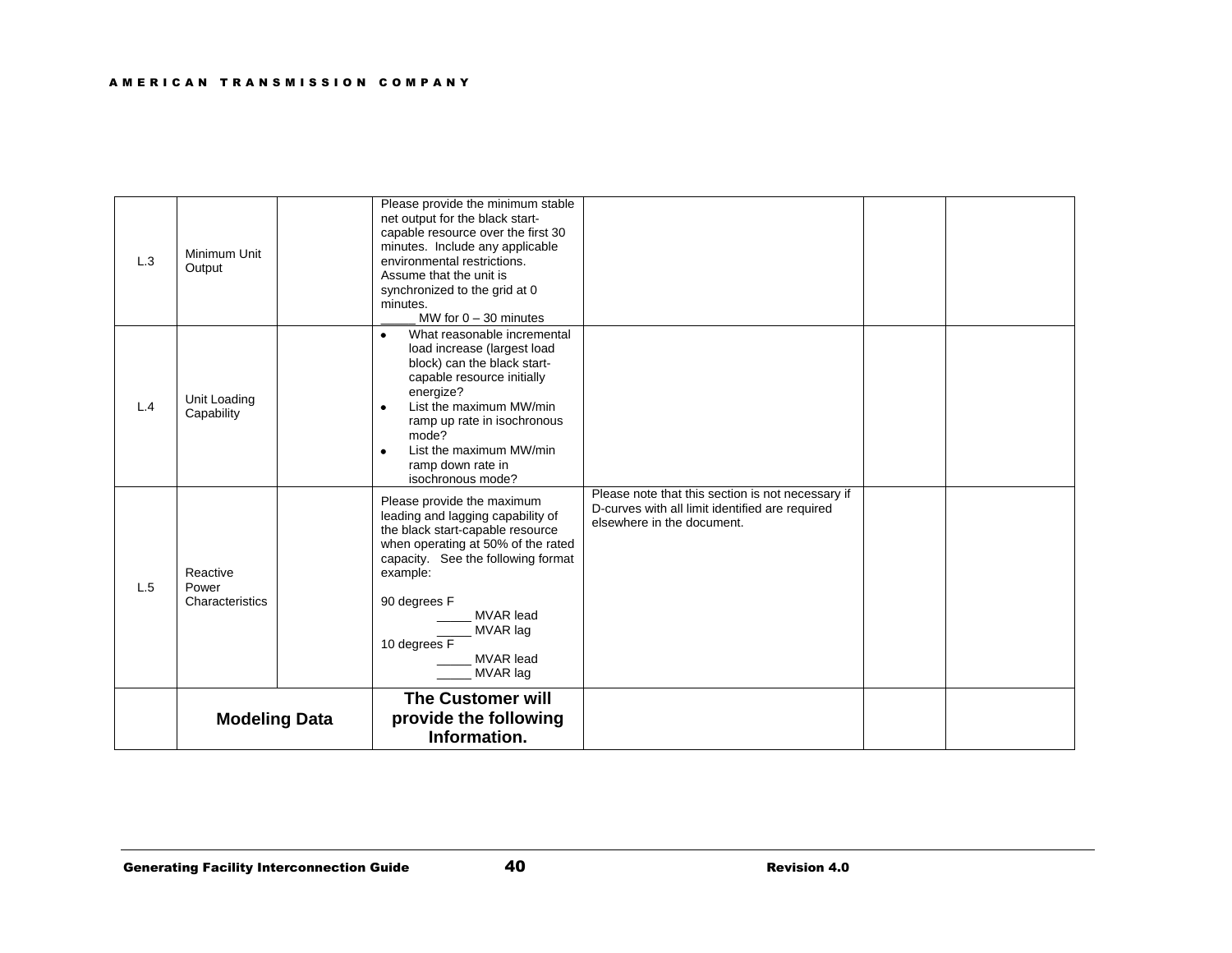| | | | | | | |
|---|---|---|---|---|---|---|
| L.3 | Minimum Unit Output | | Please provide the minimum stable net output for the black start-capable resource over the first 30 minutes. Include any applicable environmental restrictions. Assume that the unit is synchronized to the grid at 0 minutes.<br>_____ MW for 0 – 30 minutes | | | |
| L.4 | Unit Loading Capability | | • What reasonable incremental load increase (largest load block) can the black start-capable resource initially energize?<br>• List the maximum MW/min ramp up rate in isochronous mode?<br>• List the maximum MW/min ramp down rate in isochronous mode? | | | |
| L.5 | Reactive Power Characteristics | | Please provide the maximum leading and lagging capability of the black start-capable resource when operating at 50% of the rated capacity. See the following format example:<br><br>90 degrees F<br>_____ MVAR lead<br>_____ MVAR lag<br>10 degrees F<br>_____ MVAR lead<br>_____ MVAR lag | Please note that this section is not necessary if D-curves with all limit identified are required elsewhere in the document. | | |
| | **Modeling Data** | | **The Customer will provide the following Information.** | | | |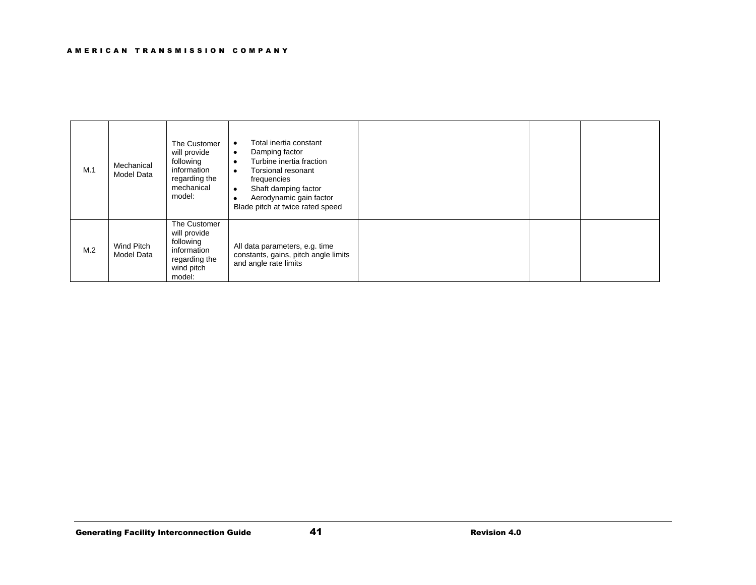| | | | | | | |
|---|---|---|---|---|---|---|
| M.1 | Mechanical Model Data | The Customer will provide following information regarding the mechanical model: | • Total inertia constant<br>• Damping factor<br>• Turbine inertia fraction<br>• Torsional resonant frequencies<br>• Shaft damping factor<br>• Aerodynamic gain factor<br>Blade pitch at twice rated speed | | | |
| M.2 | Wind Pitch Model Data | The Customer will provide following information regarding the wind pitch model: | All data parameters, e.g. time constants, gains, pitch angle limits and angle rate limits | | | |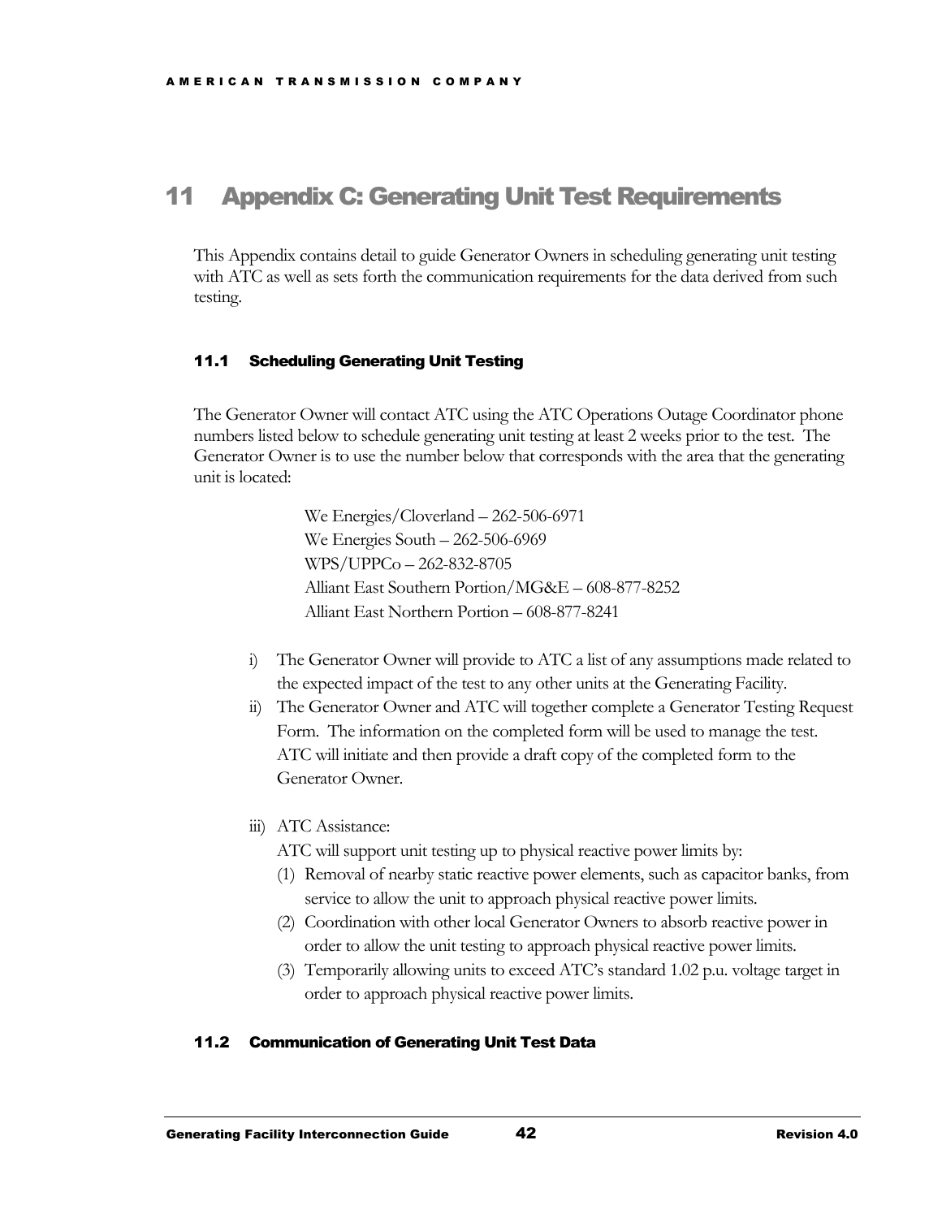# 11 Appendix C: Generating Unit Test Requirements

This Appendix contains detail to guide Generator Owners in scheduling generating unit testing with ATC as well as sets forth the communication requirements for the data derived from such testing.

## 11.1 Scheduling Generating Unit Testing

The Generator Owner will contact ATC using the ATC Operations Outage Coordinator phone numbers listed below to schedule generating unit testing at least 2 weeks prior to the test. The Generator Owner is to use the number below that corresponds with the area that the generating unit is located:

We Energies/Cloverland – 262-506-6971
We Energies South – 262-506-6969
WPS/UPPCo – 262-832-8705
Alliant East Southern Portion/MG&E – 608-877-8252
Alliant East Northern Portion – 608-877-8241

i) The Generator Owner will provide to ATC a list of any assumptions made related to the expected impact of the test to any other units at the Generating Facility.
ii) The Generator Owner and ATC will together complete a Generator Testing Request Form. The information on the completed form will be used to manage the test. ATC will initiate and then provide a draft copy of the completed form to the Generator Owner.
iii) ATC Assistance:
ATC will support unit testing up to physical reactive power limits by:
   (1) Removal of nearby static reactive power elements, such as capacitor banks, from service to allow the unit to approach physical reactive power limits.
   (2) Coordination with other local Generator Owners to absorb reactive power in order to allow the unit testing to approach physical reactive power limits.
   (3) Temporarily allowing units to exceed ATC's standard 1.02 p.u. voltage target in order to approach physical reactive power limits.

## 11.2 Communication of Generating Unit Test Data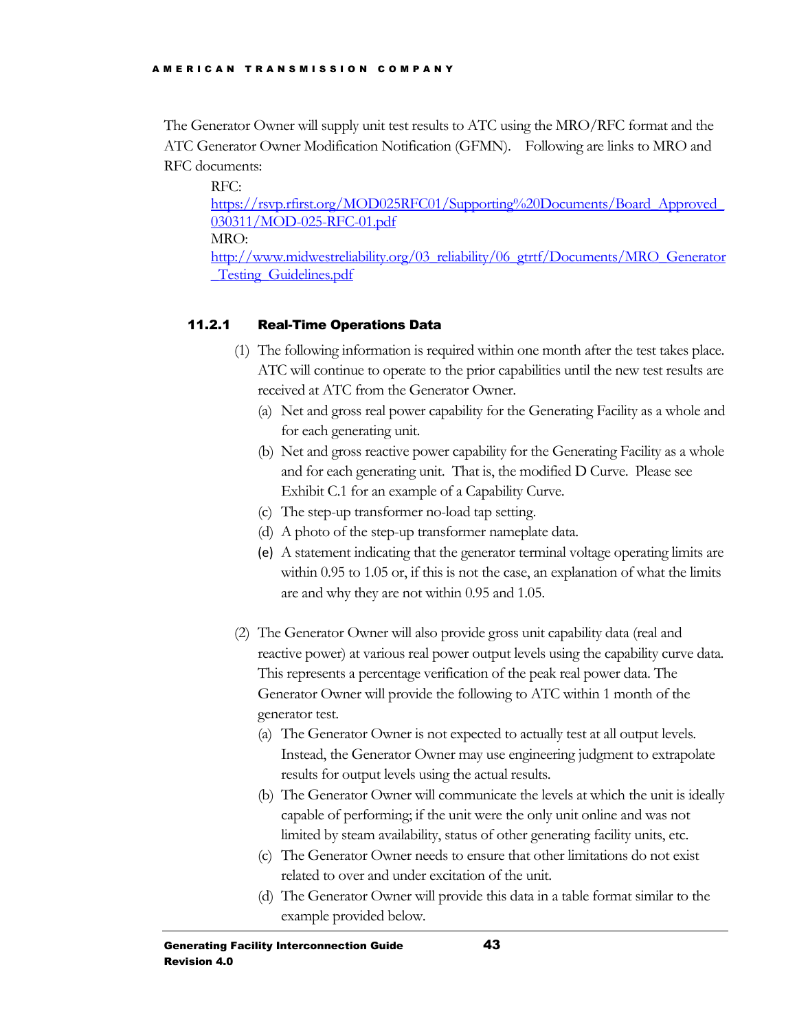The Generator Owner will supply unit test results to ATC using the MRO/RFC format and the ATC Generator Owner Modification Notification (GFMN). Following are links to MRO and RFC documents:

RFC:
[https://rsvp.rfirst.org/MOD025RFC01/Supporting%20Documents/Board_Approved_030311/MOD-025-RFC-01.pdf](https://rsvp.rfirst.org/MOD025RFC01/Supporting%20Documents/Board_Approved_030311/MOD-025-RFC-01.pdf)
MRO:
[http://www.midwestreliability.org/03_reliability/06_gtrtf/Documents/MRO_Generator_Testing_Guidelines.pdf](http://www.midwestreliability.org/03_reliability/06_gtrtf/Documents/MRO_Generator_Testing_Guidelines.pdf)

### 11.2.1 Real-Time Operations Data

(1) The following information is required within one month after the test takes place. ATC will continue to operate to the prior capabilities until the new test results are received at ATC from the Generator Owner.

 (a) Net and gross real power capability for the Generating Facility as a whole and for each generating unit.

 (b) Net and gross reactive power capability for the Generating Facility as a whole and for each generating unit. That is, the modified D Curve. Please see Exhibit C.1 for an example of a Capability Curve.

 (c) The step-up transformer no-load tap setting.

 (d) A photo of the step-up transformer nameplate data.

 (e) A statement indicating that the generator terminal voltage operating limits are within 0.95 to 1.05 or, if this is not the case, an explanation of what the limits are and why they are not within 0.95 and 1.05.

(2) The Generator Owner will also provide gross unit capability data (real and reactive power) at various real power output levels using the capability curve data. This represents a percentage verification of the peak real power data. The Generator Owner will provide the following to ATC within 1 month of the generator test.

 (a) The Generator Owner is not expected to actually test at all output levels. Instead, the Generator Owner may use engineering judgment to extrapolate results for output levels using the actual results.

 (b) The Generator Owner will communicate the levels at which the unit is ideally capable of performing; if the unit were the only unit online and was not limited by steam availability, status of other generating facility units, etc.

 (c) The Generator Owner needs to ensure that other limitations do not exist related to over and under excitation of the unit.

 (d) The Generator Owner will provide this data in a table format similar to the example provided below.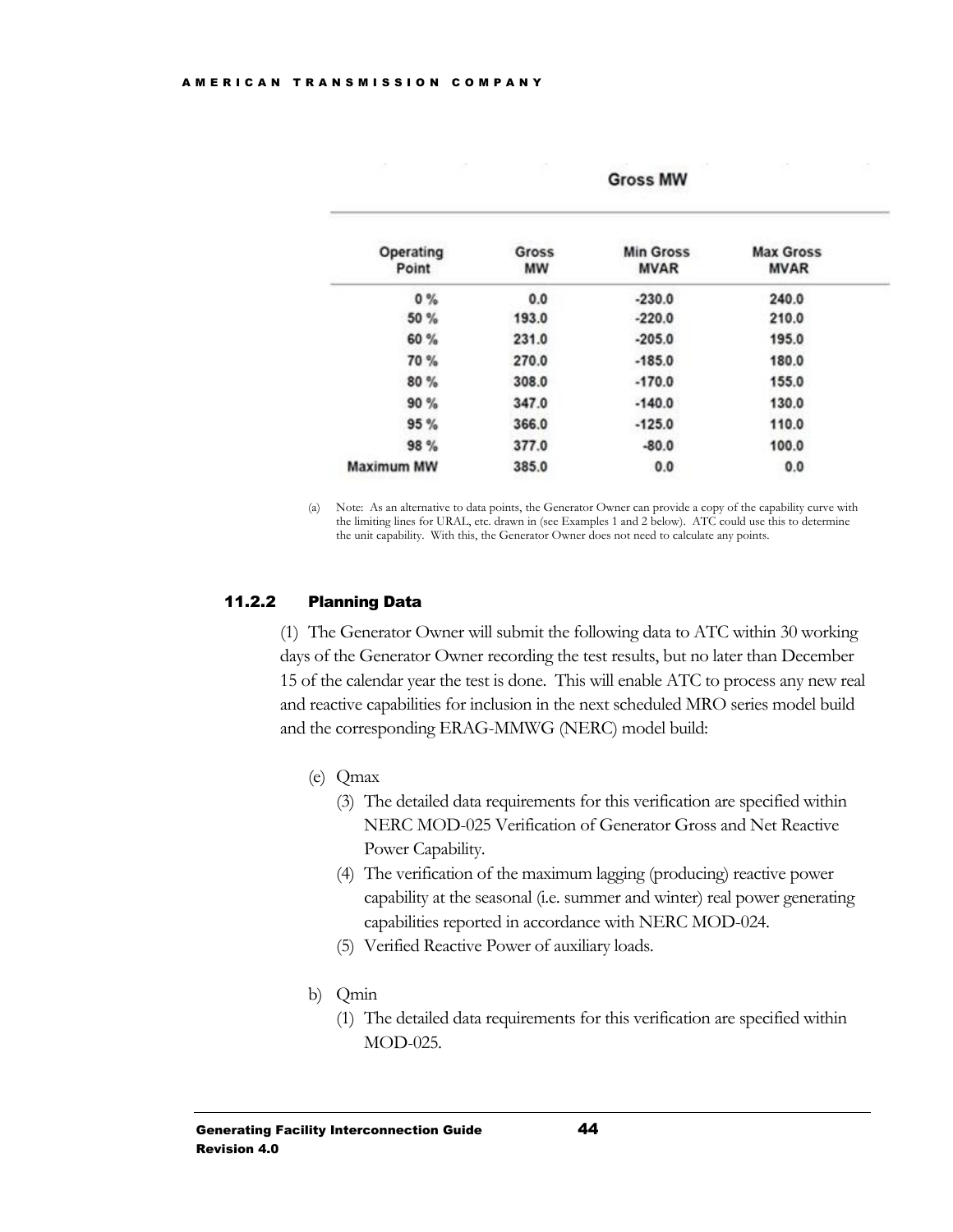Gross MW

| Operating Point | Gross MW | Min Gross MVAR | Max Gross MVAR |
|---|---|---|---|
| 0 % | 0.0 | -230.0 | 240.0 |
| 50 % | 193.0 | -220.0 | 210.0 |
| 60 % | 231.0 | -205.0 | 195.0 |
| 70 % | 270.0 | -185.0 | 180.0 |
| 80 % | 308.0 | -170.0 | 155.0 |
| 90 % | 347.0 | -140.0 | 130.0 |
| 95 % | 366.0 | -125.0 | 110.0 |
| 98 % | 377.0 | -80.0 | 100.0 |
| Maximum MW | 385.0 | 0.0 | 0.0 |

(a) Note: As an alternative to data points, the Generator Owner can provide a copy of the capability curve with the limiting lines for URAL, etc. drawn in (see Examples 1 and 2 below). ATC could use this to determine the unit capability. With this, the Generator Owner does not need to calculate any points.

### 11.2.2 Planning Data

(1) The Generator Owner will submit the following data to ATC within 30 working days of the Generator Owner recording the test results, but no later than December 15 of the calendar year the test is done. This will enable ATC to process any new real and reactive capabilities for inclusion in the next scheduled MRO series model build and the corresponding ERAG-MMWG (NERC) model build:

(e) Qmax

(3) The detailed data requirements for this verification are specified within NERC MOD-025 Verification of Generator Gross and Net Reactive Power Capability.

(4) The verification of the maximum lagging (producing) reactive power capability at the seasonal (i.e. summer and winter) real power generating capabilities reported in accordance with NERC MOD-024.

(5) Verified Reactive Power of auxiliary loads.

b) Qmin

(1) The detailed data requirements for this verification are specified within MOD-025.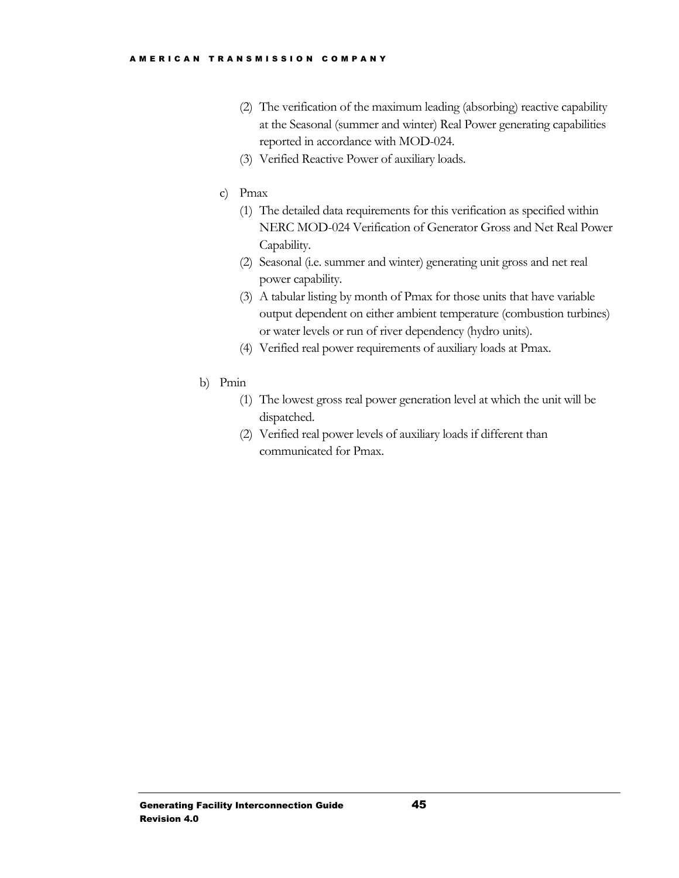(2) The verification of the maximum leading (absorbing) reactive capability at the Seasonal (summer and winter) Real Power generating capabilities reported in accordance with MOD-024.

(3) Verified Reactive Power of auxiliary loads.

c) Pmax

(1) The detailed data requirements for this verification as specified within NERC MOD-024 Verification of Generator Gross and Net Real Power Capability.

(2) Seasonal (i.e. summer and winter) generating unit gross and net real power capability.

(3) A tabular listing by month of Pmax for those units that have variable output dependent on either ambient temperature (combustion turbines) or water levels or run of river dependency (hydro units).

(4) Verified real power requirements of auxiliary loads at Pmax.

b) Pmin

(1) The lowest gross real power generation level at which the unit will be dispatched.

(2) Verified real power levels of auxiliary loads if different than communicated for Pmax.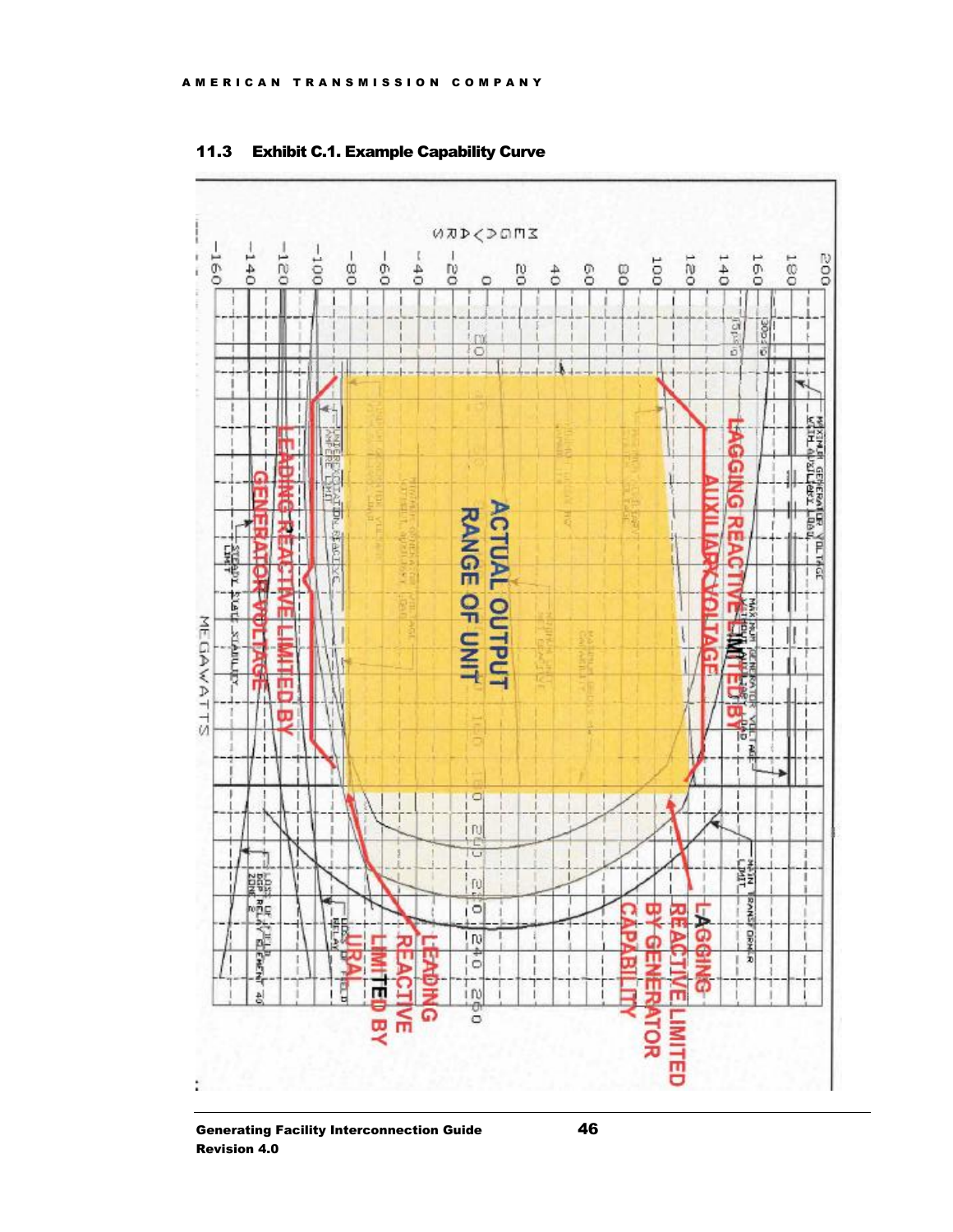## 11.3 Exhibit C.1. Example Capability Curve

MEGAVARS

200
180
160
140
120
100
80
60
40
20
0
-20
-40
-60
-80
-100
-120
-140
-160

MEGAWATTS

20
40
60
80
100
120
140
160
180
200
220
240
260

ACTUAL OUTPUT RANGE OF UNIT

LAGGING REACTIVE LIMITED BY AUXILIARY VOLTAGE

LAGGING REACTIVE LIMITED BY GENERATOR CAPABILITY

LEADING REACTIVE LIMITED BY GENERATOR VOLTAGE

LEADING REACTIVE LIMITED BY URAL

MAXIMUM GENERATOR VOLTAGE WITH AUXILIARY LOAD

MAXIMUM GENERATOR VOLTAGE

MAIN TRANSFORMER LIMIT

UNDEREXCITATION REACTIVE AMPERE LIMIT

STEADY STATE STABILITY LIMIT

LOSS OF FIELD RELAY

LOSS OF FIELD RELAY ELEMENT 40

MAXIMUM GROSS MW CAPABILITY

MINIMUM UNIT NET REACTIVE